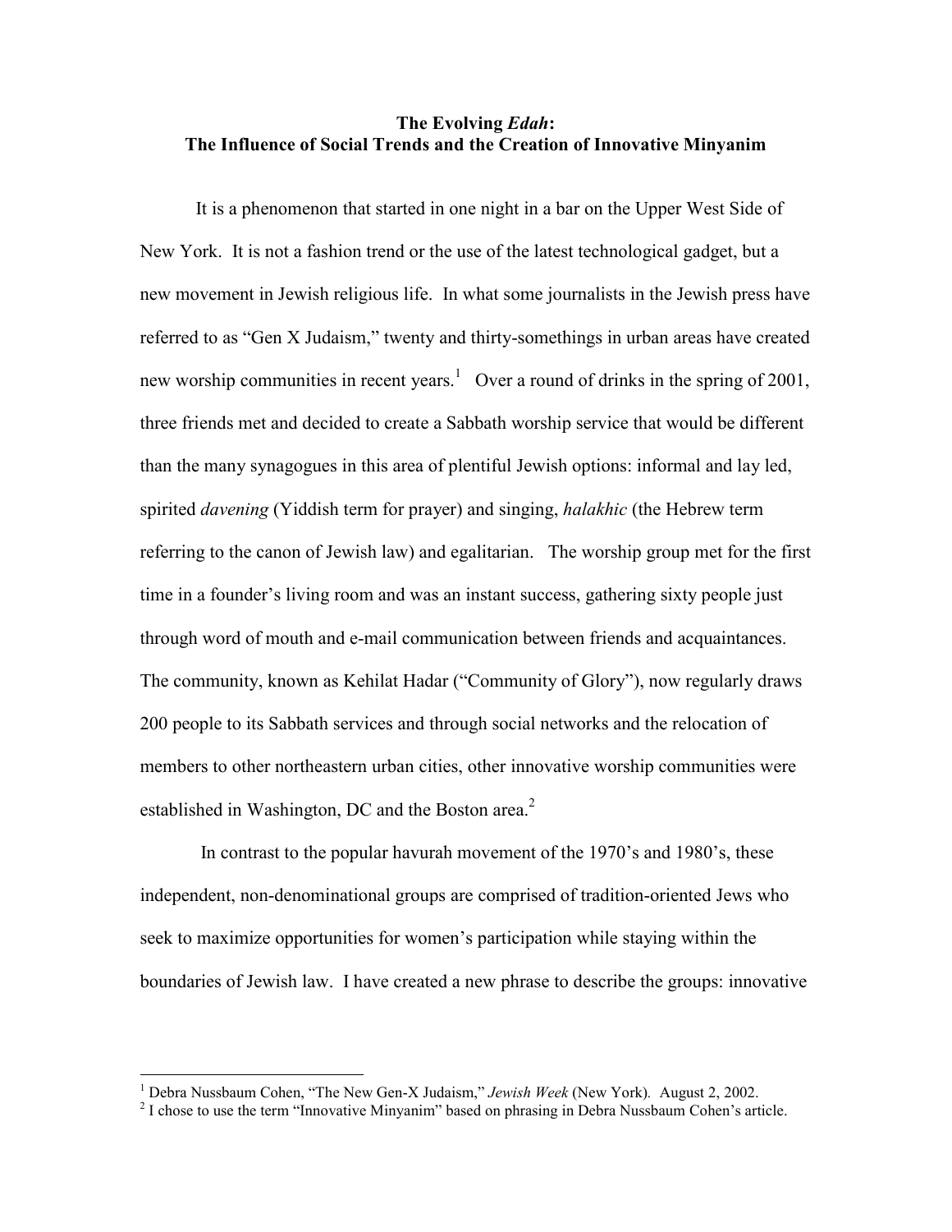**The Evolving *Edah*: The Influence of Social Trends and the Creation of Innovative Minyanim**

It is a phenomenon that started in one night in a bar on the Upper West Side of New York. It is not a fashion trend or the use of the latest technological gadget, but a new movement in Jewish religious life. In what some journalists in the Jewish press have referred to as "Gen X Judaism," twenty and thirty-somethings in urban areas have created new worship communities in recent years.[1] Over a round of drinks in the spring of 2001, three friends met and decided to create a Sabbath worship service that would be different than the many synagogues in this area of plentiful Jewish options: informal and lay led, spirited *davening* (Yiddish term for prayer) and singing, *halakhic* (the Hebrew term referring to the canon of Jewish law) and egalitarian. The worship group met for the first time in a founder's living room and was an instant success, gathering sixty people just through word of mouth and e-mail communication between friends and acquaintances. The community, known as Kehilat Hadar ("Community of Glory"), now regularly draws 200 people to its Sabbath services and through social networks and the relocation of members to other northeastern urban cities, other innovative worship communities were established in Washington, DC and the Boston area.[2]

In contrast to the popular havurah movement of the 1970's and 1980's, these independent, non-denominational groups are comprised of tradition-oriented Jews who seek to maximize opportunities for women's participation while staying within the boundaries of Jewish law. I have created a new phrase to describe the groups: innovative

---

[1] Debra Nussbaum Cohen, "The New Gen-X Judaism," *Jewish Week* (New York). August 2, 2002.

[2] I chose to use the term "Innovative Minyanim" based on phrasing in Debra Nussbaum Cohen's article.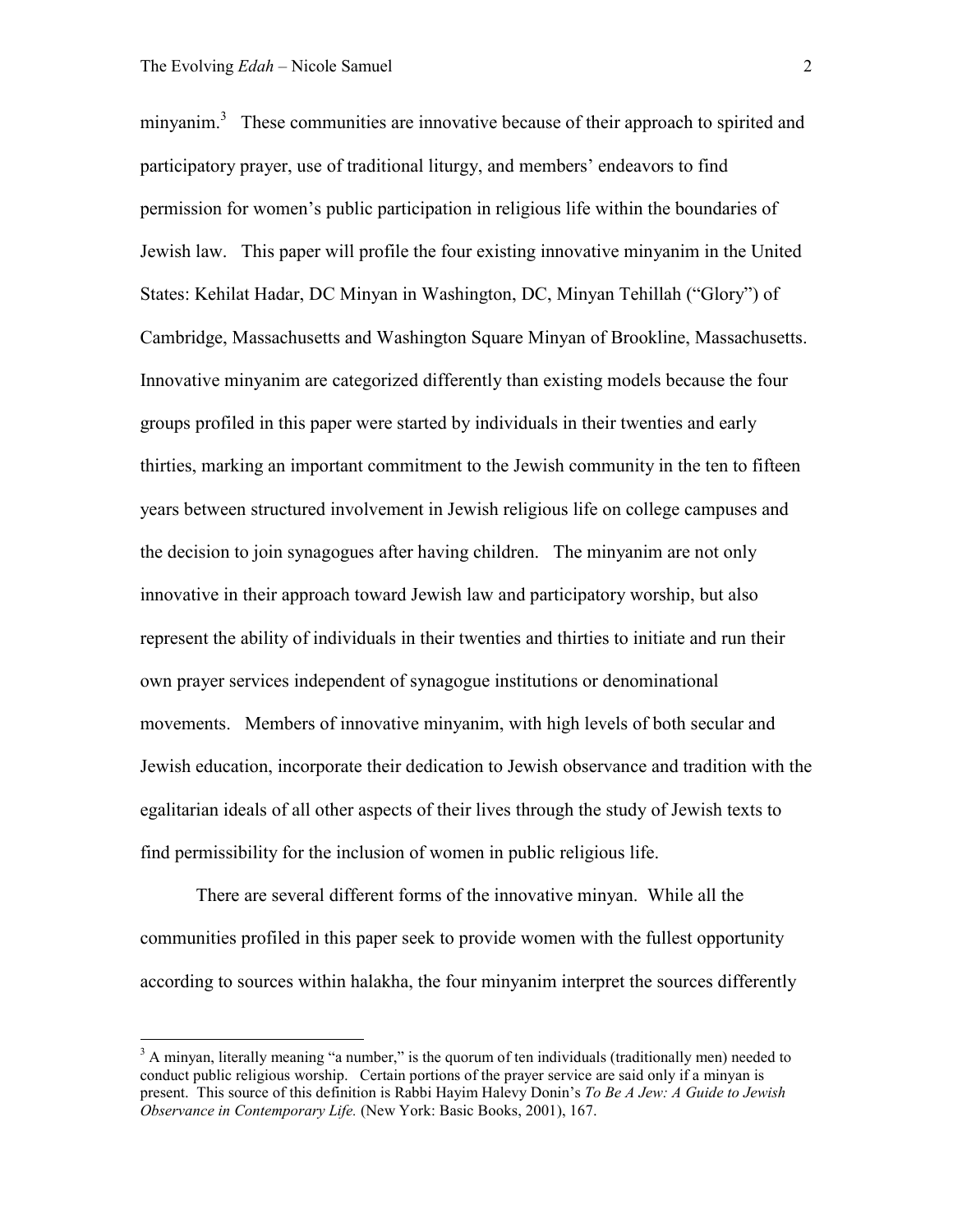minyanim.[3] These communities are innovative because of their approach to spirited and participatory prayer, use of traditional liturgy, and members' endeavors to find permission for women's public participation in religious life within the boundaries of Jewish law. This paper will profile the four existing innovative minyanim in the United States: Kehilat Hadar, DC Minyan in Washington, DC, Minyan Tehillah ("Glory") of Cambridge, Massachusetts and Washington Square Minyan of Brookline, Massachusetts. Innovative minyanim are categorized differently than existing models because the four groups profiled in this paper were started by individuals in their twenties and early thirties, marking an important commitment to the Jewish community in the ten to fifteen years between structured involvement in Jewish religious life on college campuses and the decision to join synagogues after having children. The minyanim are not only innovative in their approach toward Jewish law and participatory worship, but also represent the ability of individuals in their twenties and thirties to initiate and run their own prayer services independent of synagogue institutions or denominational movements. Members of innovative minyanim, with high levels of both secular and Jewish education, incorporate their dedication to Jewish observance and tradition with the egalitarian ideals of all other aspects of their lives through the study of Jewish texts to find permissibility for the inclusion of women in public religious life.

There are several different forms of the innovative minyan. While all the communities profiled in this paper seek to provide women with the fullest opportunity according to sources within halakha, the four minyanim interpret the sources differently

---

[3] A minyan, literally meaning "a number," is the quorum of ten individuals (traditionally men) needed to conduct public religious worship. Certain portions of the prayer service are said only if a minyan is present. This source of this definition is Rabbi Hayim Halevy Donin's *To Be A Jew: A Guide to Jewish Observance in Contemporary Life.* (New York: Basic Books, 2001), 167.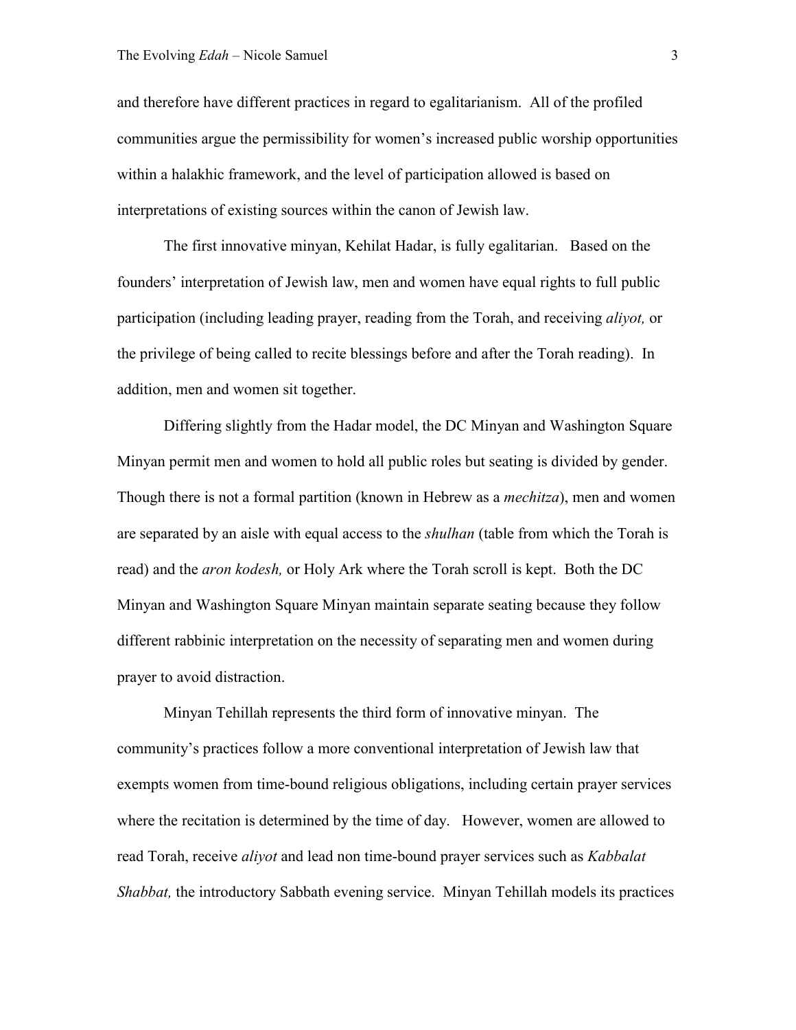and therefore have different practices in regard to egalitarianism. All of the profiled communities argue the permissibility for women's increased public worship opportunities within a halakhic framework, and the level of participation allowed is based on interpretations of existing sources within the canon of Jewish law.

The first innovative minyan, Kehilat Hadar, is fully egalitarian. Based on the founders' interpretation of Jewish law, men and women have equal rights to full public participation (including leading prayer, reading from the Torah, and receiving *aliyot,* or the privilege of being called to recite blessings before and after the Torah reading). In addition, men and women sit together.

Differing slightly from the Hadar model, the DC Minyan and Washington Square Minyan permit men and women to hold all public roles but seating is divided by gender. Though there is not a formal partition (known in Hebrew as a *mechitza*), men and women are separated by an aisle with equal access to the *shulhan* (table from which the Torah is read) and the *aron kodesh,* or Holy Ark where the Torah scroll is kept. Both the DC Minyan and Washington Square Minyan maintain separate seating because they follow different rabbinic interpretation on the necessity of separating men and women during prayer to avoid distraction.

Minyan Tehillah represents the third form of innovative minyan. The community's practices follow a more conventional interpretation of Jewish law that exempts women from time-bound religious obligations, including certain prayer services where the recitation is determined by the time of day. However, women are allowed to read Torah, receive *aliyot* and lead non time-bound prayer services such as *Kabbalat Shabbat,* the introductory Sabbath evening service. Minyan Tehillah models its practices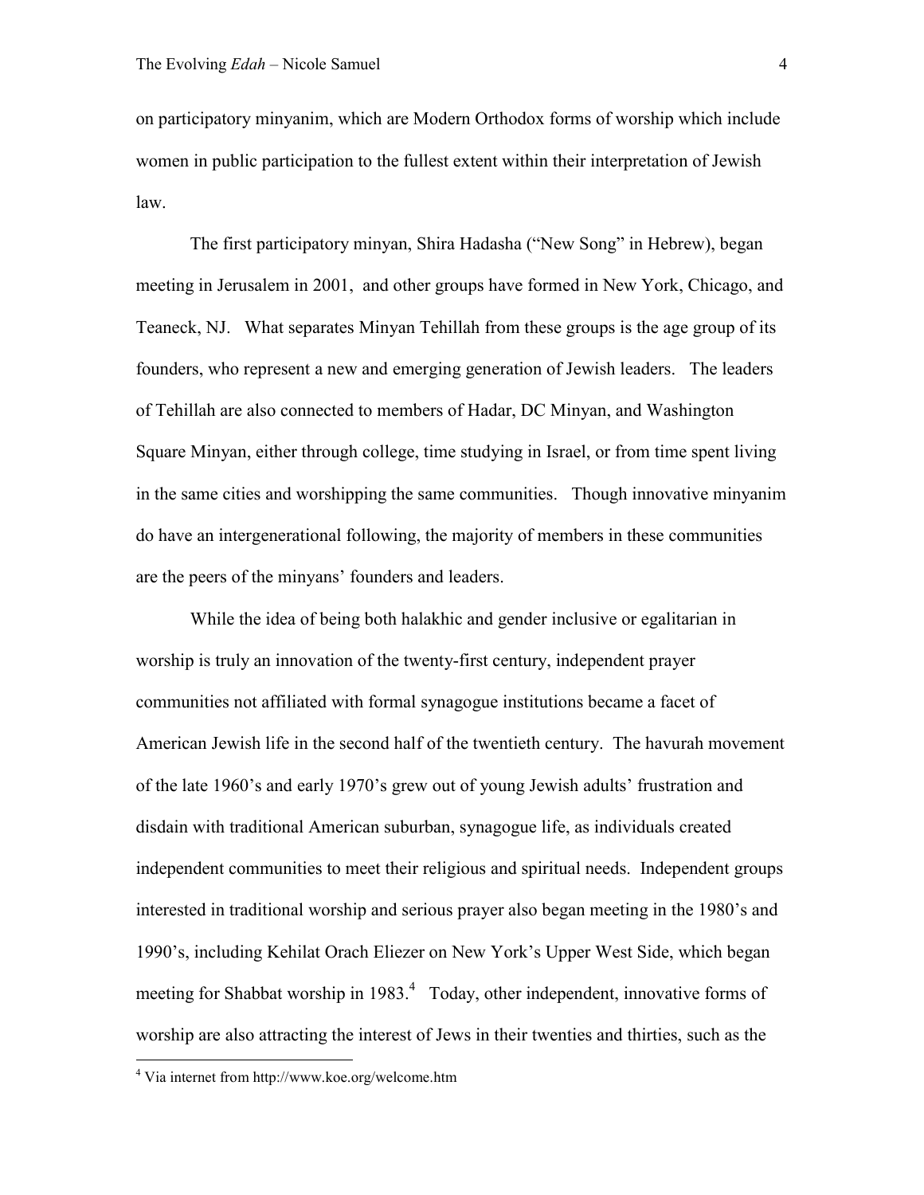on participatory minyanim, which are Modern Orthodox forms of worship which include women in public participation to the fullest extent within their interpretation of Jewish law.

The first participatory minyan, Shira Hadasha ("New Song" in Hebrew), began meeting in Jerusalem in 2001, and other groups have formed in New York, Chicago, and Teaneck, NJ. What separates Minyan Tehillah from these groups is the age group of its founders, who represent a new and emerging generation of Jewish leaders. The leaders of Tehillah are also connected to members of Hadar, DC Minyan, and Washington Square Minyan, either through college, time studying in Israel, or from time spent living in the same cities and worshipping the same communities. Though innovative minyanim do have an intergenerational following, the majority of members in these communities are the peers of the minyans' founders and leaders.

While the idea of being both halakhic and gender inclusive or egalitarian in worship is truly an innovation of the twenty-first century, independent prayer communities not affiliated with formal synagogue institutions became a facet of American Jewish life in the second half of the twentieth century. The havurah movement of the late 1960's and early 1970's grew out of young Jewish adults' frustration and disdain with traditional American suburban, synagogue life, as individuals created independent communities to meet their religious and spiritual needs. Independent groups interested in traditional worship and serious prayer also began meeting in the 1980's and 1990's, including Kehilat Orach Eliezer on New York's Upper West Side, which began meeting for Shabbat worship in 1983.[4] Today, other independent, innovative forms of worship are also attracting the interest of Jews in their twenties and thirties, such as the

[4] Via internet from http://www.koe.org/welcome.htm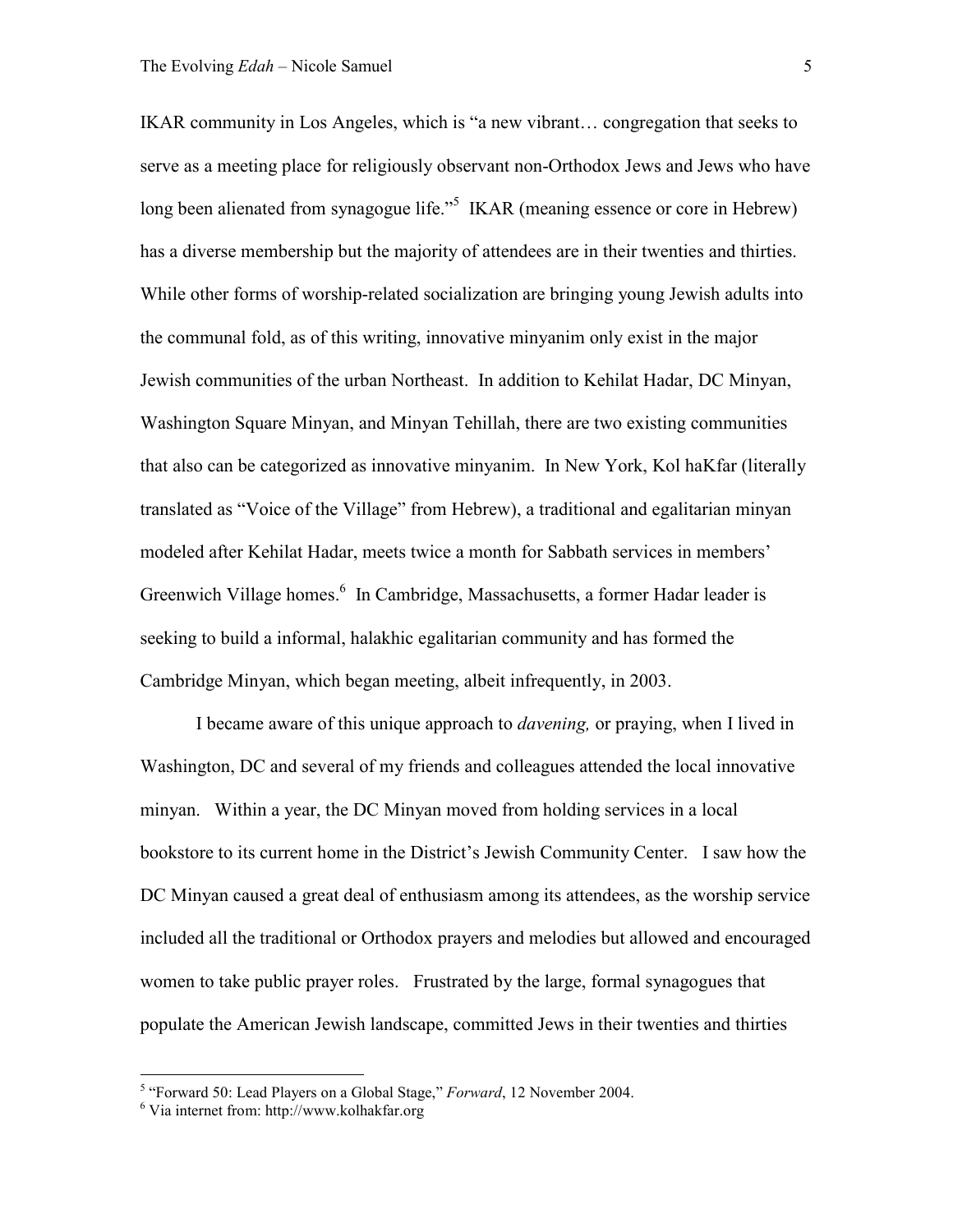IKAR community in Los Angeles, which is "a new vibrant… congregation that seeks to serve as a meeting place for religiously observant non-Orthodox Jews and Jews who have long been alienated from synagogue life."[5] IKAR (meaning essence or core in Hebrew) has a diverse membership but the majority of attendees are in their twenties and thirties. While other forms of worship-related socialization are bringing young Jewish adults into the communal fold, as of this writing, innovative minyanim only exist in the major Jewish communities of the urban Northeast. In addition to Kehilat Hadar, DC Minyan, Washington Square Minyan, and Minyan Tehillah, there are two existing communities that also can be categorized as innovative minyanim. In New York, Kol haKfar (literally translated as "Voice of the Village" from Hebrew), a traditional and egalitarian minyan modeled after Kehilat Hadar, meets twice a month for Sabbath services in members' Greenwich Village homes.[6] In Cambridge, Massachusetts, a former Hadar leader is seeking to build a informal, halakhic egalitarian community and has formed the Cambridge Minyan, which began meeting, albeit infrequently, in 2003.

I became aware of this unique approach to *davening,* or praying, when I lived in Washington, DC and several of my friends and colleagues attended the local innovative minyan. Within a year, the DC Minyan moved from holding services in a local bookstore to its current home in the District's Jewish Community Center. I saw how the DC Minyan caused a great deal of enthusiasm among its attendees, as the worship service included all the traditional or Orthodox prayers and melodies but allowed and encouraged women to take public prayer roles. Frustrated by the large, formal synagogues that populate the American Jewish landscape, committed Jews in their twenties and thirties

---

[5] "Forward 50: Lead Players on a Global Stage," *Forward*, 12 November 2004.

[6] Via internet from: http://www.kolhakfar.org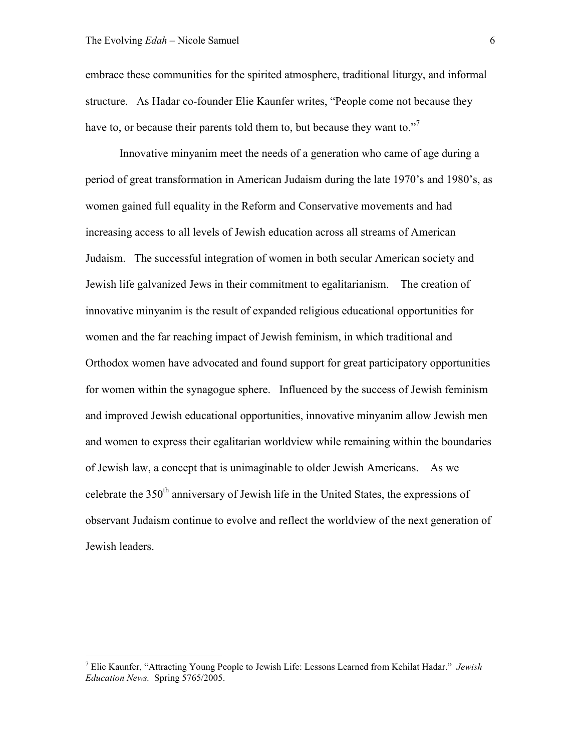embrace these communities for the spirited atmosphere, traditional liturgy, and informal structure. As Hadar co-founder Elie Kaunfer writes, "People come not because they have to, or because their parents told them to, but because they want to."[7]

Innovative minyanim meet the needs of a generation who came of age during a period of great transformation in American Judaism during the late 1970's and 1980's, as women gained full equality in the Reform and Conservative movements and had increasing access to all levels of Jewish education across all streams of American Judaism. The successful integration of women in both secular American society and Jewish life galvanized Jews in their commitment to egalitarianism. The creation of innovative minyanim is the result of expanded religious educational opportunities for women and the far reaching impact of Jewish feminism, in which traditional and Orthodox women have advocated and found support for great participatory opportunities for women within the synagogue sphere. Influenced by the success of Jewish feminism and improved Jewish educational opportunities, innovative minyanim allow Jewish men and women to express their egalitarian worldview while remaining within the boundaries of Jewish law, a concept that is unimaginable to older Jewish Americans. As we celebrate the 350th anniversary of Jewish life in the United States, the expressions of observant Judaism continue to evolve and reflect the worldview of the next generation of Jewish leaders.

---

[7] Elie Kaunfer, "Attracting Young People to Jewish Life: Lessons Learned from Kehilat Hadar." *Jewish Education News.* Spring 5765/2005.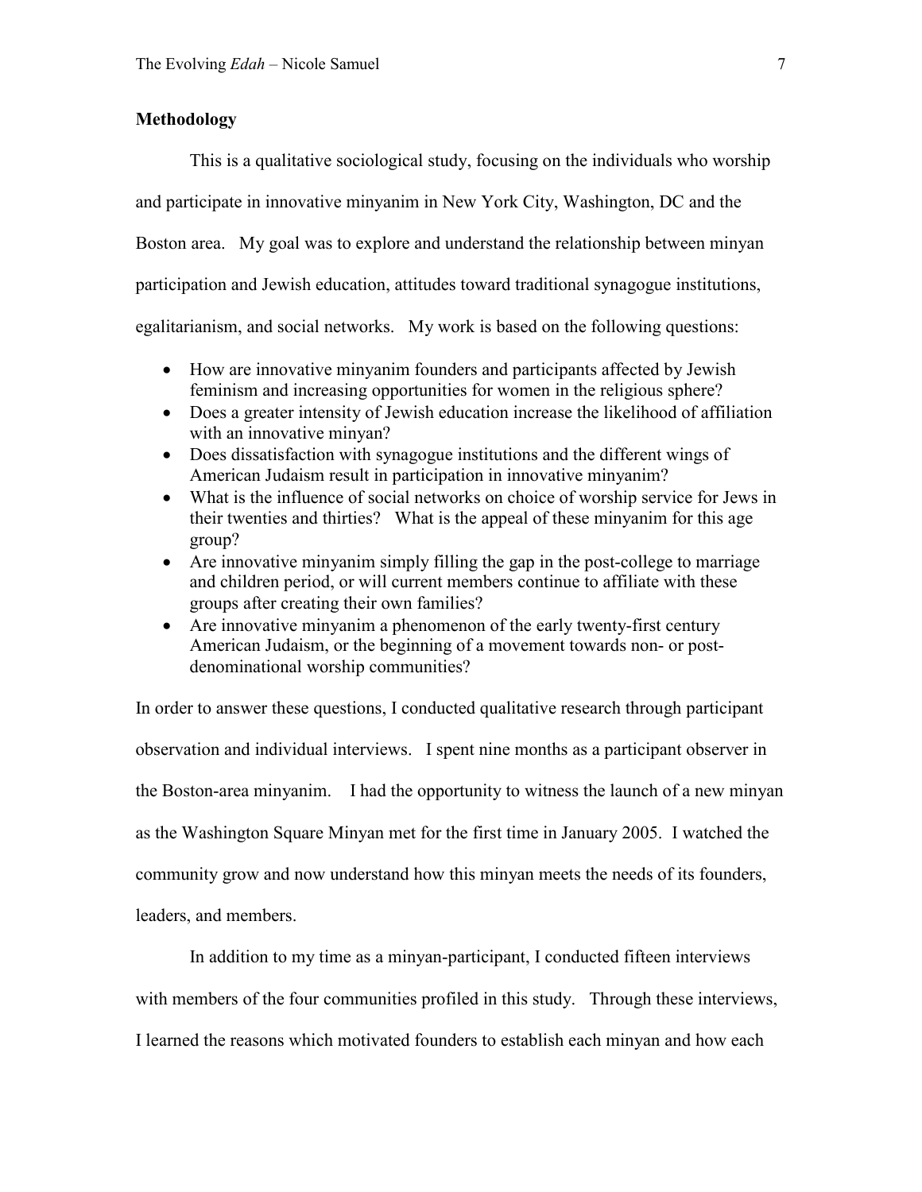**Methodology**

This is a qualitative sociological study, focusing on the individuals who worship and participate in innovative minyanim in New York City, Washington, DC and the Boston area. My goal was to explore and understand the relationship between minyan participation and Jewish education, attitudes toward traditional synagogue institutions, egalitarianism, and social networks. My work is based on the following questions:

- How are innovative minyanim founders and participants affected by Jewish feminism and increasing opportunities for women in the religious sphere?
- Does a greater intensity of Jewish education increase the likelihood of affiliation with an innovative minyan?
- Does dissatisfaction with synagogue institutions and the different wings of American Judaism result in participation in innovative minyanim?
- What is the influence of social networks on choice of worship service for Jews in their twenties and thirties? What is the appeal of these minyanim for this age group?
- Are innovative minyanim simply filling the gap in the post-college to marriage and children period, or will current members continue to affiliate with these groups after creating their own families?
- Are innovative minyanim a phenomenon of the early twenty-first century American Judaism, or the beginning of a movement towards non- or post-denominational worship communities?

In order to answer these questions, I conducted qualitative research through participant observation and individual interviews. I spent nine months as a participant observer in the Boston-area minyanim. I had the opportunity to witness the launch of a new minyan as the Washington Square Minyan met for the first time in January 2005. I watched the community grow and now understand how this minyan meets the needs of its founders, leaders, and members.

In addition to my time as a minyan-participant, I conducted fifteen interviews with members of the four communities profiled in this study. Through these interviews, I learned the reasons which motivated founders to establish each minyan and how each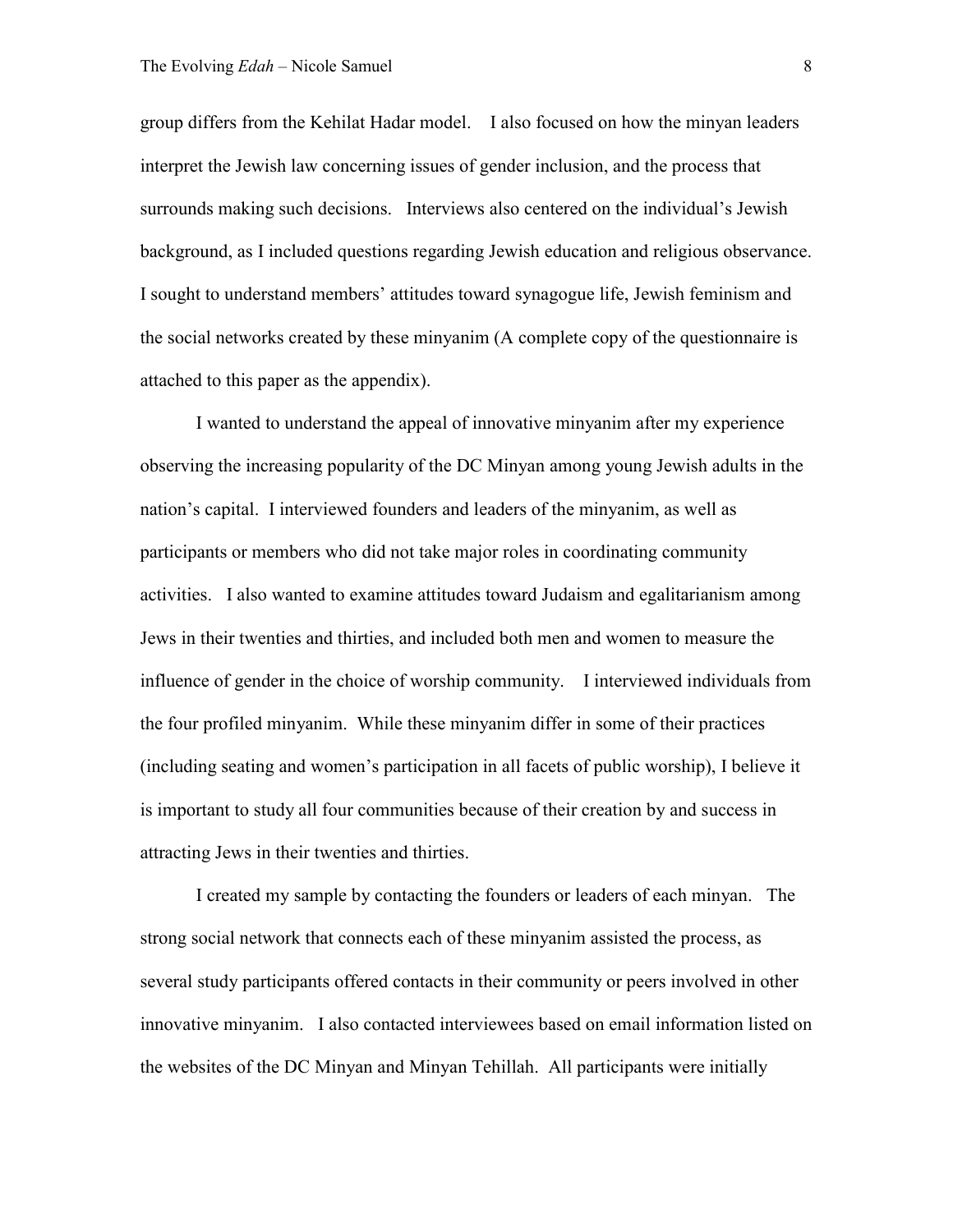group differs from the Kehilat Hadar model. I also focused on how the minyan leaders interpret the Jewish law concerning issues of gender inclusion, and the process that surrounds making such decisions. Interviews also centered on the individual's Jewish background, as I included questions regarding Jewish education and religious observance. I sought to understand members' attitudes toward synagogue life, Jewish feminism and the social networks created by these minyanim (A complete copy of the questionnaire is attached to this paper as the appendix).

I wanted to understand the appeal of innovative minyanim after my experience observing the increasing popularity of the DC Minyan among young Jewish adults in the nation's capital. I interviewed founders and leaders of the minyanim, as well as participants or members who did not take major roles in coordinating community activities. I also wanted to examine attitudes toward Judaism and egalitarianism among Jews in their twenties and thirties, and included both men and women to measure the influence of gender in the choice of worship community. I interviewed individuals from the four profiled minyanim. While these minyanim differ in some of their practices (including seating and women's participation in all facets of public worship), I believe it is important to study all four communities because of their creation by and success in attracting Jews in their twenties and thirties.

I created my sample by contacting the founders or leaders of each minyan. The strong social network that connects each of these minyanim assisted the process, as several study participants offered contacts in their community or peers involved in other innovative minyanim. I also contacted interviewees based on email information listed on the websites of the DC Minyan and Minyan Tehillah. All participants were initially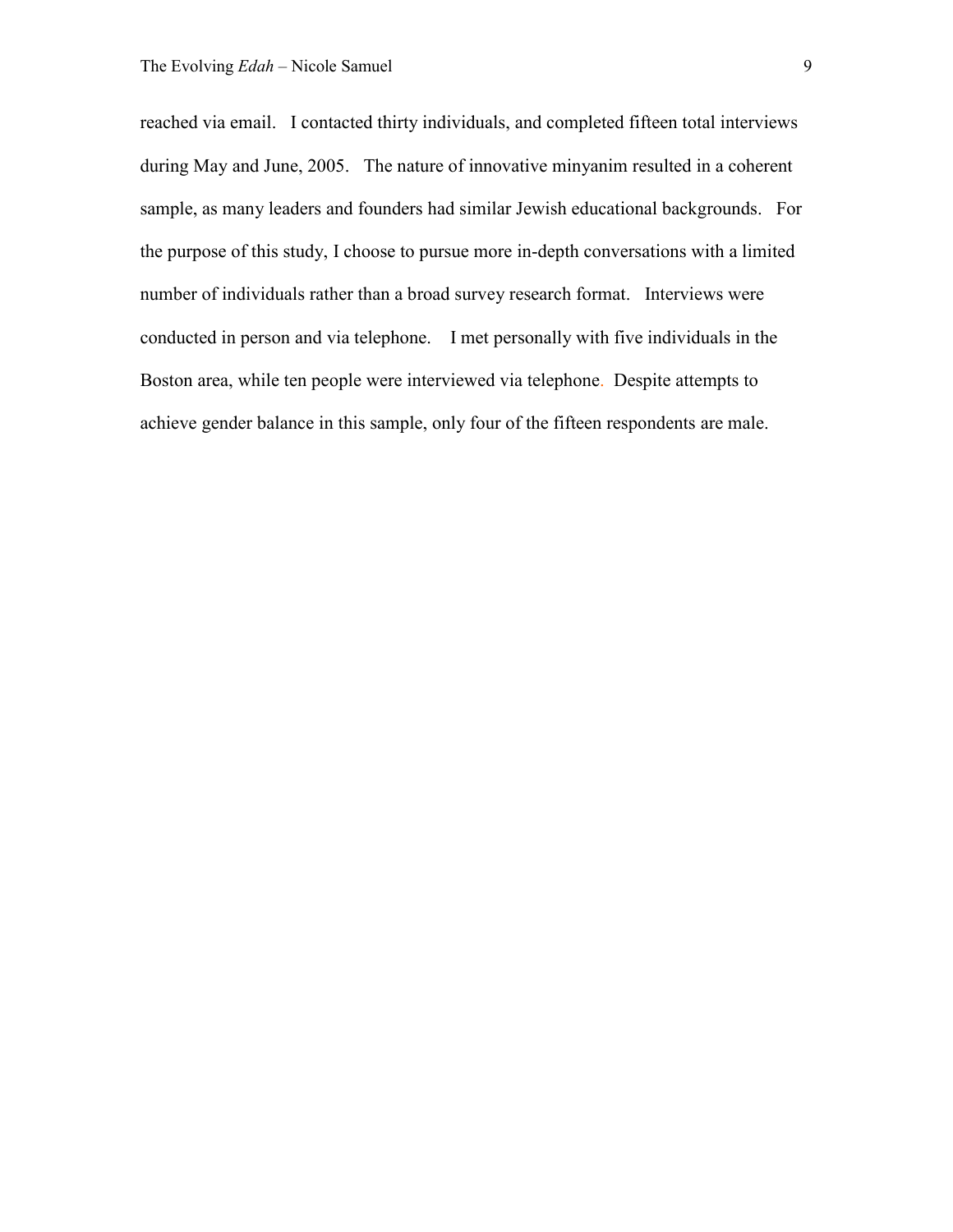reached via email. I contacted thirty individuals, and completed fifteen total interviews during May and June, 2005. The nature of innovative minyanim resulted in a coherent sample, as many leaders and founders had similar Jewish educational backgrounds. For the purpose of this study, I choose to pursue more in-depth conversations with a limited number of individuals rather than a broad survey research format. Interviews were conducted in person and via telephone. I met personally with five individuals in the Boston area, while ten people were interviewed via telephone. Despite attempts to achieve gender balance in this sample, only four of the fifteen respondents are male.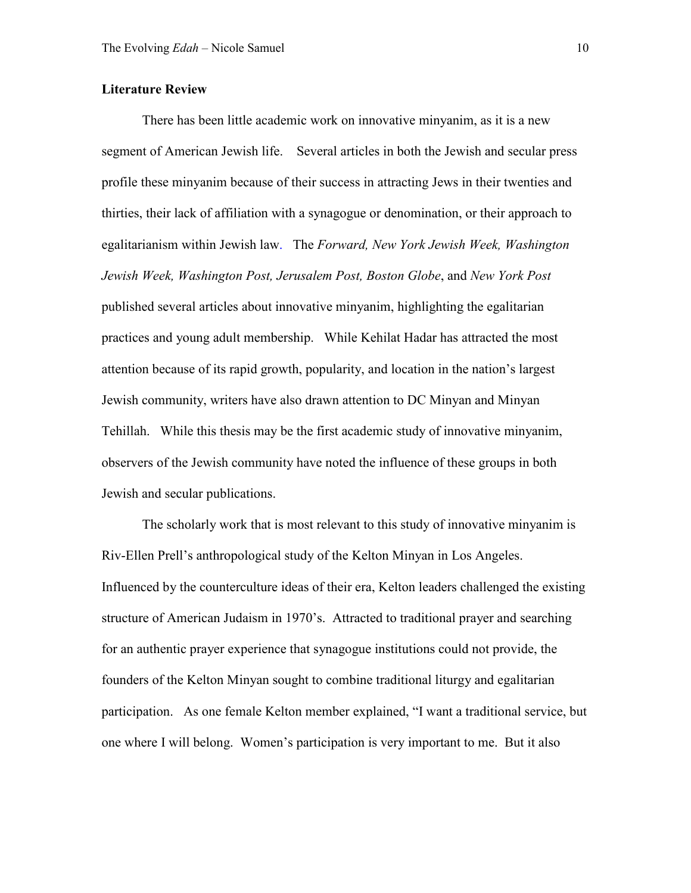**Literature Review**

There has been little academic work on innovative minyanim, as it is a new segment of American Jewish life. Several articles in both the Jewish and secular press profile these minyanim because of their success in attracting Jews in their twenties and thirties, their lack of affiliation with a synagogue or denomination, or their approach to egalitarianism within Jewish law. The *Forward, New York Jewish Week, Washington Jewish Week, Washington Post, Jerusalem Post, Boston Globe*, and *New York Post* published several articles about innovative minyanim, highlighting the egalitarian practices and young adult membership. While Kehilat Hadar has attracted the most attention because of its rapid growth, popularity, and location in the nation's largest Jewish community, writers have also drawn attention to DC Minyan and Minyan Tehillah. While this thesis may be the first academic study of innovative minyanim, observers of the Jewish community have noted the influence of these groups in both Jewish and secular publications.

The scholarly work that is most relevant to this study of innovative minyanim is Riv-Ellen Prell's anthropological study of the Kelton Minyan in Los Angeles. Influenced by the counterculture ideas of their era, Kelton leaders challenged the existing structure of American Judaism in 1970's. Attracted to traditional prayer and searching for an authentic prayer experience that synagogue institutions could not provide, the founders of the Kelton Minyan sought to combine traditional liturgy and egalitarian participation. As one female Kelton member explained, "I want a traditional service, but one where I will belong. Women's participation is very important to me. But it also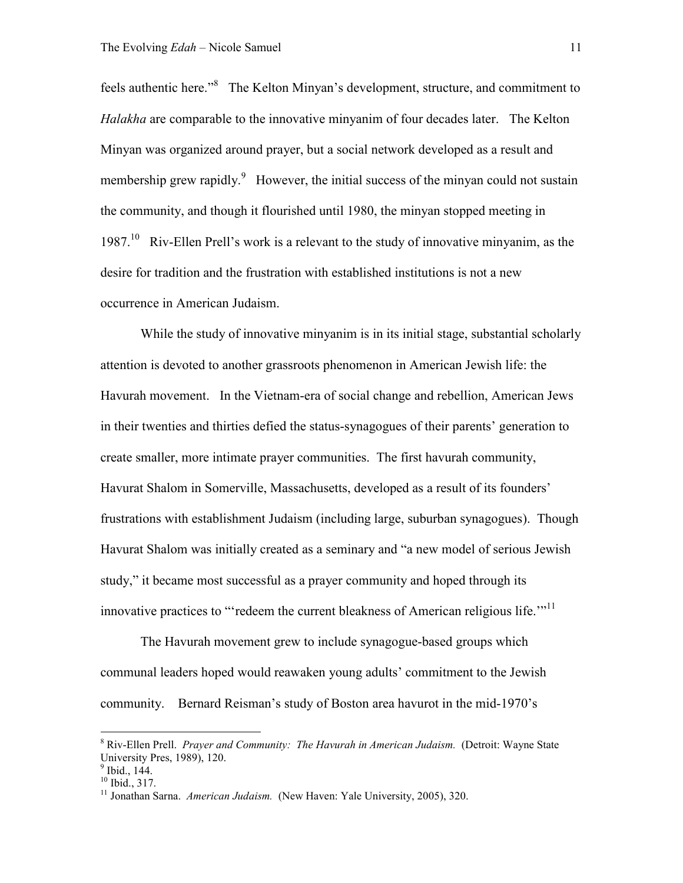feels authentic here."[8] The Kelton Minyan's development, structure, and commitment to *Halakha* are comparable to the innovative minyanim of four decades later. The Kelton Minyan was organized around prayer, but a social network developed as a result and membership grew rapidly.[9] However, the initial success of the minyan could not sustain the community, and though it flourished until 1980, the minyan stopped meeting in 1987.[10] Riv-Ellen Prell's work is a relevant to the study of innovative minyanim, as the desire for tradition and the frustration with established institutions is not a new occurrence in American Judaism.

While the study of innovative minyanim is in its initial stage, substantial scholarly attention is devoted to another grassroots phenomenon in American Jewish life: the Havurah movement. In the Vietnam-era of social change and rebellion, American Jews in their twenties and thirties defied the status-synagogues of their parents' generation to create smaller, more intimate prayer communities. The first havurah community, Havurat Shalom in Somerville, Massachusetts, developed as a result of its founders' frustrations with establishment Judaism (including large, suburban synagogues). Though Havurat Shalom was initially created as a seminary and "a new model of serious Jewish study," it became most successful as a prayer community and hoped through its innovative practices to "'redeem the current bleakness of American religious life.'"[11]

The Havurah movement grew to include synagogue-based groups which communal leaders hoped would reawaken young adults' commitment to the Jewish community. Bernard Reisman's study of Boston area havurot in the mid-1970's

---

[8] Riv-Ellen Prell. *Prayer and Community: The Havurah in American Judaism.* (Detroit: Wayne State University Pres, 1989), 120.

[9] Ibid., 144.

[10] Ibid., 317.

[11] Jonathan Sarna. *American Judaism.* (New Haven: Yale University, 2005), 320.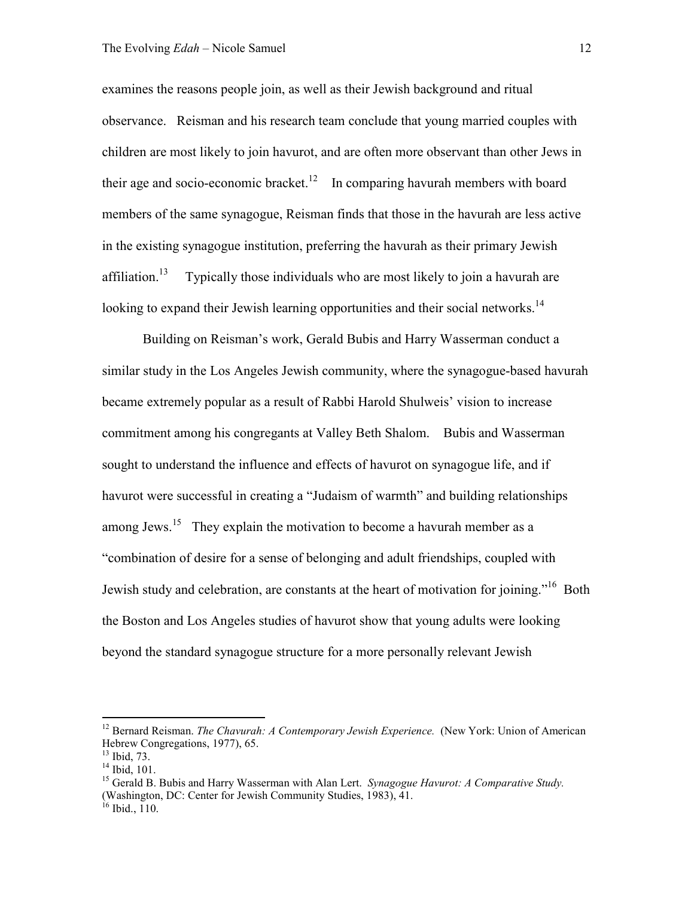examines the reasons people join, as well as their Jewish background and ritual observance. Reisman and his research team conclude that young married couples with children are most likely to join havurot, and are often more observant than other Jews in their age and socio-economic bracket.[12] In comparing havurah members with board members of the same synagogue, Reisman finds that those in the havurah are less active in the existing synagogue institution, preferring the havurah as their primary Jewish affiliation.[13] Typically those individuals who are most likely to join a havurah are looking to expand their Jewish learning opportunities and their social networks.[14]

Building on Reisman's work, Gerald Bubis and Harry Wasserman conduct a similar study in the Los Angeles Jewish community, where the synagogue-based havurah became extremely popular as a result of Rabbi Harold Shulweis' vision to increase commitment among his congregants at Valley Beth Shalom. Bubis and Wasserman sought to understand the influence and effects of havurot on synagogue life, and if havurot were successful in creating a "Judaism of warmth" and building relationships among Jews.[15] They explain the motivation to become a havurah member as a "combination of desire for a sense of belonging and adult friendships, coupled with Jewish study and celebration, are constants at the heart of motivation for joining."[16] Both the Boston and Los Angeles studies of havurot show that young adults were looking beyond the standard synagogue structure for a more personally relevant Jewish

---

[12] Bernard Reisman. *The Chavurah: A Contemporary Jewish Experience.* (New York: Union of American Hebrew Congregations, 1977), 65.

[13] Ibid, 73.

[14] Ibid, 101.

[15] Gerald B. Bubis and Harry Wasserman with Alan Lert. *Synagogue Havurot: A Comparative Study.* (Washington, DC: Center for Jewish Community Studies, 1983), 41.

[16] Ibid., 110.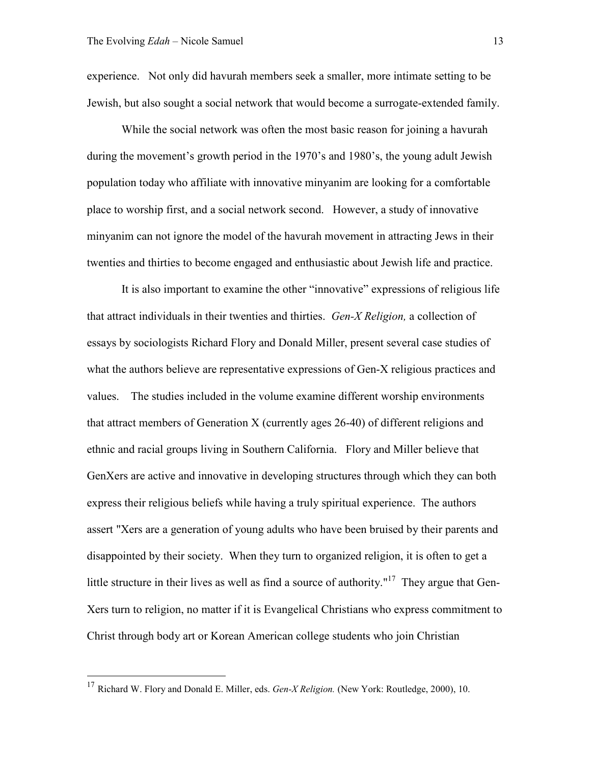experience. Not only did havurah members seek a smaller, more intimate setting to be Jewish, but also sought a social network that would become a surrogate-extended family.

While the social network was often the most basic reason for joining a havurah during the movement's growth period in the 1970's and 1980's, the young adult Jewish population today who affiliate with innovative minyanim are looking for a comfortable place to worship first, and a social network second. However, a study of innovative minyanim can not ignore the model of the havurah movement in attracting Jews in their twenties and thirties to become engaged and enthusiastic about Jewish life and practice.

It is also important to examine the other "innovative" expressions of religious life that attract individuals in their twenties and thirties. *Gen-X Religion,* a collection of essays by sociologists Richard Flory and Donald Miller, present several case studies of what the authors believe are representative expressions of Gen-X religious practices and values. The studies included in the volume examine different worship environments that attract members of Generation X (currently ages 26-40) of different religions and ethnic and racial groups living in Southern California. Flory and Miller believe that GenXers are active and innovative in developing structures through which they can both express their religious beliefs while having a truly spiritual experience. The authors assert "Xers are a generation of young adults who have been bruised by their parents and disappointed by their society. When they turn to organized religion, it is often to get a little structure in their lives as well as find a source of authority."[17] They argue that Gen-Xers turn to religion, no matter if it is Evangelical Christians who express commitment to Christ through body art or Korean American college students who join Christian

---

[17] Richard W. Flory and Donald E. Miller, eds. *Gen-X Religion.* (New York: Routledge, 2000), 10.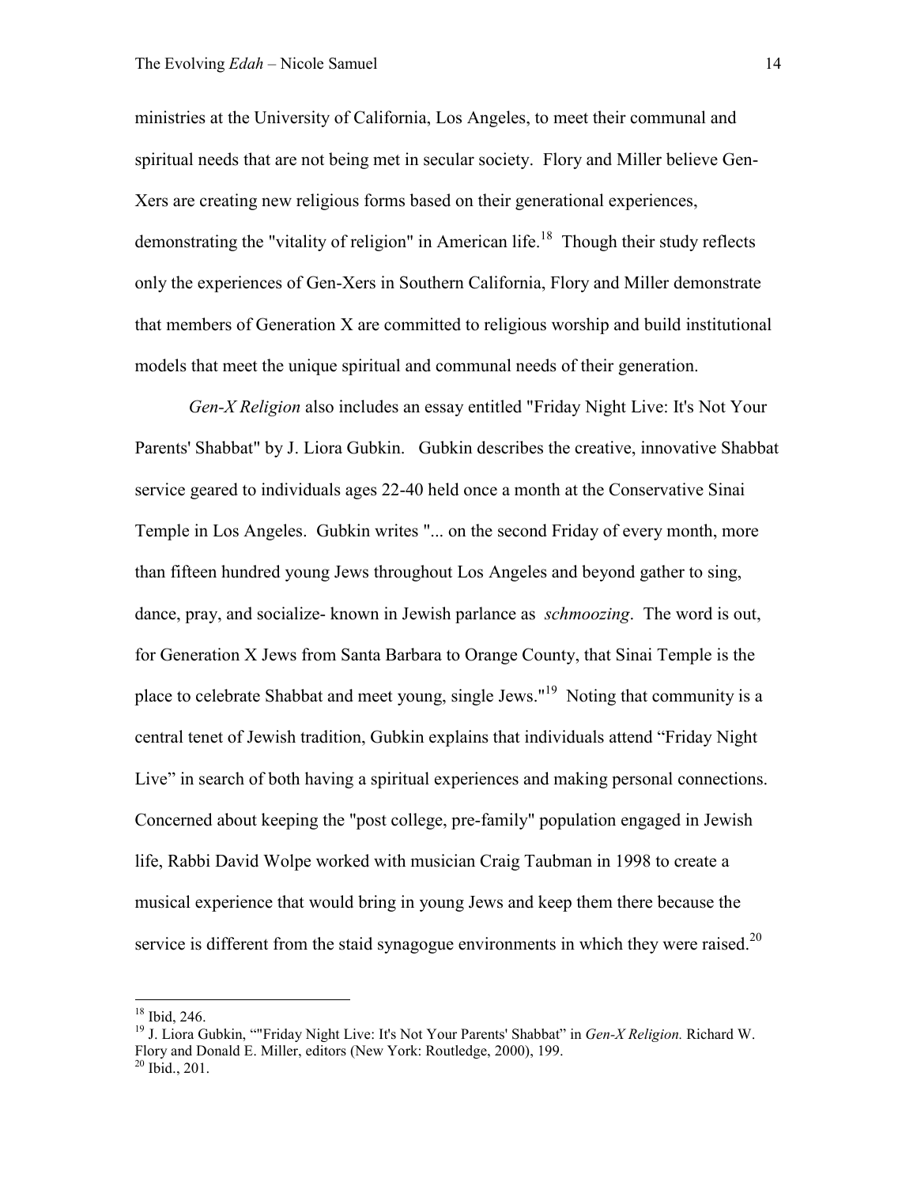ministries at the University of California, Los Angeles, to meet their communal and spiritual needs that are not being met in secular society. Flory and Miller believe Gen-Xers are creating new religious forms based on their generational experiences, demonstrating the "vitality of religion" in American life.[18] Though their study reflects only the experiences of Gen-Xers in Southern California, Flory and Miller demonstrate that members of Generation X are committed to religious worship and build institutional models that meet the unique spiritual and communal needs of their generation.

*Gen-X Religion* also includes an essay entitled "Friday Night Live: It's Not Your Parents' Shabbat" by J. Liora Gubkin. Gubkin describes the creative, innovative Shabbat service geared to individuals ages 22-40 held once a month at the Conservative Sinai Temple in Los Angeles. Gubkin writes "... on the second Friday of every month, more than fifteen hundred young Jews throughout Los Angeles and beyond gather to sing, dance, pray, and socialize- known in Jewish parlance as *schmoozing*. The word is out, for Generation X Jews from Santa Barbara to Orange County, that Sinai Temple is the place to celebrate Shabbat and meet young, single Jews."[19] Noting that community is a central tenet of Jewish tradition, Gubkin explains that individuals attend "Friday Night Live" in search of both having a spiritual experiences and making personal connections. Concerned about keeping the "post college, pre-family" population engaged in Jewish life, Rabbi David Wolpe worked with musician Craig Taubman in 1998 to create a musical experience that would bring in young Jews and keep them there because the service is different from the staid synagogue environments in which they were raised.[20]

---

[18] Ibid, 246.

[19] J. Liora Gubkin, ""Friday Night Live: It's Not Your Parents' Shabbat" in *Gen-X Religion.* Richard W. Flory and Donald E. Miller, editors (New York: Routledge, 2000), 199.

[20] Ibid., 201.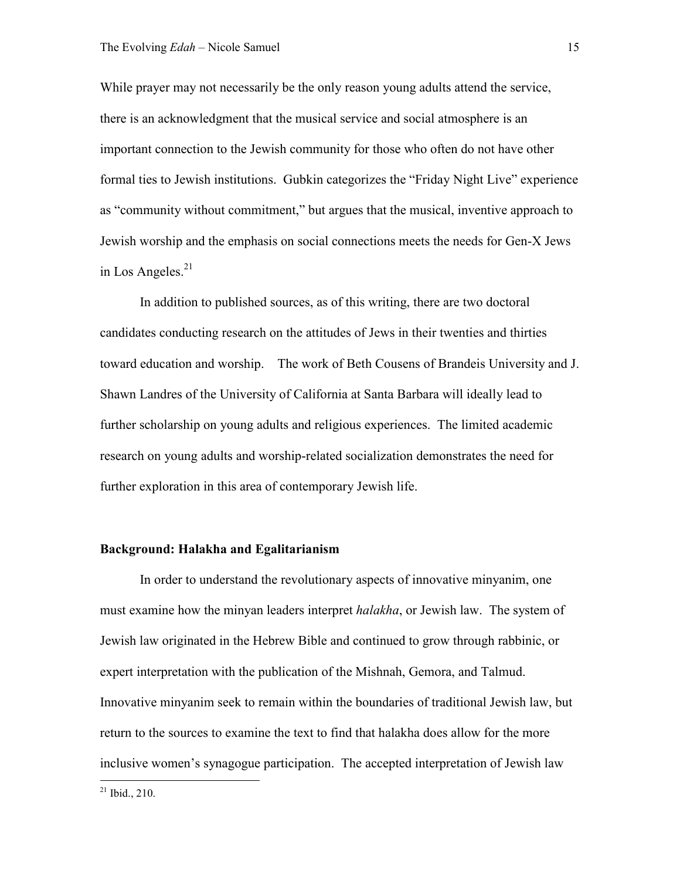While prayer may not necessarily be the only reason young adults attend the service, there is an acknowledgment that the musical service and social atmosphere is an important connection to the Jewish community for those who often do not have other formal ties to Jewish institutions. Gubkin categorizes the "Friday Night Live" experience as "community without commitment," but argues that the musical, inventive approach to Jewish worship and the emphasis on social connections meets the needs for Gen-X Jews in Los Angeles.[21]

In addition to published sources, as of this writing, there are two doctoral candidates conducting research on the attitudes of Jews in their twenties and thirties toward education and worship. The work of Beth Cousens of Brandeis University and J. Shawn Landres of the University of California at Santa Barbara will ideally lead to further scholarship on young adults and religious experiences. The limited academic research on young adults and worship-related socialization demonstrates the need for further exploration in this area of contemporary Jewish life.

## Background: Halakha and Egalitarianism

In order to understand the revolutionary aspects of innovative minyanim, one must examine how the minyan leaders interpret *halakha*, or Jewish law. The system of Jewish law originated in the Hebrew Bible and continued to grow through rabbinic, or expert interpretation with the publication of the Mishnah, Gemora, and Talmud. Innovative minyanim seek to remain within the boundaries of traditional Jewish law, but return to the sources to examine the text to find that halakha does allow for the more inclusive women's synagogue participation. The accepted interpretation of Jewish law

[21] Ibid., 210.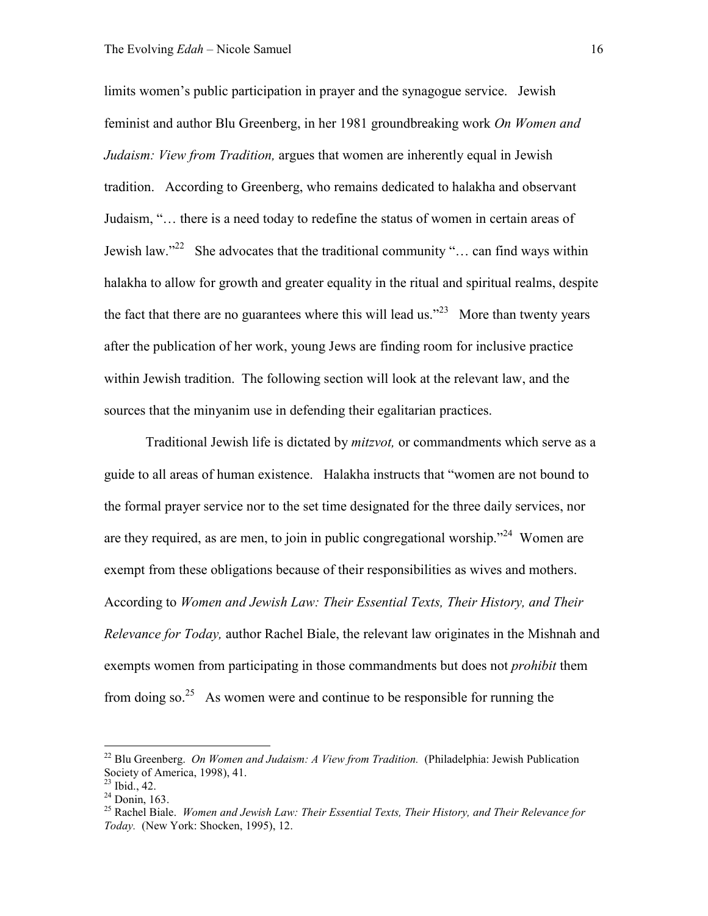limits women's public participation in prayer and the synagogue service. Jewish feminist and author Blu Greenberg, in her 1981 groundbreaking work *On Women and Judaism: View from Tradition,* argues that women are inherently equal in Jewish tradition. According to Greenberg, who remains dedicated to halakha and observant Judaism, "… there is a need today to redefine the status of women in certain areas of Jewish law."[22] She advocates that the traditional community "… can find ways within halakha to allow for growth and greater equality in the ritual and spiritual realms, despite the fact that there are no guarantees where this will lead us."[23] More than twenty years after the publication of her work, young Jews are finding room for inclusive practice within Jewish tradition. The following section will look at the relevant law, and the sources that the minyanim use in defending their egalitarian practices.

Traditional Jewish life is dictated by *mitzvot,* or commandments which serve as a guide to all areas of human existence. Halakha instructs that "women are not bound to the formal prayer service nor to the set time designated for the three daily services, nor are they required, as are men, to join in public congregational worship."[24] Women are exempt from these obligations because of their responsibilities as wives and mothers. According to *Women and Jewish Law: Their Essential Texts, Their History, and Their Relevance for Today,* author Rachel Biale, the relevant law originates in the Mishnah and exempts women from participating in those commandments but does not *prohibit* them from doing so.[25] As women were and continue to be responsible for running the

---

[22] Blu Greenberg. *On Women and Judaism: A View from Tradition.* (Philadelphia: Jewish Publication Society of America, 1998), 41.
[23] Ibid., 42.
[24] Donin, 163.
[25] Rachel Biale. *Women and Jewish Law: Their Essential Texts, Their History, and Their Relevance for Today.* (New York: Shocken, 1995), 12.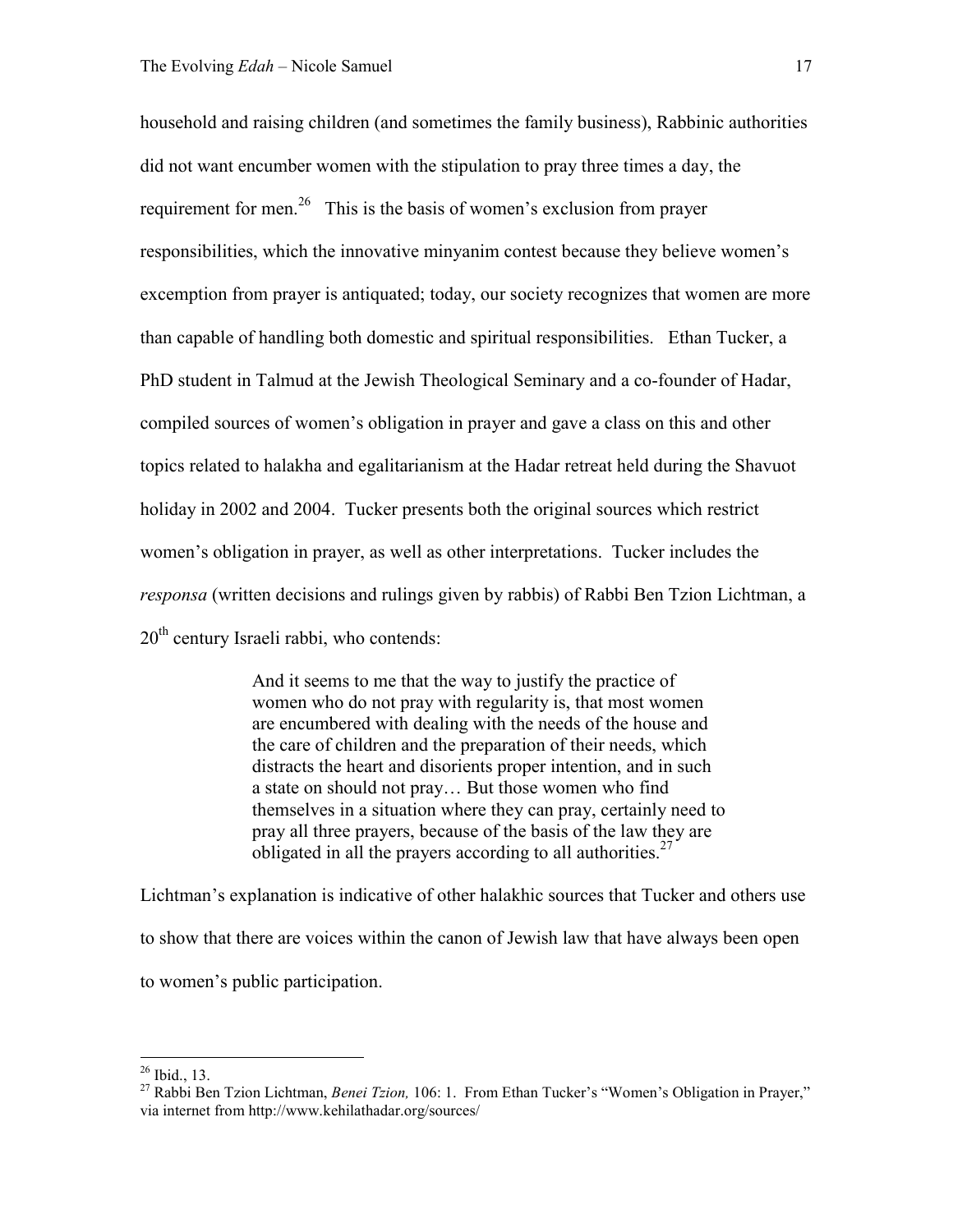household and raising children (and sometimes the family business), Rabbinic authorities did not want encumber women with the stipulation to pray three times a day, the requirement for men.[26] This is the basis of women's exclusion from prayer responsibilities, which the innovative minyanim contest because they believe women's excemption from prayer is antiquated; today, our society recognizes that women are more than capable of handling both domestic and spiritual responsibilities. Ethan Tucker, a PhD student in Talmud at the Jewish Theological Seminary and a co-founder of Hadar, compiled sources of women's obligation in prayer and gave a class on this and other topics related to halakha and egalitarianism at the Hadar retreat held during the Shavuot holiday in 2002 and 2004. Tucker presents both the original sources which restrict women's obligation in prayer, as well as other interpretations. Tucker includes the *responsa* (written decisions and rulings given by rabbis) of Rabbi Ben Tzion Lichtman, a 20th century Israeli rabbi, who contends:

> And it seems to me that the way to justify the practice of women who do not pray with regularity is, that most women are encumbered with dealing with the needs of the house and the care of children and the preparation of their needs, which distracts the heart and disorients proper intention, and in such a state on should not pray… But those women who find themselves in a situation where they can pray, certainly need to pray all three prayers, because of the basis of the law they are obligated in all the prayers according to all authorities.[27]

Lichtman's explanation is indicative of other halakhic sources that Tucker and others use to show that there are voices within the canon of Jewish law that have always been open to women's public participation.

---

[26] Ibid., 13.

[27] Rabbi Ben Tzion Lichtman, *Benei Tzion,* 106: 1. From Ethan Tucker's "Women's Obligation in Prayer," via internet from http://www.kehilathadar.org/sources/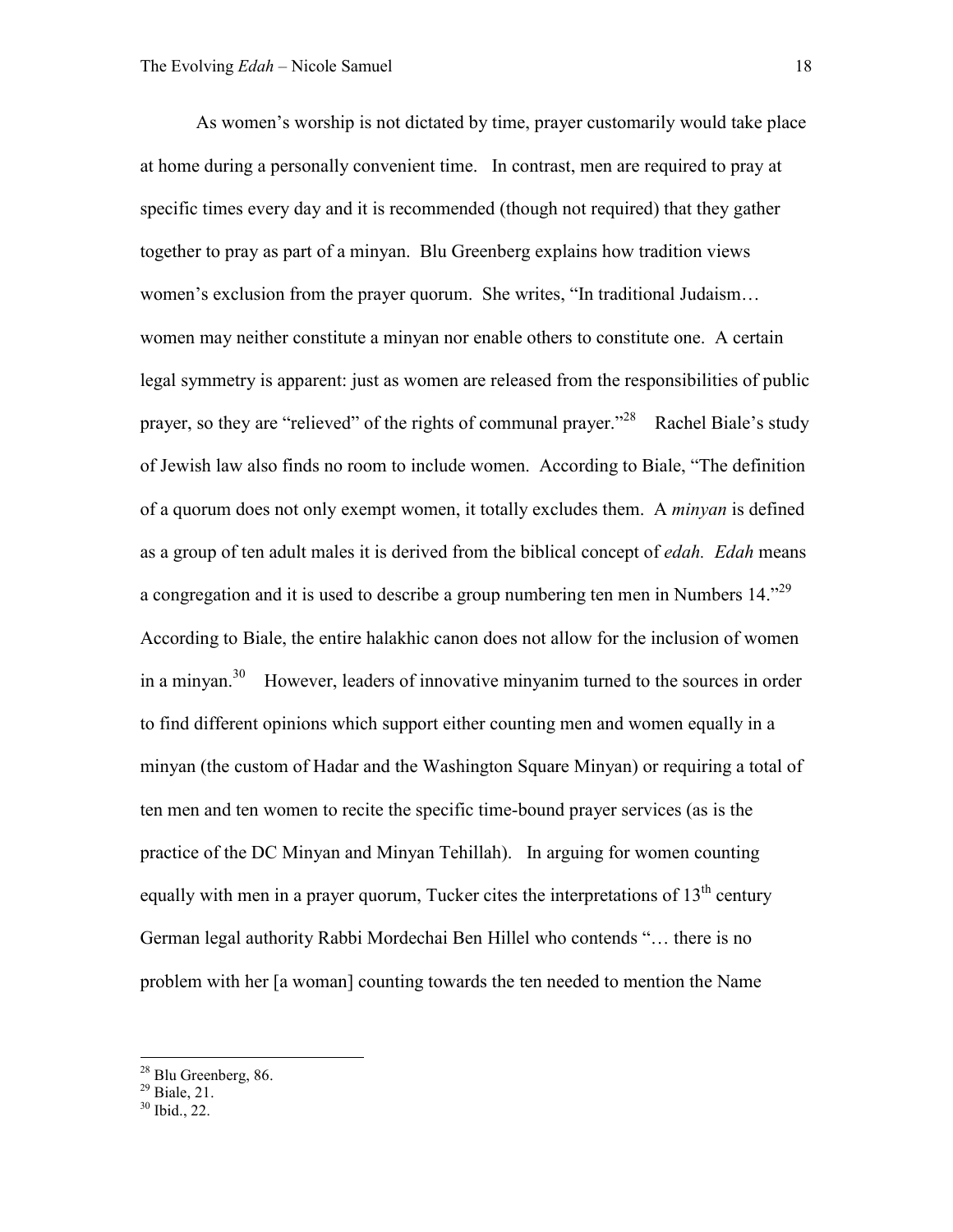As women's worship is not dictated by time, prayer customarily would take place at home during a personally convenient time. In contrast, men are required to pray at specific times every day and it is recommended (though not required) that they gather together to pray as part of a minyan. Blu Greenberg explains how tradition views women's exclusion from the prayer quorum. She writes, "In traditional Judaism… women may neither constitute a minyan nor enable others to constitute one. A certain legal symmetry is apparent: just as women are released from the responsibilities of public prayer, so they are "relieved" of the rights of communal prayer."[28] Rachel Biale's study of Jewish law also finds no room to include women. According to Biale, "The definition of a quorum does not only exempt women, it totally excludes them. A *minyan* is defined as a group of ten adult males it is derived from the biblical concept of *edah. Edah* means a congregation and it is used to describe a group numbering ten men in Numbers 14."[29] According to Biale, the entire halakhic canon does not allow for the inclusion of women in a minyan.[30] However, leaders of innovative minyanim turned to the sources in order to find different opinions which support either counting men and women equally in a minyan (the custom of Hadar and the Washington Square Minyan) or requiring a total of ten men and ten women to recite the specific time-bound prayer services (as is the practice of the DC Minyan and Minyan Tehillah). In arguing for women counting equally with men in a prayer quorum, Tucker cites the interpretations of 13th century German legal authority Rabbi Mordechai Ben Hillel who contends "… there is no problem with her [a woman] counting towards the ten needed to mention the Name

---

[28] Blu Greenberg, 86.
[29] Biale, 21.
[30] Ibid., 22.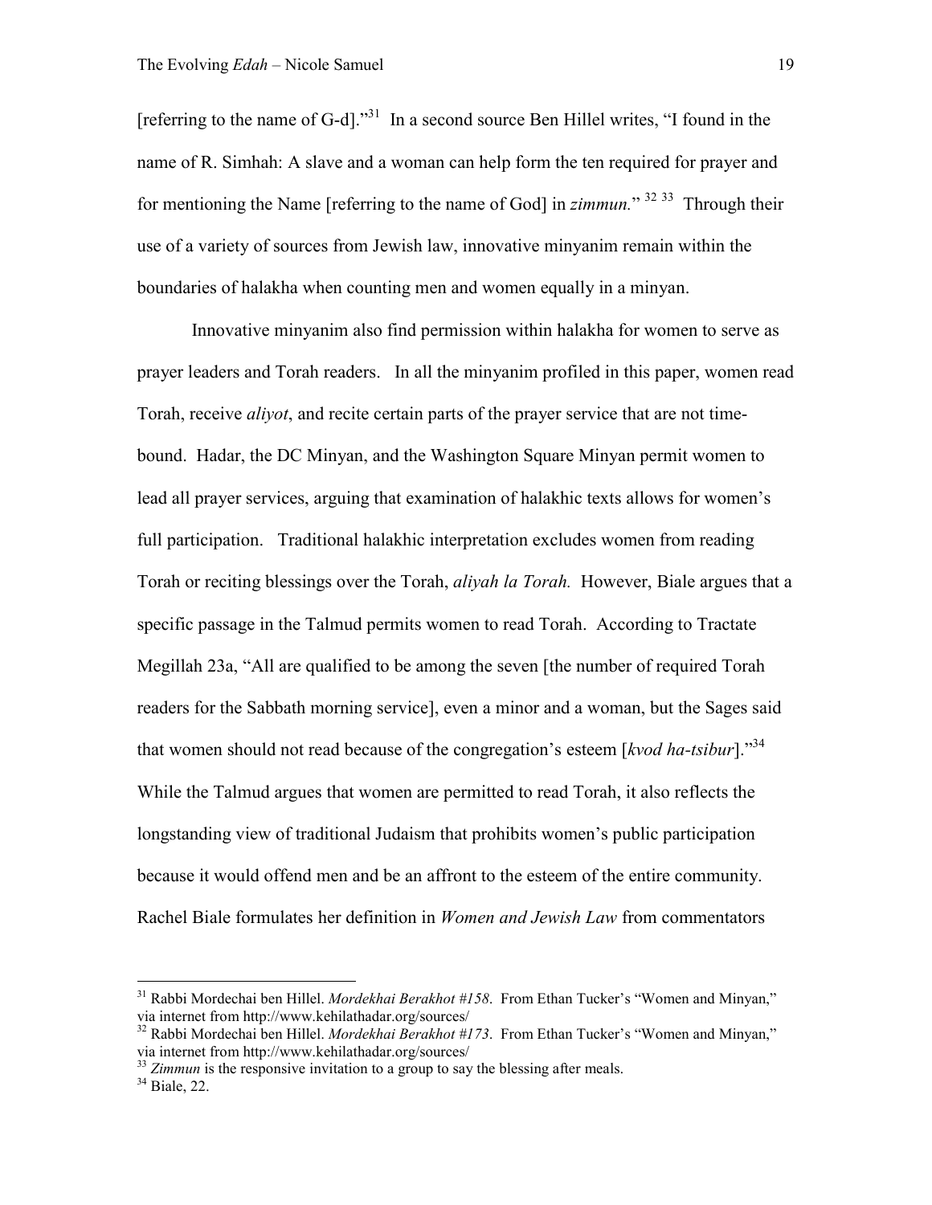[referring to the name of G-d]."[31] In a second source Ben Hillel writes, "I found in the name of R. Simhah: A slave and a woman can help form the ten required for prayer and for mentioning the Name [referring to the name of God] in *zimmun.*" [32] [33] Through their use of a variety of sources from Jewish law, innovative minyanim remain within the boundaries of halakha when counting men and women equally in a minyan.

Innovative minyanim also find permission within halakha for women to serve as prayer leaders and Torah readers. In all the minyanim profiled in this paper, women read Torah, receive *aliyot*, and recite certain parts of the prayer service that are not time-bound. Hadar, the DC Minyan, and the Washington Square Minyan permit women to lead all prayer services, arguing that examination of halakhic texts allows for women's full participation. Traditional halakhic interpretation excludes women from reading Torah or reciting blessings over the Torah, *aliyah la Torah.* However, Biale argues that a specific passage in the Talmud permits women to read Torah. According to Tractate Megillah 23a, "All are qualified to be among the seven [the number of required Torah readers for the Sabbath morning service], even a minor and a woman, but the Sages said that women should not read because of the congregation's esteem [*kvod ha-tsibur*]."[34] While the Talmud argues that women are permitted to read Torah, it also reflects the longstanding view of traditional Judaism that prohibits women's public participation because it would offend men and be an affront to the esteem of the entire community. Rachel Biale formulates her definition in *Women and Jewish Law* from commentators

---

[31] Rabbi Mordechai ben Hillel. *Mordekhai Berakhot #158*. From Ethan Tucker's "Women and Minyan," via internet from http://www.kehilathadar.org/sources/

[32] Rabbi Mordechai ben Hillel. *Mordekhai Berakhot #173*. From Ethan Tucker's "Women and Minyan," via internet from http://www.kehilathadar.org/sources/

[33] *Zimmun* is the responsive invitation to a group to say the blessing after meals.

[34] Biale, 22.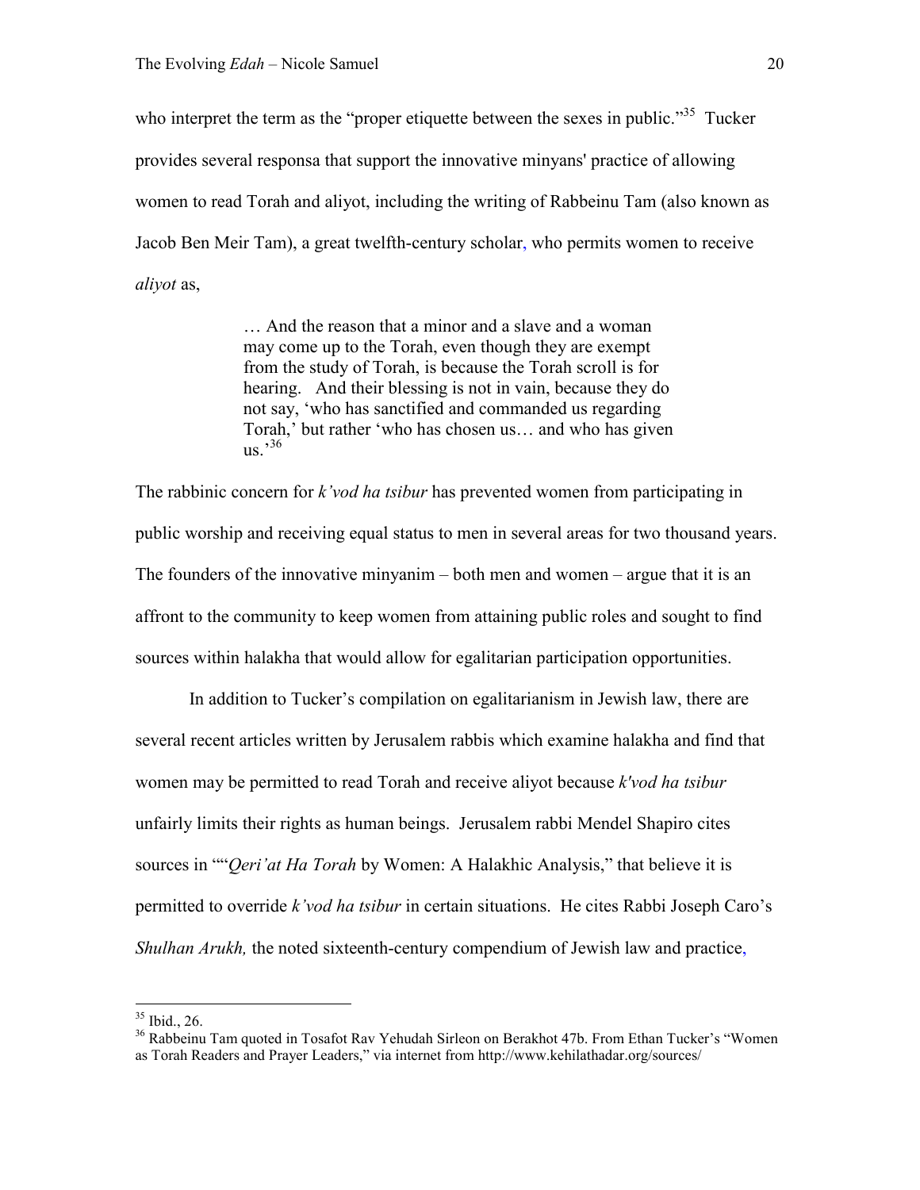who interpret the term as the "proper etiquette between the sexes in public."[35] Tucker provides several responsa that support the innovative minyans' practice of allowing women to read Torah and aliyot, including the writing of Rabbeinu Tam (also known as Jacob Ben Meir Tam), a great twelfth-century scholar, who permits women to receive *aliyot* as,

> … And the reason that a minor and a slave and a woman may come up to the Torah, even though they are exempt from the study of Torah, is because the Torah scroll is for hearing. And their blessing is not in vain, because they do not say, 'who has sanctified and commanded us regarding Torah,' but rather 'who has chosen us… and who has given us.'[36]

The rabbinic concern for *k'vod ha tsibur* has prevented women from participating in public worship and receiving equal status to men in several areas for two thousand years. The founders of the innovative minyanim – both men and women – argue that it is an affront to the community to keep women from attaining public roles and sought to find sources within halakha that would allow for egalitarian participation opportunities.

In addition to Tucker's compilation on egalitarianism in Jewish law, there are several recent articles written by Jerusalem rabbis which examine halakha and find that women may be permitted to read Torah and receive aliyot because *k'vod ha tsibur* unfairly limits their rights as human beings. Jerusalem rabbi Mendel Shapiro cites sources in ""*Qeri'at Ha Torah* by Women: A Halakhic Analysis," that believe it is permitted to override *k'vod ha tsibur* in certain situations. He cites Rabbi Joseph Caro's *Shulhan Arukh,* the noted sixteenth-century compendium of Jewish law and practice,

---

[35] Ibid., 26.

[36] Rabbeinu Tam quoted in Tosafot Rav Yehudah Sirleon on Berakhot 47b. From Ethan Tucker's "Women as Torah Readers and Prayer Leaders," via internet from http://www.kehilathadar.org/sources/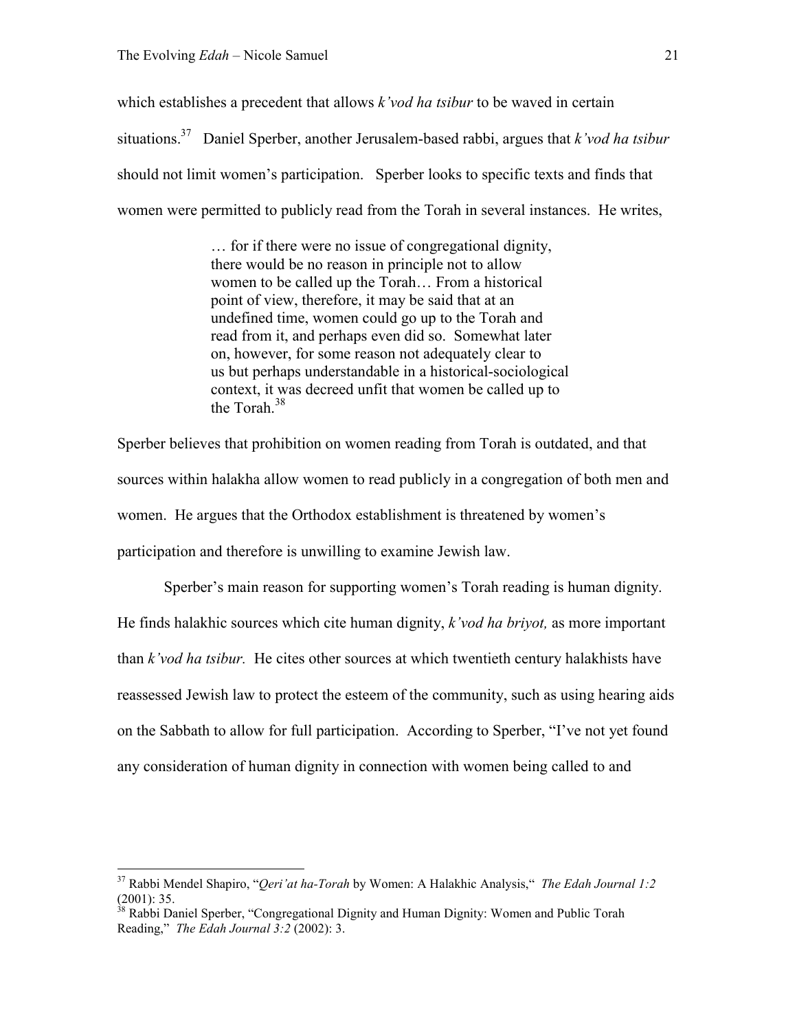which establishes a precedent that allows *k'vod ha tsibur* to be waved in certain situations.[37] Daniel Sperber, another Jerusalem-based rabbi, argues that *k'vod ha tsibur* should not limit women's participation. Sperber looks to specific texts and finds that women were permitted to publicly read from the Torah in several instances. He writes,

> … for if there were no issue of congregational dignity, there would be no reason in principle not to allow women to be called up the Torah… From a historical point of view, therefore, it may be said that at an undefined time, women could go up to the Torah and read from it, and perhaps even did so. Somewhat later on, however, for some reason not adequately clear to us but perhaps understandable in a historical-sociological context, it was decreed unfit that women be called up to the Torah.[38]

Sperber believes that prohibition on women reading from Torah is outdated, and that sources within halakha allow women to read publicly in a congregation of both men and women. He argues that the Orthodox establishment is threatened by women's participation and therefore is unwilling to examine Jewish law.

Sperber's main reason for supporting women's Torah reading is human dignity. He finds halakhic sources which cite human dignity, *k'vod ha briyot,* as more important than *k'vod ha tsibur.* He cites other sources at which twentieth century halakhists have reassessed Jewish law to protect the esteem of the community, such as using hearing aids on the Sabbath to allow for full participation. According to Sperber, "I've not yet found any consideration of human dignity in connection with women being called to and

---

[37] Rabbi Mendel Shapiro, "*Qeri'at ha-Torah* by Women: A Halakhic Analysis," *The Edah Journal 1:2* (2001): 35.

[38] Rabbi Daniel Sperber, "Congregational Dignity and Human Dignity: Women and Public Torah Reading," *The Edah Journal 3:2* (2002): 3.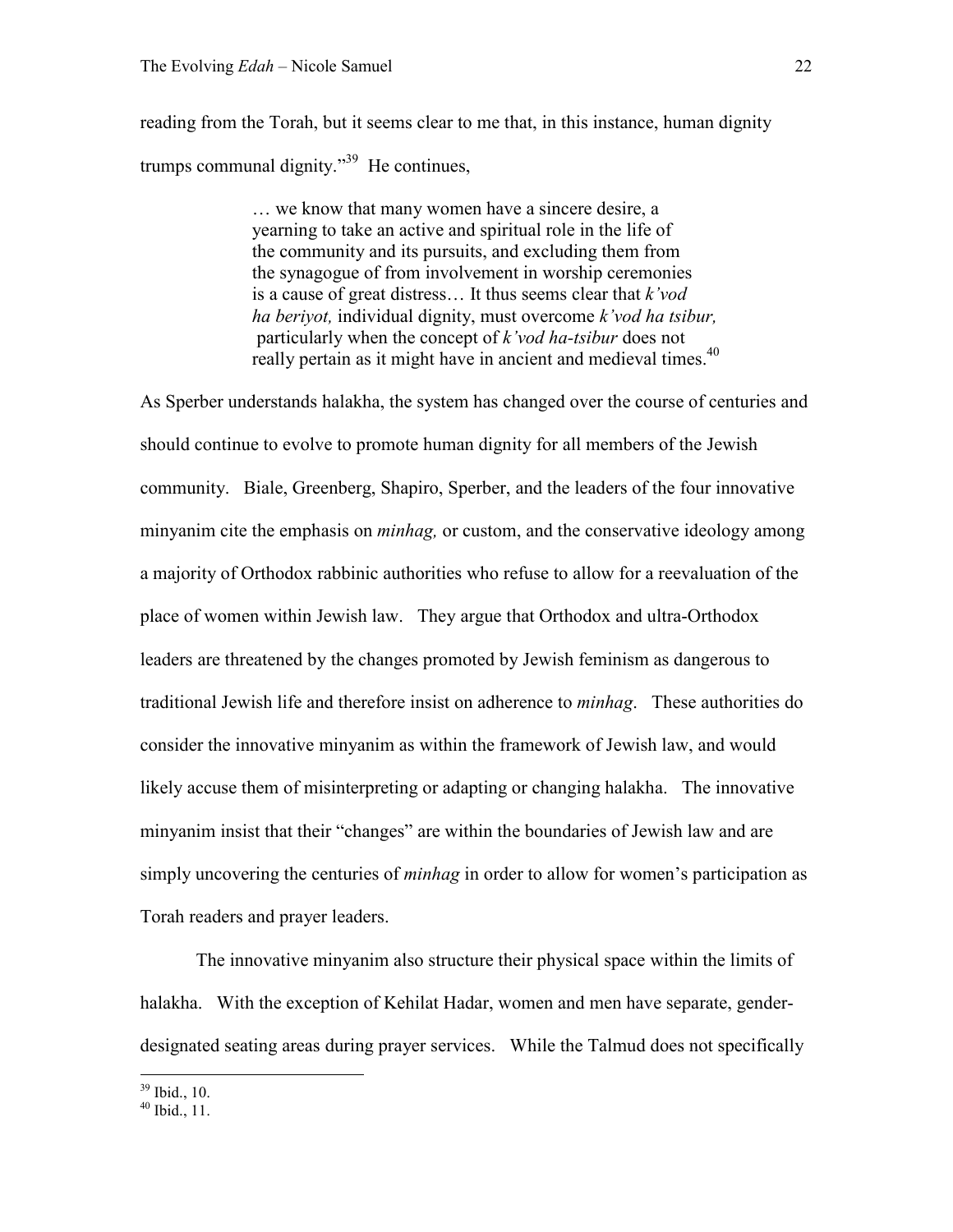reading from the Torah, but it seems clear to me that, in this instance, human dignity trumps communal dignity."[39] He continues,

> … we know that many women have a sincere desire, a yearning to take an active and spiritual role in the life of the community and its pursuits, and excluding them from the synagogue of from involvement in worship ceremonies is a cause of great distress… It thus seems clear that *k'vod ha beriyot,* individual dignity, must overcome *k'vod ha tsibur,* particularly when the concept of *k'vod ha-tsibur* does not really pertain as it might have in ancient and medieval times.[40]

As Sperber understands halakha, the system has changed over the course of centuries and should continue to evolve to promote human dignity for all members of the Jewish community. Biale, Greenberg, Shapiro, Sperber, and the leaders of the four innovative minyanim cite the emphasis on *minhag,* or custom, and the conservative ideology among a majority of Orthodox rabbinic authorities who refuse to allow for a reevaluation of the place of women within Jewish law. They argue that Orthodox and ultra-Orthodox leaders are threatened by the changes promoted by Jewish feminism as dangerous to traditional Jewish life and therefore insist on adherence to *minhag*. These authorities do consider the innovative minyanim as within the framework of Jewish law, and would likely accuse them of misinterpreting or adapting or changing halakha. The innovative minyanim insist that their "changes" are within the boundaries of Jewish law and are simply uncovering the centuries of *minhag* in order to allow for women's participation as Torah readers and prayer leaders.

The innovative minyanim also structure their physical space within the limits of halakha. With the exception of Kehilat Hadar, women and men have separate, gender-designated seating areas during prayer services. While the Talmud does not specifically

---

[39] Ibid., 10.

[40] Ibid., 11.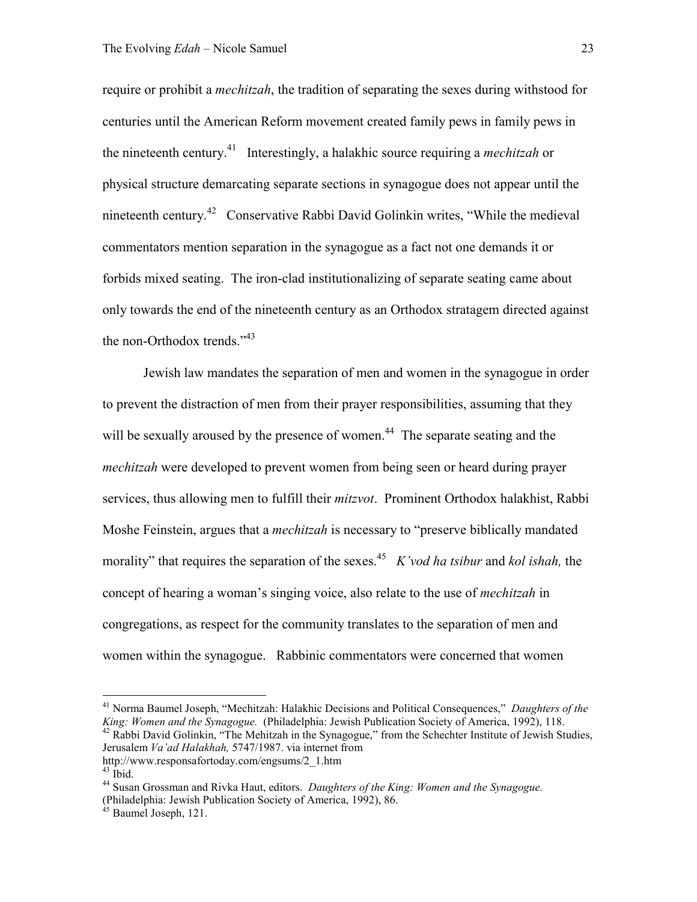require or prohibit a *mechitzah*, the tradition of separating the sexes during withstood for centuries until the American Reform movement created family pews in family pews in the nineteenth century.[41] Interestingly, a halakhic source requiring a *mechitzah* or physical structure demarcating separate sections in synagogue does not appear until the nineteenth century.[42] Conservative Rabbi David Golinkin writes, "While the medieval commentators mention separation in the synagogue as a fact not one demands it or forbids mixed seating. The iron-clad institutionalizing of separate seating came about only towards the end of the nineteenth century as an Orthodox stratagem directed against the non-Orthodox trends."[43]

Jewish law mandates the separation of men and women in the synagogue in order to prevent the distraction of men from their prayer responsibilities, assuming that they will be sexually aroused by the presence of women.[44] The separate seating and the *mechitzah* were developed to prevent women from being seen or heard during prayer services, thus allowing men to fulfill their *mitzvot*. Prominent Orthodox halakhist, Rabbi Moshe Feinstein, argues that a *mechitzah* is necessary to "preserve biblically mandated morality" that requires the separation of the sexes.[45] *K'vod ha tsibur* and *kol ishah,* the concept of hearing a woman's singing voice, also relate to the use of *mechitzah* in congregations, as respect for the community translates to the separation of men and women within the synagogue. Rabbinic commentators were concerned that women

---

[41] Norma Baumel Joseph, "Mechitzah: Halakhic Decisions and Political Consequences," *Daughters of the King: Women and the Synagogue.* (Philadelphia: Jewish Publication Society of America, 1992), 118.

[42] Rabbi David Golinkin, "The Mehitzah in the Synagogue," from the Schechter Institute of Jewish Studies, Jerusalem *Va'ad Halakhah,* 5747/1987. via internet from http://www.responsafortoday.com/engsums/2_1.htm

[43] Ibid.

[44] Susan Grossman and Rivka Haut, editors. *Daughters of the King: Women and the Synagogue.* (Philadelphia: Jewish Publication Society of America, 1992), 86.

[45] Baumel Joseph, 121.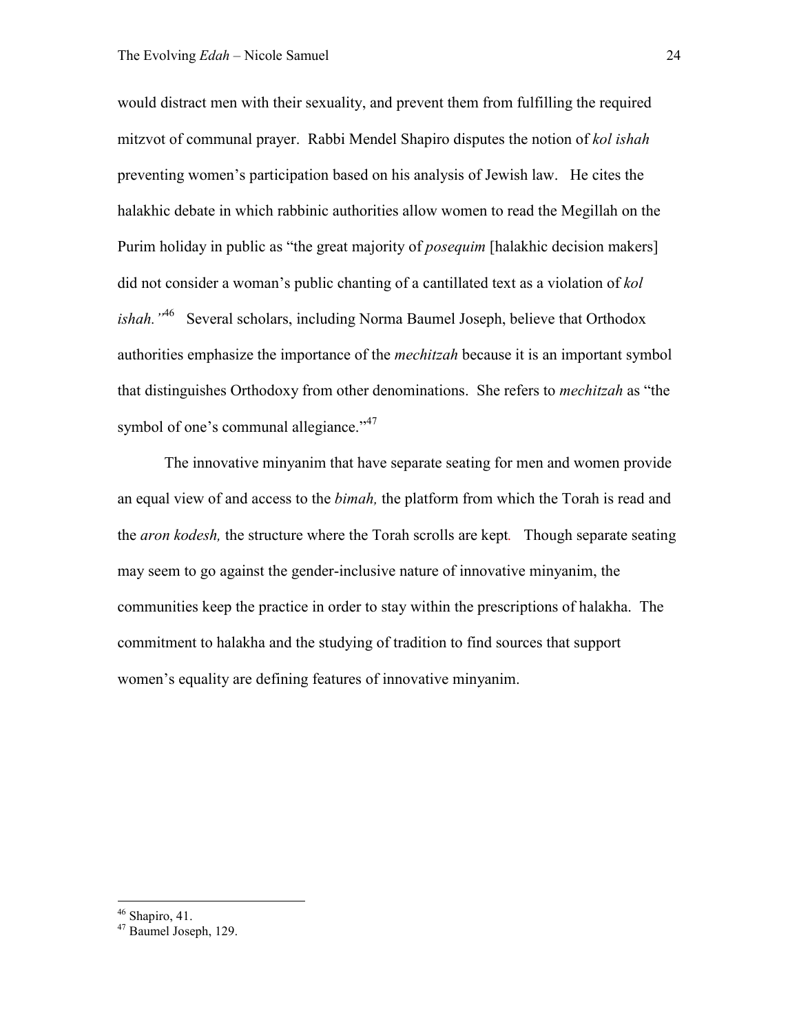would distract men with their sexuality, and prevent them from fulfilling the required mitzvot of communal prayer. Rabbi Mendel Shapiro disputes the notion of *kol ishah* preventing women's participation based on his analysis of Jewish law. He cites the halakhic debate in which rabbinic authorities allow women to read the Megillah on the Purim holiday in public as "the great majority of *posequim* [halakhic decision makers] did not consider a woman's public chanting of a cantillated text as a violation of *kol ishah.*"[46] Several scholars, including Norma Baumel Joseph, believe that Orthodox authorities emphasize the importance of the *mechitzah* because it is an important symbol that distinguishes Orthodoxy from other denominations. She refers to *mechitzah* as "the symbol of one's communal allegiance."[47]

The innovative minyanim that have separate seating for men and women provide an equal view of and access to the *bimah,* the platform from which the Torah is read and the *aron kodesh,* the structure where the Torah scrolls are kept. Though separate seating may seem to go against the gender-inclusive nature of innovative minyanim, the communities keep the practice in order to stay within the prescriptions of halakha. The commitment to halakha and the studying of tradition to find sources that support women's equality are defining features of innovative minyanim.

---

[46] Shapiro, 41.
[47] Baumel Joseph, 129.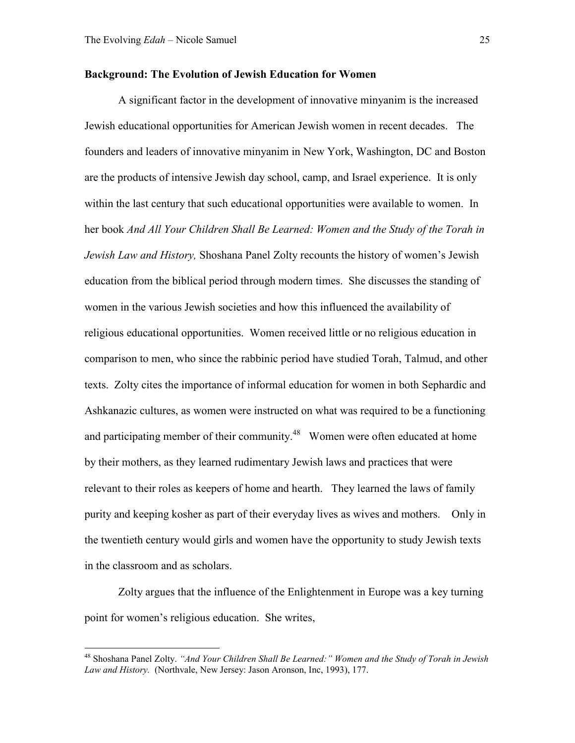**Background: The Evolution of Jewish Education for Women**

A significant factor in the development of innovative minyanim is the increased Jewish educational opportunities for American Jewish women in recent decades. The founders and leaders of innovative minyanim in New York, Washington, DC and Boston are the products of intensive Jewish day school, camp, and Israel experience. It is only within the last century that such educational opportunities were available to women. In her book *And All Your Children Shall Be Learned: Women and the Study of the Torah in Jewish Law and History,* Shoshana Panel Zolty recounts the history of women's Jewish education from the biblical period through modern times. She discusses the standing of women in the various Jewish societies and how this influenced the availability of religious educational opportunities. Women received little or no religious education in comparison to men, who since the rabbinic period have studied Torah, Talmud, and other texts. Zolty cites the importance of informal education for women in both Sephardic and Ashkanazic cultures, as women were instructed on what was required to be a functioning and participating member of their community.[48] Women were often educated at home by their mothers, as they learned rudimentary Jewish laws and practices that were relevant to their roles as keepers of home and hearth. They learned the laws of family purity and keeping kosher as part of their everyday lives as wives and mothers. Only in the twentieth century would girls and women have the opportunity to study Jewish texts in the classroom and as scholars.

Zolty argues that the influence of the Enlightenment in Europe was a key turning point for women's religious education. She writes,

---

[48] Shoshana Panel Zolty. *"And Your Children Shall Be Learned:" Women and the Study of Torah in Jewish Law and History.* (Northvale, New Jersey: Jason Aronson, Inc, 1993), 177.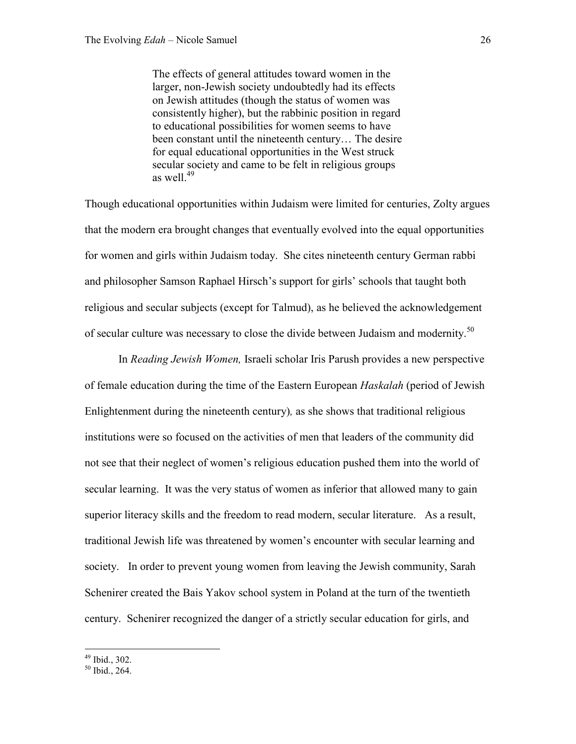> The effects of general attitudes toward women in the larger, non-Jewish society undoubtedly had its effects on Jewish attitudes (though the status of women was consistently higher), but the rabbinic position in regard to educational possibilities for women seems to have been constant until the nineteenth century… The desire for equal educational opportunities in the West struck secular society and came to be felt in religious groups as well.[49]

Though educational opportunities within Judaism were limited for centuries, Zolty argues that the modern era brought changes that eventually evolved into the equal opportunities for women and girls within Judaism today. She cites nineteenth century German rabbi and philosopher Samson Raphael Hirsch's support for girls' schools that taught both religious and secular subjects (except for Talmud), as he believed the acknowledgement of secular culture was necessary to close the divide between Judaism and modernity.[50]

In *Reading Jewish Women,* Israeli scholar Iris Parush provides a new perspective of female education during the time of the Eastern European *Haskalah* (period of Jewish Enlightenment during the nineteenth century)*,* as she shows that traditional religious institutions were so focused on the activities of men that leaders of the community did not see that their neglect of women's religious education pushed them into the world of secular learning. It was the very status of women as inferior that allowed many to gain superior literacy skills and the freedom to read modern, secular literature. As a result, traditional Jewish life was threatened by women's encounter with secular learning and society. In order to prevent young women from leaving the Jewish community, Sarah Schenirer created the Bais Yakov school system in Poland at the turn of the twentieth century. Schenirer recognized the danger of a strictly secular education for girls, and

---

[49] Ibid., 302.

[50] Ibid., 264.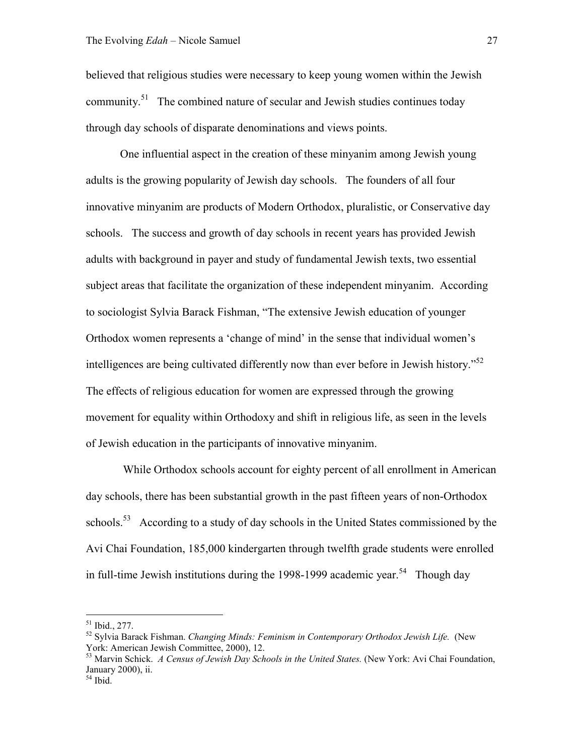believed that religious studies were necessary to keep young women within the Jewish community.[51] The combined nature of secular and Jewish studies continues today through day schools of disparate denominations and views points.

One influential aspect in the creation of these minyanim among Jewish young adults is the growing popularity of Jewish day schools. The founders of all four innovative minyanim are products of Modern Orthodox, pluralistic, or Conservative day schools. The success and growth of day schools in recent years has provided Jewish adults with background in payer and study of fundamental Jewish texts, two essential subject areas that facilitate the organization of these independent minyanim. According to sociologist Sylvia Barack Fishman, "The extensive Jewish education of younger Orthodox women represents a 'change of mind' in the sense that individual women's intelligences are being cultivated differently now than ever before in Jewish history."[52] The effects of religious education for women are expressed through the growing movement for equality within Orthodoxy and shift in religious life, as seen in the levels of Jewish education in the participants of innovative minyanim.

While Orthodox schools account for eighty percent of all enrollment in American day schools, there has been substantial growth in the past fifteen years of non-Orthodox schools.[53] According to a study of day schools in the United States commissioned by the Avi Chai Foundation, 185,000 kindergarten through twelfth grade students were enrolled in full-time Jewish institutions during the 1998-1999 academic year.[54] Though day

---

[51] Ibid., 277.

[52] Sylvia Barack Fishman. *Changing Minds: Feminism in Contemporary Orthodox Jewish Life.* (New York: American Jewish Committee, 2000), 12.

[53] Marvin Schick. *A Census of Jewish Day Schools in the United States.* (New York: Avi Chai Foundation, January 2000), ii.

[54] Ibid.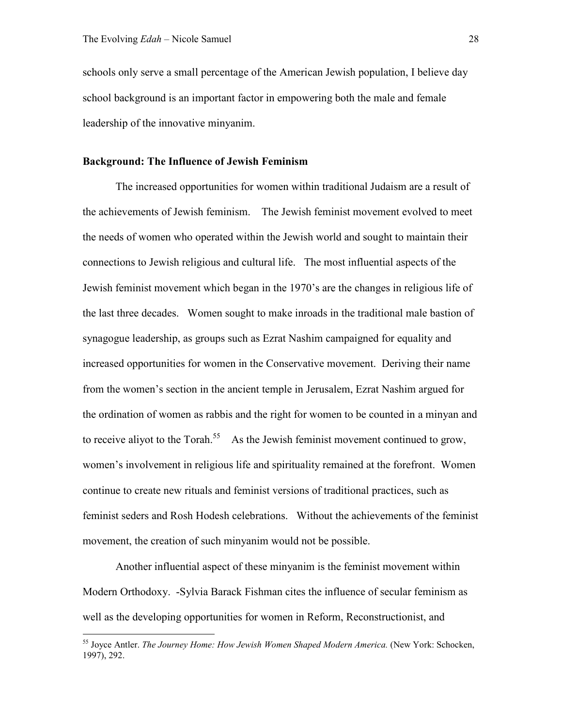schools only serve a small percentage of the American Jewish population, I believe day school background is an important factor in empowering both the male and female leadership of the innovative minyanim.

**Background: The Influence of Jewish Feminism**

The increased opportunities for women within traditional Judaism are a result of the achievements of Jewish feminism. The Jewish feminist movement evolved to meet the needs of women who operated within the Jewish world and sought to maintain their connections to Jewish religious and cultural life. The most influential aspects of the Jewish feminist movement which began in the 1970's are the changes in religious life of the last three decades. Women sought to make inroads in the traditional male bastion of synagogue leadership, as groups such as Ezrat Nashim campaigned for equality and increased opportunities for women in the Conservative movement. Deriving their name from the women's section in the ancient temple in Jerusalem, Ezrat Nashim argued for the ordination of women as rabbis and the right for women to be counted in a minyan and to receive aliyot to the Torah.[55] As the Jewish feminist movement continued to grow, women's involvement in religious life and spirituality remained at the forefront. Women continue to create new rituals and feminist versions of traditional practices, such as feminist seders and Rosh Hodesh celebrations. Without the achievements of the feminist movement, the creation of such minyanim would not be possible.

Another influential aspect of these minyanim is the feminist movement within Modern Orthodoxy. -Sylvia Barack Fishman cites the influence of secular feminism as well as the developing opportunities for women in Reform, Reconstructionist, and

[55] Joyce Antler. *The Journey Home: How Jewish Women Shaped Modern America.* (New York: Schocken, 1997), 292.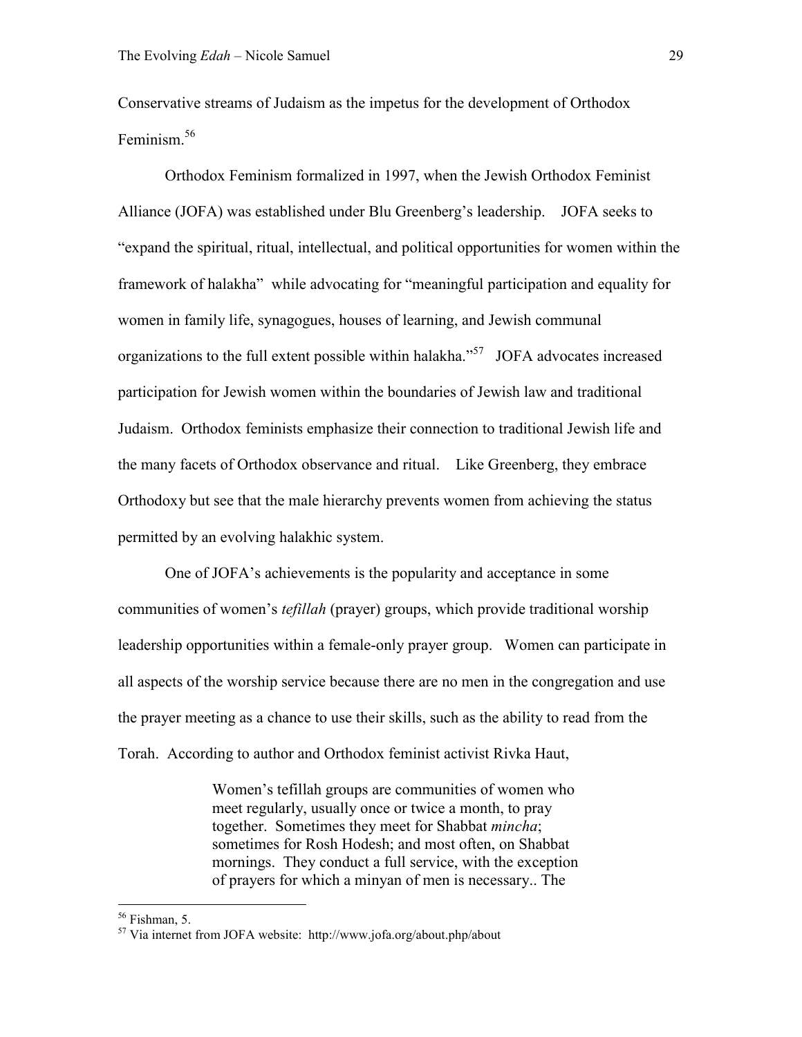Conservative streams of Judaism as the impetus for the development of Orthodox Feminism.[56]

Orthodox Feminism formalized in 1997, when the Jewish Orthodox Feminist Alliance (JOFA) was established under Blu Greenberg's leadership. JOFA seeks to "expand the spiritual, ritual, intellectual, and political opportunities for women within the framework of halakha" while advocating for "meaningful participation and equality for women in family life, synagogues, houses of learning, and Jewish communal organizations to the full extent possible within halakha."[57] JOFA advocates increased participation for Jewish women within the boundaries of Jewish law and traditional Judaism. Orthodox feminists emphasize their connection to traditional Jewish life and the many facets of Orthodox observance and ritual. Like Greenberg, they embrace Orthodoxy but see that the male hierarchy prevents women from achieving the status permitted by an evolving halakhic system.

One of JOFA's achievements is the popularity and acceptance in some communities of women's *tefillah* (prayer) groups, which provide traditional worship leadership opportunities within a female-only prayer group. Women can participate in all aspects of the worship service because there are no men in the congregation and use the prayer meeting as a chance to use their skills, such as the ability to read from the Torah. According to author and Orthodox feminist activist Rivka Haut,

> Women's tefillah groups are communities of women who meet regularly, usually once or twice a month, to pray together. Sometimes they meet for Shabbat *mincha*; sometimes for Rosh Hodesh; and most often, on Shabbat mornings. They conduct a full service, with the exception of prayers for which a minyan of men is necessary.. The

---

[56] Fishman, 5.

[57] Via internet from JOFA website: http://www.jofa.org/about.php/about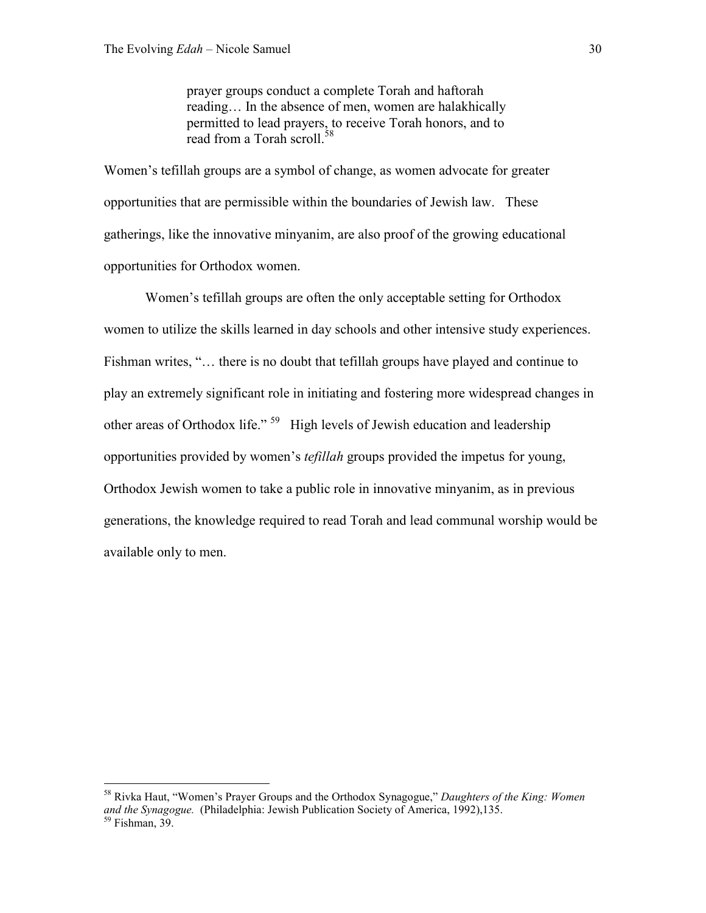> prayer groups conduct a complete Torah and haftorah reading… In the absence of men, women are halakhically permitted to lead prayers, to receive Torah honors, and to read from a Torah scroll.[58]

Women's tefillah groups are a symbol of change, as women advocate for greater opportunities that are permissible within the boundaries of Jewish law. These gatherings, like the innovative minyanim, are also proof of the growing educational opportunities for Orthodox women.

Women's tefillah groups are often the only acceptable setting for Orthodox women to utilize the skills learned in day schools and other intensive study experiences. Fishman writes, "… there is no doubt that tefillah groups have played and continue to play an extremely significant role in initiating and fostering more widespread changes in other areas of Orthodox life."[59] High levels of Jewish education and leadership opportunities provided by women's *tefillah* groups provided the impetus for young, Orthodox Jewish women to take a public role in innovative minyanim, as in previous generations, the knowledge required to read Torah and lead communal worship would be available only to men.

---

[58] Rivka Haut, "Women's Prayer Groups and the Orthodox Synagogue," *Daughters of the King: Women and the Synagogue.* (Philadelphia: Jewish Publication Society of America, 1992),135.

[59] Fishman, 39.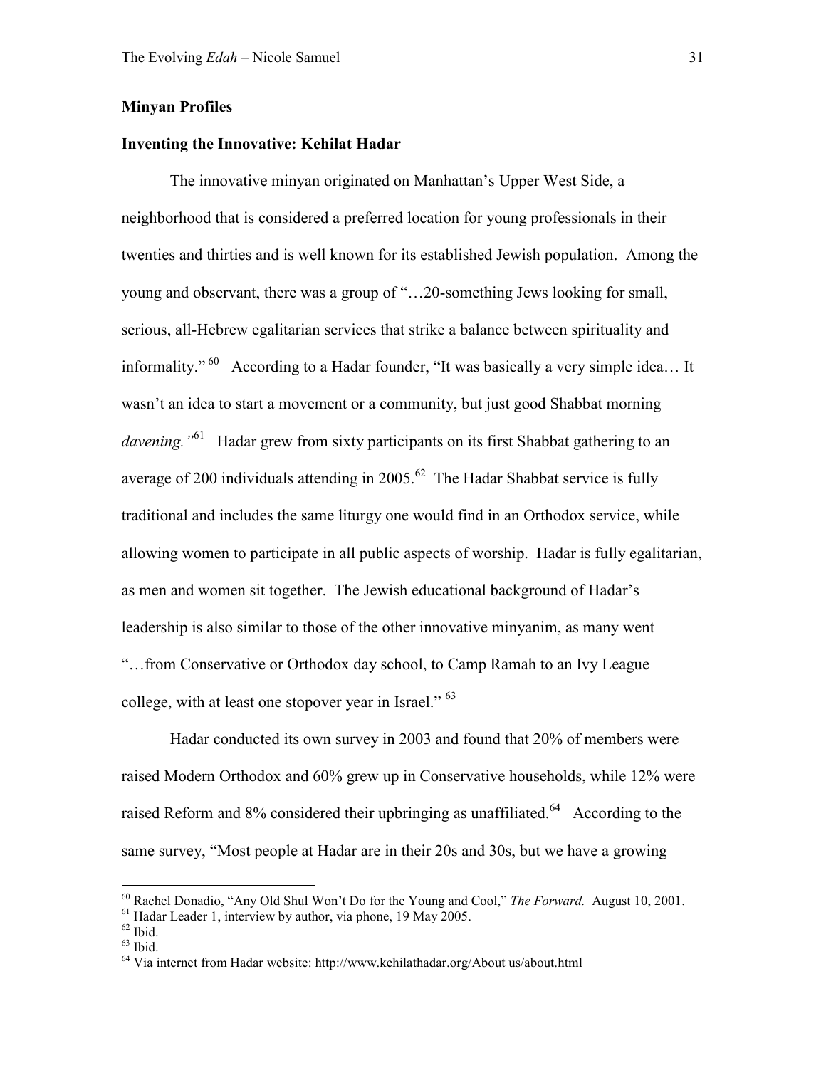**Minyan Profiles**

**Inventing the Innovative: Kehilat Hadar**

The innovative minyan originated on Manhattan's Upper West Side, a neighborhood that is considered a preferred location for young professionals in their twenties and thirties and is well known for its established Jewish population. Among the young and observant, there was a group of "…20-something Jews looking for small, serious, all-Hebrew egalitarian services that strike a balance between spirituality and informality."[60] According to a Hadar founder, "It was basically a very simple idea… It wasn't an idea to start a movement or a community, but just good Shabbat morning *davening."*[61] Hadar grew from sixty participants on its first Shabbat gathering to an average of 200 individuals attending in 2005.[62] The Hadar Shabbat service is fully traditional and includes the same liturgy one would find in an Orthodox service, while allowing women to participate in all public aspects of worship. Hadar is fully egalitarian, as men and women sit together. The Jewish educational background of Hadar's leadership is also similar to those of the other innovative minyanim, as many went "…from Conservative or Orthodox day school, to Camp Ramah to an Ivy League college, with at least one stopover year in Israel."[63]

Hadar conducted its own survey in 2003 and found that 20% of members were raised Modern Orthodox and 60% grew up in Conservative households, while 12% were raised Reform and 8% considered their upbringing as unaffiliated.[64] According to the same survey, "Most people at Hadar are in their 20s and 30s, but we have a growing

---

[60] Rachel Donadio, "Any Old Shul Won't Do for the Young and Cool," *The Forward.* August 10, 2001.

[61] Hadar Leader 1, interview by author, via phone, 19 May 2005.

[62] Ibid.

[63] Ibid.

[64] Via internet from Hadar website: http://www.kehilathadar.org/About us/about.html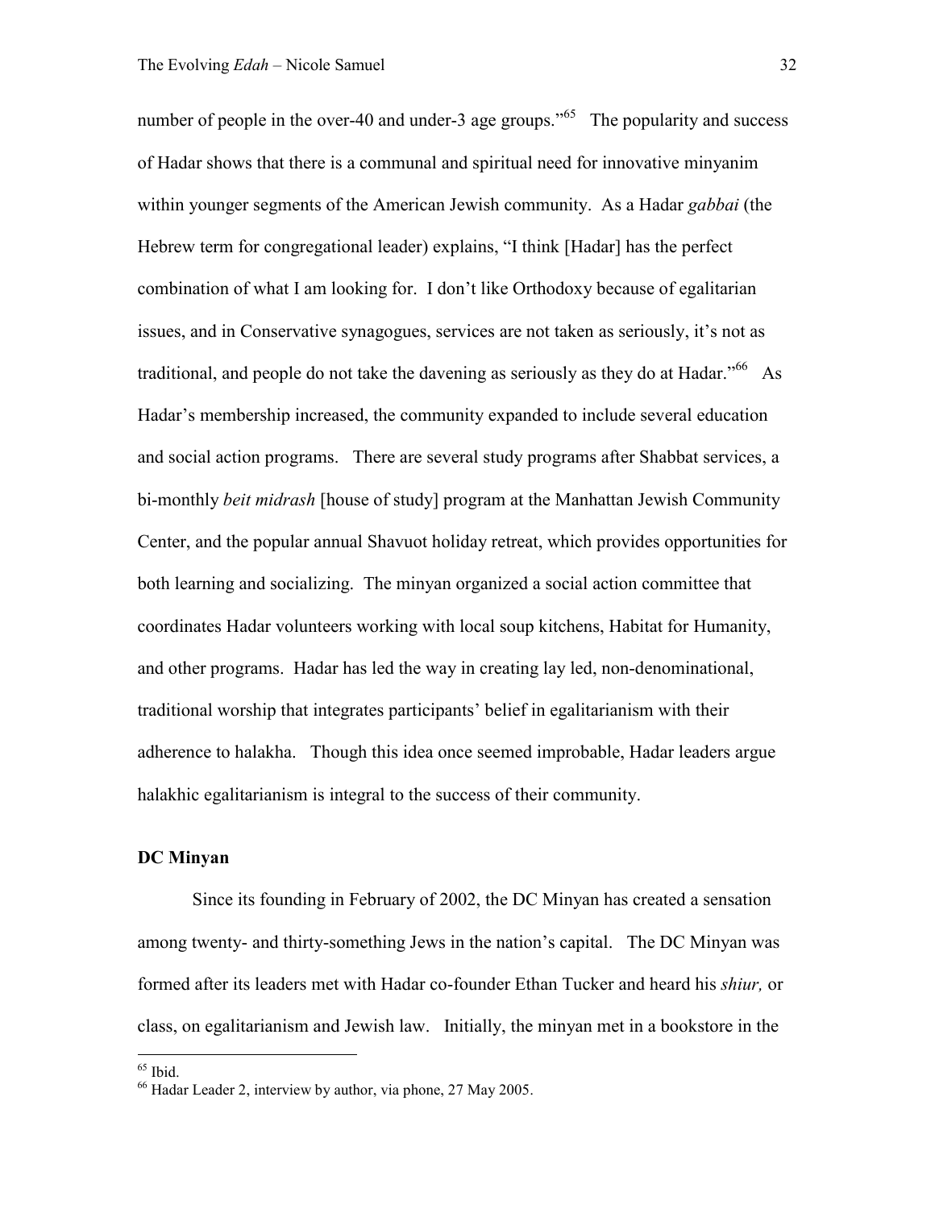number of people in the over-40 and under-3 age groups."[65] The popularity and success of Hadar shows that there is a communal and spiritual need for innovative minyanim within younger segments of the American Jewish community. As a Hadar *gabbai* (the Hebrew term for congregational leader) explains, "I think [Hadar] has the perfect combination of what I am looking for. I don't like Orthodoxy because of egalitarian issues, and in Conservative synagogues, services are not taken as seriously, it's not as traditional, and people do not take the davening as seriously as they do at Hadar."[66] As Hadar's membership increased, the community expanded to include several education and social action programs. There are several study programs after Shabbat services, a bi-monthly *beit midrash* [house of study] program at the Manhattan Jewish Community Center, and the popular annual Shavuot holiday retreat, which provides opportunities for both learning and socializing. The minyan organized a social action committee that coordinates Hadar volunteers working with local soup kitchens, Habitat for Humanity, and other programs. Hadar has led the way in creating lay led, non-denominational, traditional worship that integrates participants' belief in egalitarianism with their adherence to halakha. Though this idea once seemed improbable, Hadar leaders argue halakhic egalitarianism is integral to the success of their community.

**DC Minyan**

Since its founding in February of 2002, the DC Minyan has created a sensation among twenty- and thirty-something Jews in the nation's capital. The DC Minyan was formed after its leaders met with Hadar co-founder Ethan Tucker and heard his *shiur,* or class, on egalitarianism and Jewish law. Initially, the minyan met in a bookstore in the

---

[65] Ibid.

[66] Hadar Leader 2, interview by author, via phone, 27 May 2005.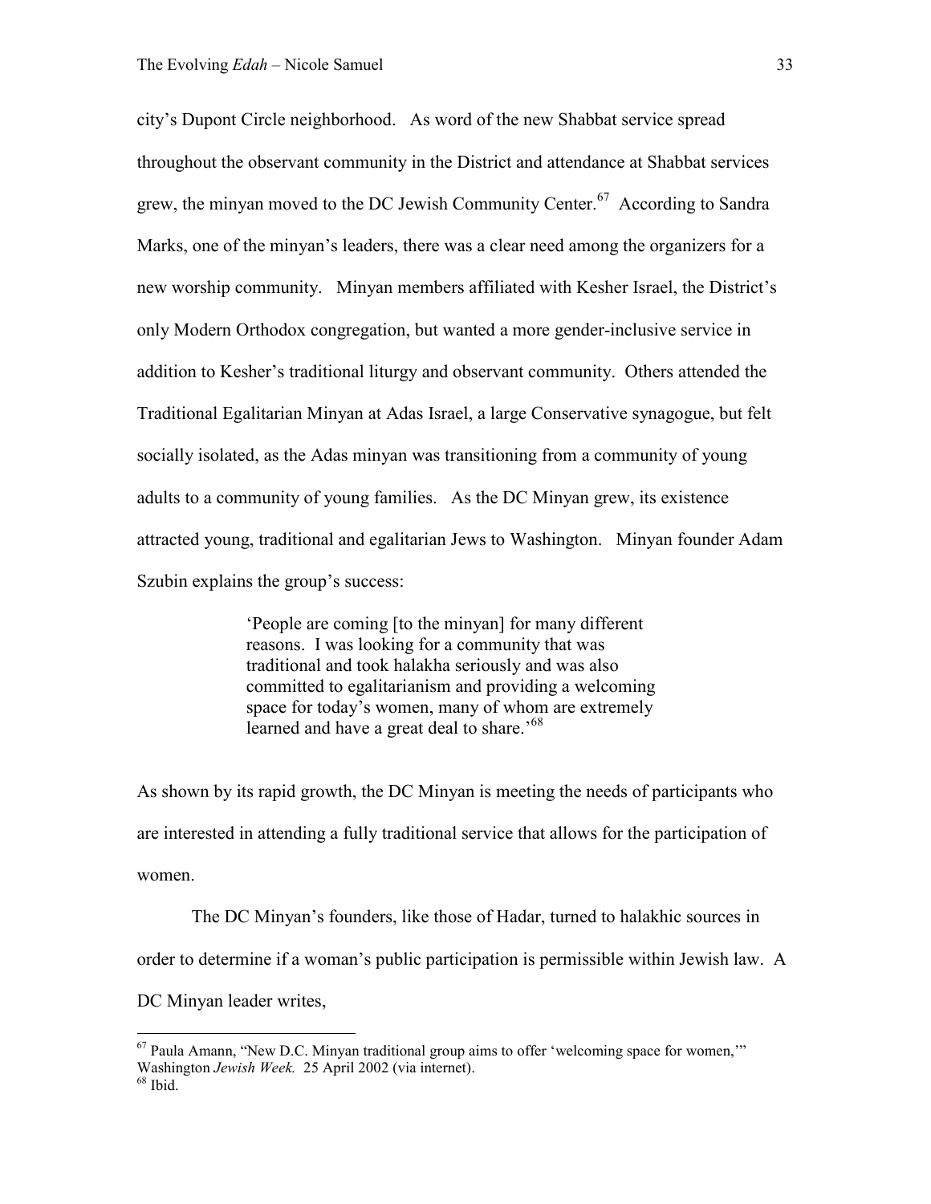city's Dupont Circle neighborhood. As word of the new Shabbat service spread throughout the observant community in the District and attendance at Shabbat services grew, the minyan moved to the DC Jewish Community Center.[67] According to Sandra Marks, one of the minyan's leaders, there was a clear need among the organizers for a new worship community. Minyan members affiliated with Kesher Israel, the District's only Modern Orthodox congregation, but wanted a more gender-inclusive service in addition to Kesher's traditional liturgy and observant community. Others attended the Traditional Egalitarian Minyan at Adas Israel, a large Conservative synagogue, but felt socially isolated, as the Adas minyan was transitioning from a community of young adults to a community of young families. As the DC Minyan grew, its existence attracted young, traditional and egalitarian Jews to Washington. Minyan founder Adam Szubin explains the group's success:

> 'People are coming [to the minyan] for many different reasons. I was looking for a community that was traditional and took halakha seriously and was also committed to egalitarianism and providing a welcoming space for today's women, many of whom are extremely learned and have a great deal to share.'[68]

As shown by its rapid growth, the DC Minyan is meeting the needs of participants who are interested in attending a fully traditional service that allows for the participation of women.

The DC Minyan's founders, like those of Hadar, turned to halakhic sources in order to determine if a woman's public participation is permissible within Jewish law. A DC Minyan leader writes,

---

[67] Paula Amann, "New D.C. Minyan traditional group aims to offer 'welcoming space for women,'" Washington *Jewish Week.* 25 April 2002 (via internet).

[68] Ibid.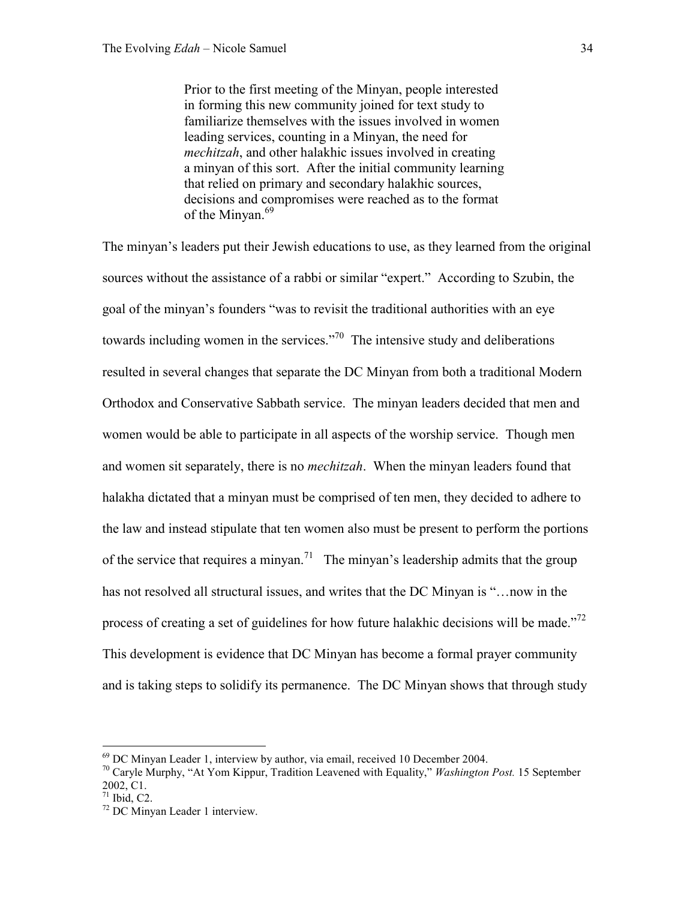> Prior to the first meeting of the Minyan, people interested in forming this new community joined for text study to familiarize themselves with the issues involved in women leading services, counting in a Minyan, the need for *mechitzah*, and other halakhic issues involved in creating a minyan of this sort. After the initial community learning that relied on primary and secondary halakhic sources, decisions and compromises were reached as to the format of the Minyan.[69]

The minyan's leaders put their Jewish educations to use, as they learned from the original sources without the assistance of a rabbi or similar "expert." According to Szubin, the goal of the minyan's founders "was to revisit the traditional authorities with an eye towards including women in the services."[70] The intensive study and deliberations resulted in several changes that separate the DC Minyan from both a traditional Modern Orthodox and Conservative Sabbath service. The minyan leaders decided that men and women would be able to participate in all aspects of the worship service. Though men and women sit separately, there is no *mechitzah*. When the minyan leaders found that halakha dictated that a minyan must be comprised of ten men, they decided to adhere to the law and instead stipulate that ten women also must be present to perform the portions of the service that requires a minyan.[71] The minyan's leadership admits that the group has not resolved all structural issues, and writes that the DC Minyan is "…now in the process of creating a set of guidelines for how future halakhic decisions will be made."[72] This development is evidence that DC Minyan has become a formal prayer community and is taking steps to solidify its permanence. The DC Minyan shows that through study

---

[69] DC Minyan Leader 1, interview by author, via email, received 10 December 2004.

[70] Caryle Murphy, "At Yom Kippur, Tradition Leavened with Equality," *Washington Post.* 15 September 2002, C1.

[71] Ibid, C2.

[72] DC Minyan Leader 1 interview.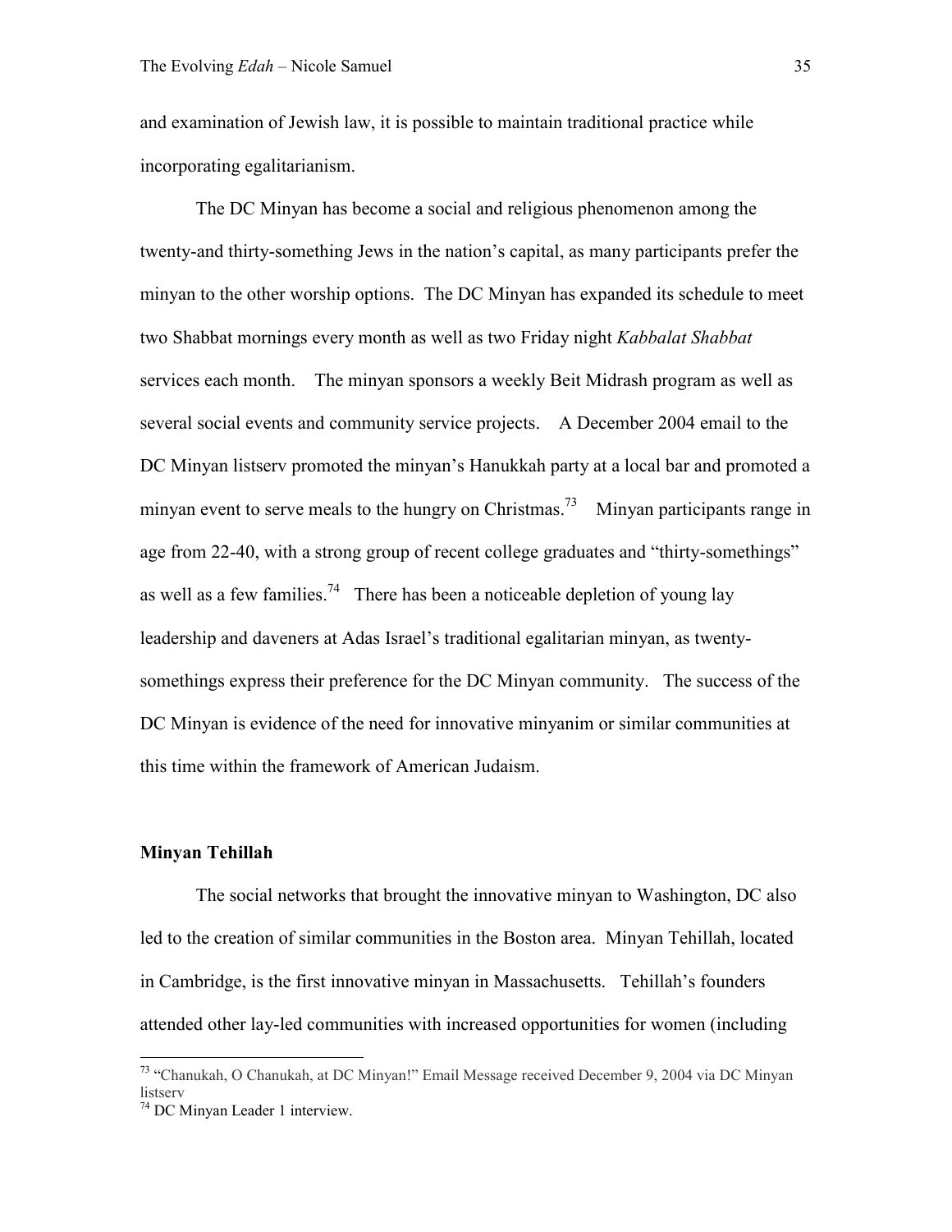and examination of Jewish law, it is possible to maintain traditional practice while incorporating egalitarianism.

The DC Minyan has become a social and religious phenomenon among the twenty-and thirty-something Jews in the nation's capital, as many participants prefer the minyan to the other worship options. The DC Minyan has expanded its schedule to meet two Shabbat mornings every month as well as two Friday night *Kabbalat Shabbat* services each month. The minyan sponsors a weekly Beit Midrash program as well as several social events and community service projects. A December 2004 email to the DC Minyan listserv promoted the minyan's Hanukkah party at a local bar and promoted a minyan event to serve meals to the hungry on Christmas.[73] Minyan participants range in age from 22-40, with a strong group of recent college graduates and "thirty-somethings" as well as a few families.[74] There has been a noticeable depletion of young lay leadership and daveners at Adas Israel's traditional egalitarian minyan, as twenty-somethings express their preference for the DC Minyan community. The success of the DC Minyan is evidence of the need for innovative minyanim or similar communities at this time within the framework of American Judaism.

**Minyan Tehillah**

The social networks that brought the innovative minyan to Washington, DC also led to the creation of similar communities in the Boston area. Minyan Tehillah, located in Cambridge, is the first innovative minyan in Massachusetts. Tehillah's founders attended other lay-led communities with increased opportunities for women (including

---

[73] "Chanukah, O Chanukah, at DC Minyan!" Email Message received December 9, 2004 via DC Minyan listserv

[74] DC Minyan Leader 1 interview.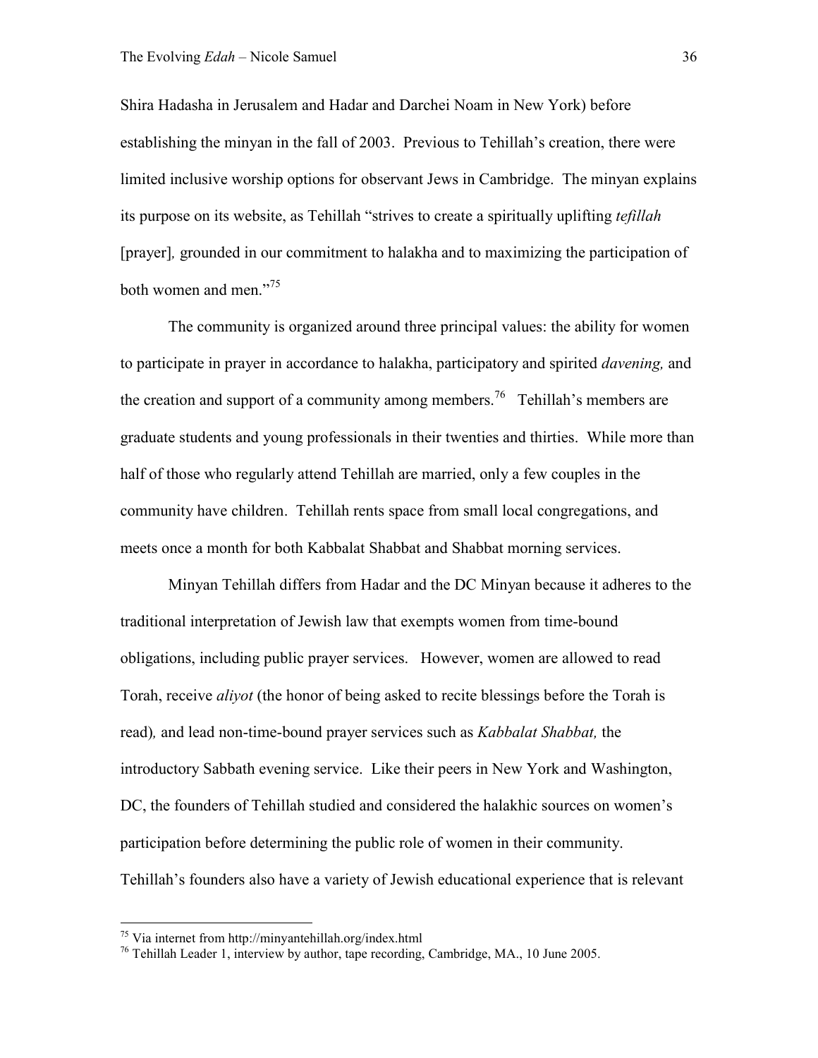Shira Hadasha in Jerusalem and Hadar and Darchei Noam in New York) before establishing the minyan in the fall of 2003. Previous to Tehillah's creation, there were limited inclusive worship options for observant Jews in Cambridge. The minyan explains its purpose on its website, as Tehillah "strives to create a spiritually uplifting *tefillah* [prayer]*,* grounded in our commitment to halakha and to maximizing the participation of both women and men."[75]

The community is organized around three principal values: the ability for women to participate in prayer in accordance to halakha, participatory and spirited *davening,* and the creation and support of a community among members.[76] Tehillah's members are graduate students and young professionals in their twenties and thirties. While more than half of those who regularly attend Tehillah are married, only a few couples in the community have children. Tehillah rents space from small local congregations, and meets once a month for both Kabbalat Shabbat and Shabbat morning services.

Minyan Tehillah differs from Hadar and the DC Minyan because it adheres to the traditional interpretation of Jewish law that exempts women from time-bound obligations, including public prayer services. However, women are allowed to read Torah, receive *aliyot* (the honor of being asked to recite blessings before the Torah is read)*,* and lead non-time-bound prayer services such as *Kabbalat Shabbat,* the introductory Sabbath evening service. Like their peers in New York and Washington, DC, the founders of Tehillah studied and considered the halakhic sources on women's participation before determining the public role of women in their community. Tehillah's founders also have a variety of Jewish educational experience that is relevant

[75] Via internet from http://minyantehillah.org/index.html

[76] Tehillah Leader 1, interview by author, tape recording, Cambridge, MA., 10 June 2005.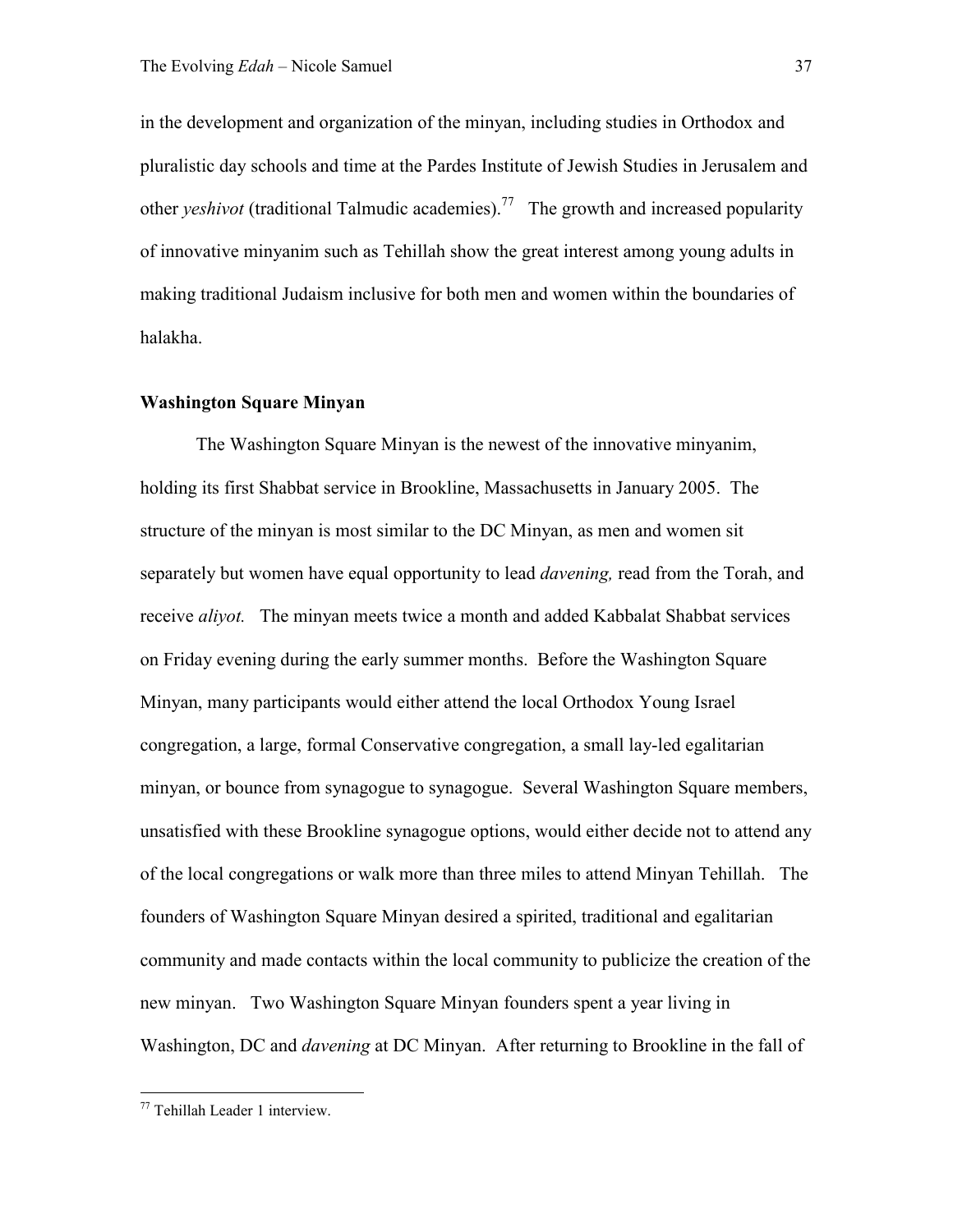in the development and organization of the minyan, including studies in Orthodox and pluralistic day schools and time at the Pardes Institute of Jewish Studies in Jerusalem and other *yeshivot* (traditional Talmudic academies).[77] The growth and increased popularity of innovative minyanim such as Tehillah show the great interest among young adults in making traditional Judaism inclusive for both men and women within the boundaries of halakha.

**Washington Square Minyan**

The Washington Square Minyan is the newest of the innovative minyanim, holding its first Shabbat service in Brookline, Massachusetts in January 2005. The structure of the minyan is most similar to the DC Minyan, as men and women sit separately but women have equal opportunity to lead *davening,* read from the Torah, and receive *aliyot.* The minyan meets twice a month and added Kabbalat Shabbat services on Friday evening during the early summer months. Before the Washington Square Minyan, many participants would either attend the local Orthodox Young Israel congregation, a large, formal Conservative congregation, a small lay-led egalitarian minyan, or bounce from synagogue to synagogue. Several Washington Square members, unsatisfied with these Brookline synagogue options, would either decide not to attend any of the local congregations or walk more than three miles to attend Minyan Tehillah. The founders of Washington Square Minyan desired a spirited, traditional and egalitarian community and made contacts within the local community to publicize the creation of the new minyan. Two Washington Square Minyan founders spent a year living in Washington, DC and *davening* at DC Minyan. After returning to Brookline in the fall of

[77] Tehillah Leader 1 interview.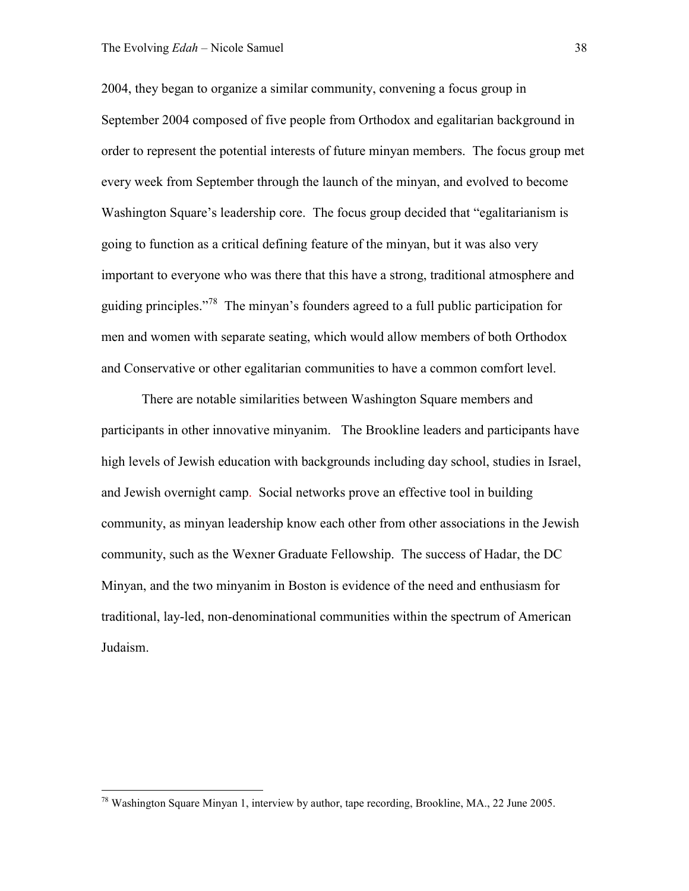2004, they began to organize a similar community, convening a focus group in September 2004 composed of five people from Orthodox and egalitarian background in order to represent the potential interests of future minyan members. The focus group met every week from September through the launch of the minyan, and evolved to become Washington Square's leadership core. The focus group decided that "egalitarianism is going to function as a critical defining feature of the minyan, but it was also very important to everyone who was there that this have a strong, traditional atmosphere and guiding principles."[78] The minyan's founders agreed to a full public participation for men and women with separate seating, which would allow members of both Orthodox and Conservative or other egalitarian communities to have a common comfort level.

There are notable similarities between Washington Square members and participants in other innovative minyanim. The Brookline leaders and participants have high levels of Jewish education with backgrounds including day school, studies in Israel, and Jewish overnight camp. Social networks prove an effective tool in building community, as minyan leadership know each other from other associations in the Jewish community, such as the Wexner Graduate Fellowship. The success of Hadar, the DC Minyan, and the two minyanim in Boston is evidence of the need and enthusiasm for traditional, lay-led, non-denominational communities within the spectrum of American Judaism.

---

[78] Washington Square Minyan 1, interview by author, tape recording, Brookline, MA., 22 June 2005.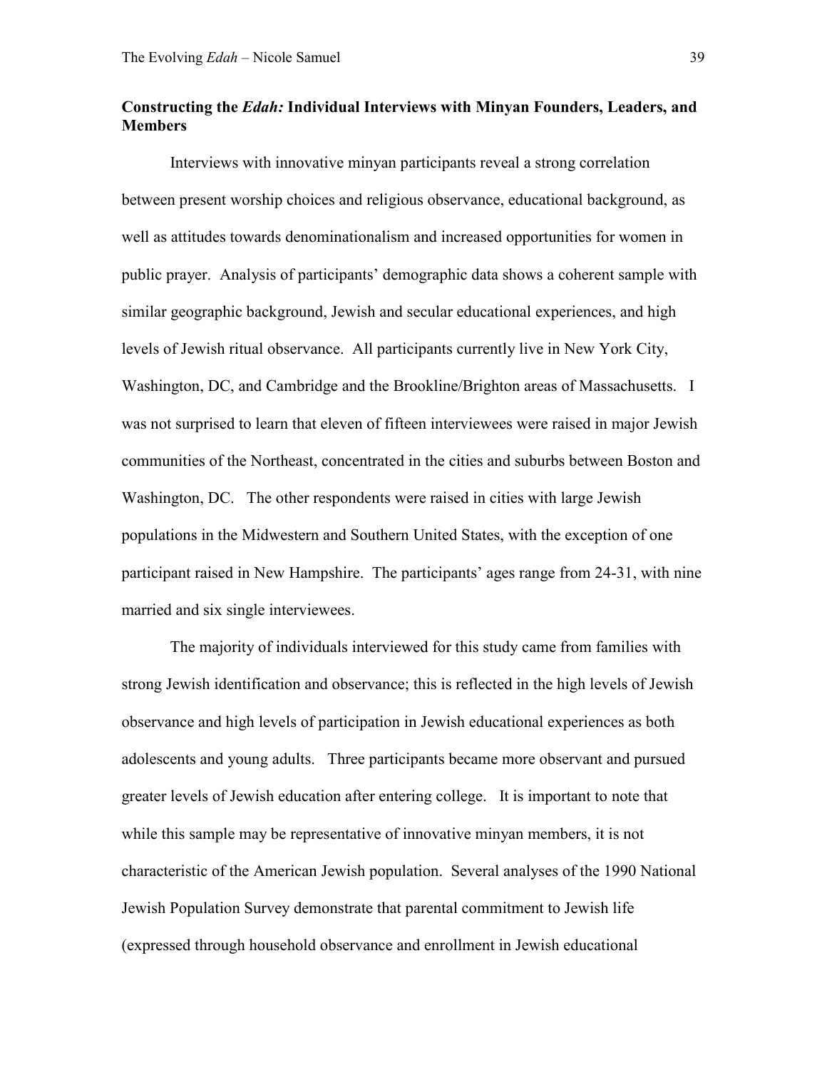## Constructing the *Edah:* Individual Interviews with Minyan Founders, Leaders, and Members

Interviews with innovative minyan participants reveal a strong correlation between present worship choices and religious observance, educational background, as well as attitudes towards denominationalism and increased opportunities for women in public prayer. Analysis of participants' demographic data shows a coherent sample with similar geographic background, Jewish and secular educational experiences, and high levels of Jewish ritual observance. All participants currently live in New York City, Washington, DC, and Cambridge and the Brookline/Brighton areas of Massachusetts. I was not surprised to learn that eleven of fifteen interviewees were raised in major Jewish communities of the Northeast, concentrated in the cities and suburbs between Boston and Washington, DC. The other respondents were raised in cities with large Jewish populations in the Midwestern and Southern United States, with the exception of one participant raised in New Hampshire. The participants' ages range from 24-31, with nine married and six single interviewees.

The majority of individuals interviewed for this study came from families with strong Jewish identification and observance; this is reflected in the high levels of Jewish observance and high levels of participation in Jewish educational experiences as both adolescents and young adults. Three participants became more observant and pursued greater levels of Jewish education after entering college. It is important to note that while this sample may be representative of innovative minyan members, it is not characteristic of the American Jewish population. Several analyses of the 1990 National Jewish Population Survey demonstrate that parental commitment to Jewish life (expressed through household observance and enrollment in Jewish educational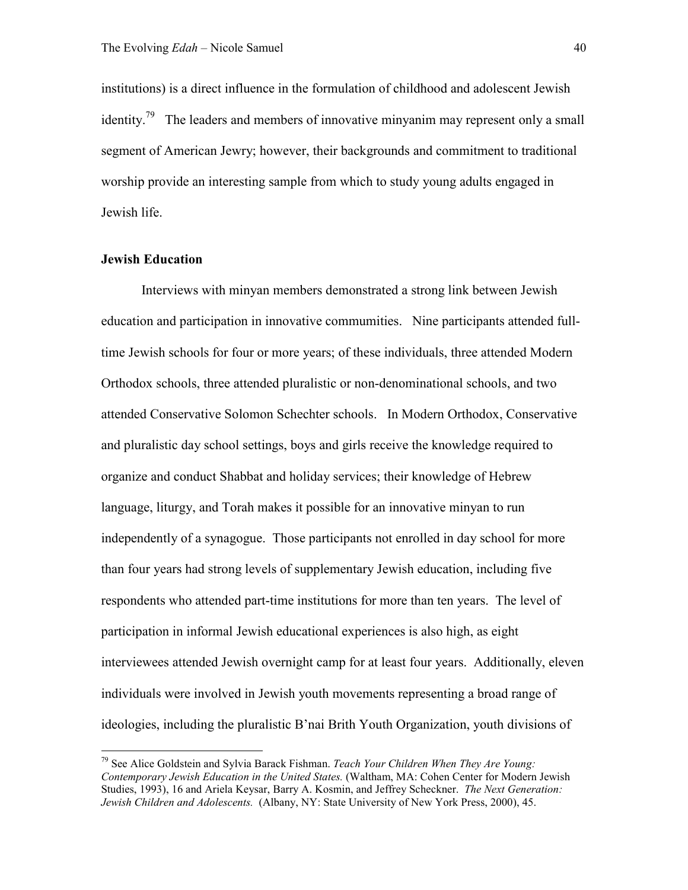institutions) is a direct influence in the formulation of childhood and adolescent Jewish identity.[79] The leaders and members of innovative minyanim may represent only a small segment of American Jewry; however, their backgrounds and commitment to traditional worship provide an interesting sample from which to study young adults engaged in Jewish life.

### Jewish Education

Interviews with minyan members demonstrated a strong link between Jewish education and participation in innovative commumities. Nine participants attended full-time Jewish schools for four or more years; of these individuals, three attended Modern Orthodox schools, three attended pluralistic or non-denominational schools, and two attended Conservative Solomon Schechter schools. In Modern Orthodox, Conservative and pluralistic day school settings, boys and girls receive the knowledge required to organize and conduct Shabbat and holiday services; their knowledge of Hebrew language, liturgy, and Torah makes it possible for an innovative minyan to run independently of a synagogue. Those participants not enrolled in day school for more than four years had strong levels of supplementary Jewish education, including five respondents who attended part-time institutions for more than ten years. The level of participation in informal Jewish educational experiences is also high, as eight interviewees attended Jewish overnight camp for at least four years. Additionally, eleven individuals were involved in Jewish youth movements representing a broad range of ideologies, including the pluralistic B'nai Brith Youth Organization, youth divisions of

---

[79] See Alice Goldstein and Sylvia Barack Fishman. *Teach Your Children When They Are Young: Contemporary Jewish Education in the United States.* (Waltham, MA: Cohen Center for Modern Jewish Studies, 1993), 16 and Ariela Keysar, Barry A. Kosmin, and Jeffrey Scheckner. *The Next Generation: Jewish Children and Adolescents.* (Albany, NY: State University of New York Press, 2000), 45.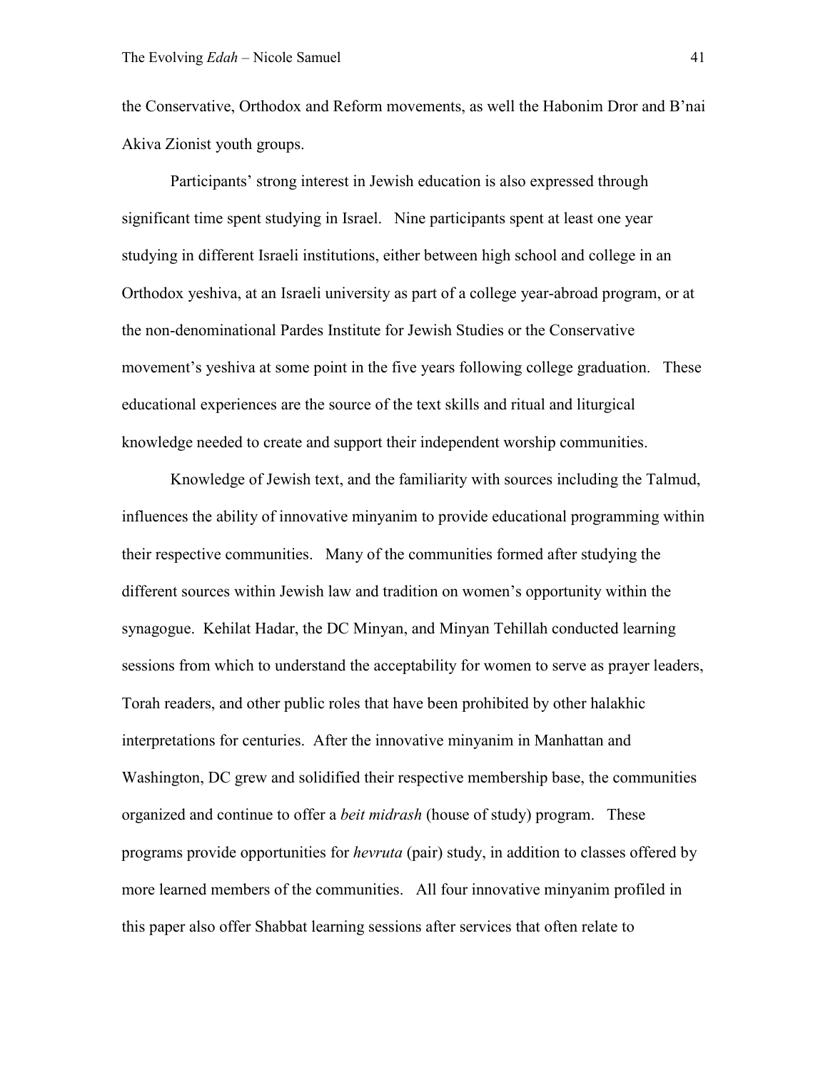the Conservative, Orthodox and Reform movements, as well the Habonim Dror and B'nai Akiva Zionist youth groups.

Participants' strong interest in Jewish education is also expressed through significant time spent studying in Israel. Nine participants spent at least one year studying in different Israeli institutions, either between high school and college in an Orthodox yeshiva, at an Israeli university as part of a college year-abroad program, or at the non-denominational Pardes Institute for Jewish Studies or the Conservative movement's yeshiva at some point in the five years following college graduation. These educational experiences are the source of the text skills and ritual and liturgical knowledge needed to create and support their independent worship communities.

Knowledge of Jewish text, and the familiarity with sources including the Talmud, influences the ability of innovative minyanim to provide educational programming within their respective communities. Many of the communities formed after studying the different sources within Jewish law and tradition on women's opportunity within the synagogue. Kehilat Hadar, the DC Minyan, and Minyan Tehillah conducted learning sessions from which to understand the acceptability for women to serve as prayer leaders, Torah readers, and other public roles that have been prohibited by other halakhic interpretations for centuries. After the innovative minyanim in Manhattan and Washington, DC grew and solidified their respective membership base, the communities organized and continue to offer a *beit midrash* (house of study) program. These programs provide opportunities for *hevruta* (pair) study, in addition to classes offered by more learned members of the communities. All four innovative minyanim profiled in this paper also offer Shabbat learning sessions after services that often relate to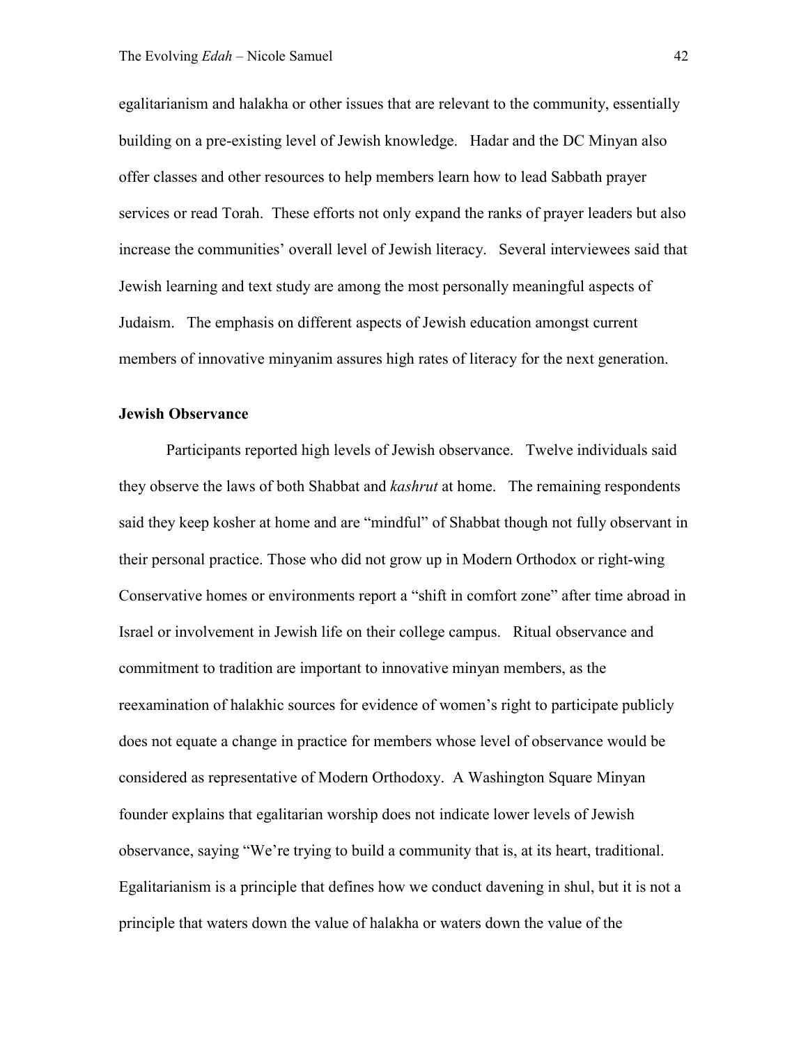egalitarianism and halakha or other issues that are relevant to the community, essentially building on a pre-existing level of Jewish knowledge. Hadar and the DC Minyan also offer classes and other resources to help members learn how to lead Sabbath prayer services or read Torah. These efforts not only expand the ranks of prayer leaders but also increase the communities' overall level of Jewish literacy. Several interviewees said that Jewish learning and text study are among the most personally meaningful aspects of Judaism. The emphasis on different aspects of Jewish education amongst current members of innovative minyanim assures high rates of literacy for the next generation.

**Jewish Observance**

Participants reported high levels of Jewish observance. Twelve individuals said they observe the laws of both Shabbat and *kashrut* at home. The remaining respondents said they keep kosher at home and are "mindful" of Shabbat though not fully observant in their personal practice. Those who did not grow up in Modern Orthodox or right-wing Conservative homes or environments report a "shift in comfort zone" after time abroad in Israel or involvement in Jewish life on their college campus. Ritual observance and commitment to tradition are important to innovative minyan members, as the reexamination of halakhic sources for evidence of women's right to participate publicly does not equate a change in practice for members whose level of observance would be considered as representative of Modern Orthodoxy. A Washington Square Minyan founder explains that egalitarian worship does not indicate lower levels of Jewish observance, saying "We're trying to build a community that is, at its heart, traditional. Egalitarianism is a principle that defines how we conduct davening in shul, but it is not a principle that waters down the value of halakha or waters down the value of the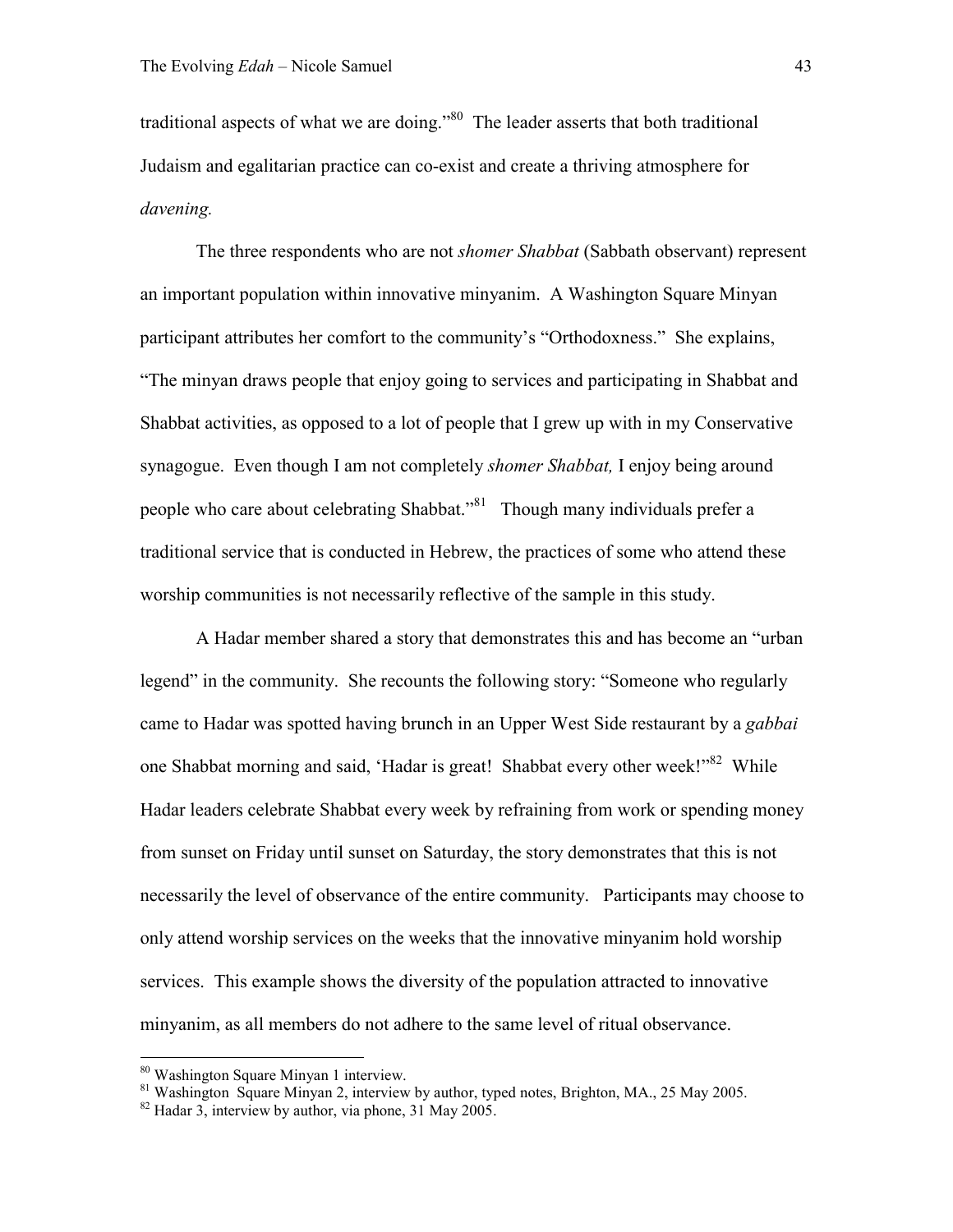traditional aspects of what we are doing."[80] The leader asserts that both traditional Judaism and egalitarian practice can co-exist and create a thriving atmosphere for *davening.*

The three respondents who are not *shomer Shabbat* (Sabbath observant) represent an important population within innovative minyanim. A Washington Square Minyan participant attributes her comfort to the community's "Orthodoxness." She explains, "The minyan draws people that enjoy going to services and participating in Shabbat and Shabbat activities, as opposed to a lot of people that I grew up with in my Conservative synagogue. Even though I am not completely *shomer Shabbat,* I enjoy being around people who care about celebrating Shabbat."[81] Though many individuals prefer a traditional service that is conducted in Hebrew, the practices of some who attend these worship communities is not necessarily reflective of the sample in this study.

A Hadar member shared a story that demonstrates this and has become an "urban legend" in the community. She recounts the following story: "Someone who regularly came to Hadar was spotted having brunch in an Upper West Side restaurant by a *gabbai* one Shabbat morning and said, 'Hadar is great! Shabbat every other week!'"[82] While Hadar leaders celebrate Shabbat every week by refraining from work or spending money from sunset on Friday until sunset on Saturday, the story demonstrates that this is not necessarily the level of observance of the entire community. Participants may choose to only attend worship services on the weeks that the innovative minyanim hold worship services. This example shows the diversity of the population attracted to innovative minyanim, as all members do not adhere to the same level of ritual observance.

---

[80] Washington Square Minyan 1 interview.

[81] Washington Square Minyan 2, interview by author, typed notes, Brighton, MA., 25 May 2005.

[82] Hadar 3, interview by author, via phone, 31 May 2005.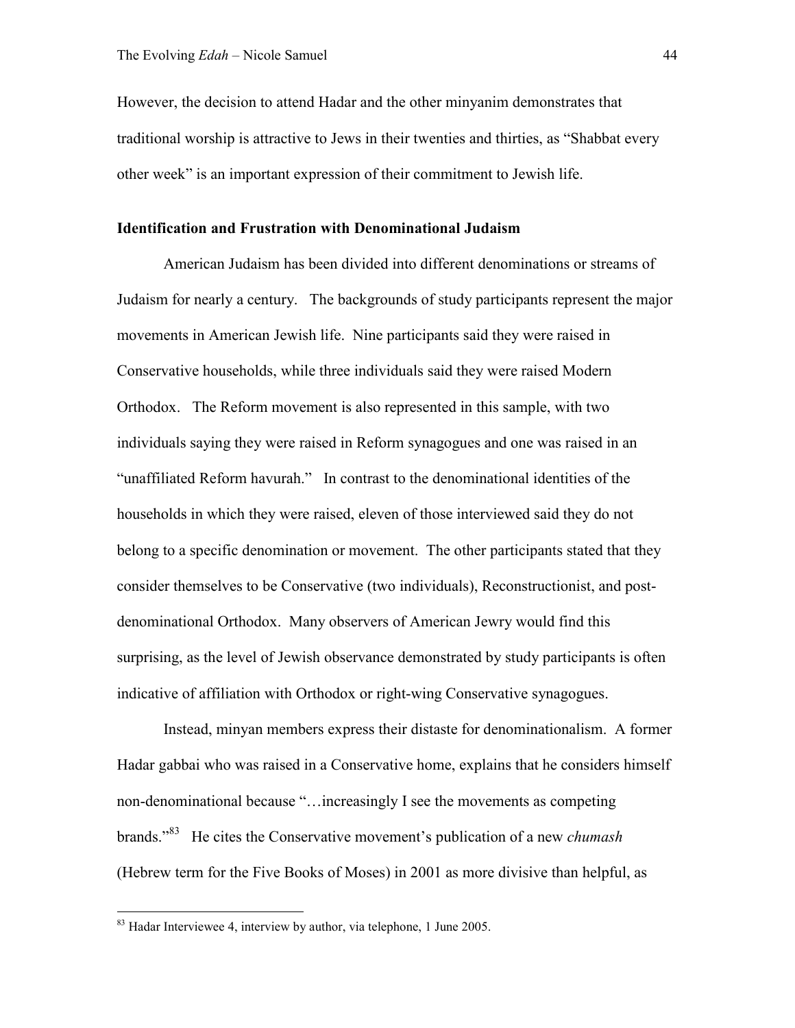However, the decision to attend Hadar and the other minyanim demonstrates that traditional worship is attractive to Jews in their twenties and thirties, as "Shabbat every other week" is an important expression of their commitment to Jewish life.

**Identification and Frustration with Denominational Judaism**

American Judaism has been divided into different denominations or streams of Judaism for nearly a century. The backgrounds of study participants represent the major movements in American Jewish life. Nine participants said they were raised in Conservative households, while three individuals said they were raised Modern Orthodox. The Reform movement is also represented in this sample, with two individuals saying they were raised in Reform synagogues and one was raised in an "unaffiliated Reform havurah." In contrast to the denominational identities of the households in which they were raised, eleven of those interviewed said they do not belong to a specific denomination or movement. The other participants stated that they consider themselves to be Conservative (two individuals), Reconstructionist, and post-denominational Orthodox. Many observers of American Jewry would find this surprising, as the level of Jewish observance demonstrated by study participants is often indicative of affiliation with Orthodox or right-wing Conservative synagogues.

Instead, minyan members express their distaste for denominationalism. A former Hadar gabbai who was raised in a Conservative home, explains that he considers himself non-denominational because "…increasingly I see the movements as competing brands."[83] He cites the Conservative movement's publication of a new *chumash* (Hebrew term for the Five Books of Moses) in 2001 as more divisive than helpful, as

[83] Hadar Interviewee 4, interview by author, via telephone, 1 June 2005.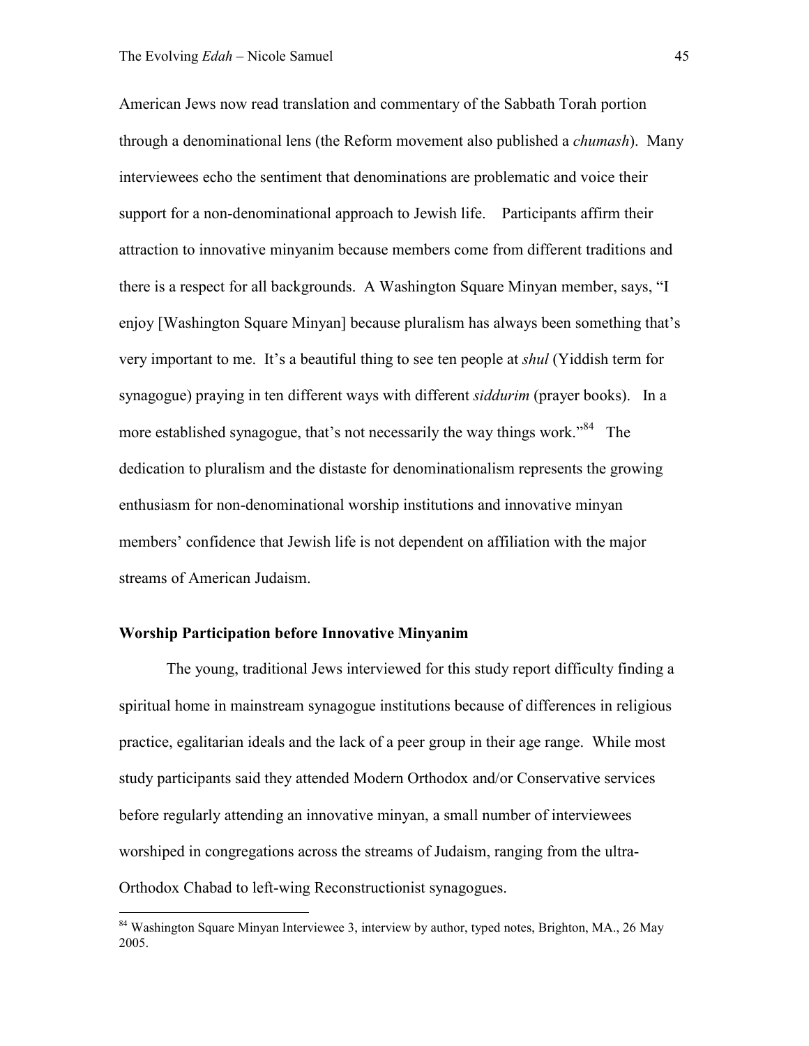American Jews now read translation and commentary of the Sabbath Torah portion through a denominational lens (the Reform movement also published a *chumash*). Many interviewees echo the sentiment that denominations are problematic and voice their support for a non-denominational approach to Jewish life. Participants affirm their attraction to innovative minyanim because members come from different traditions and there is a respect for all backgrounds. A Washington Square Minyan member, says, "I enjoy [Washington Square Minyan] because pluralism has always been something that's very important to me. It's a beautiful thing to see ten people at *shul* (Yiddish term for synagogue) praying in ten different ways with different *siddurim* (prayer books). In a more established synagogue, that's not necessarily the way things work."[84] The dedication to pluralism and the distaste for denominationalism represents the growing enthusiasm for non-denominational worship institutions and innovative minyan members' confidence that Jewish life is not dependent on affiliation with the major streams of American Judaism.

**Worship Participation before Innovative Minyanim**

The young, traditional Jews interviewed for this study report difficulty finding a spiritual home in mainstream synagogue institutions because of differences in religious practice, egalitarian ideals and the lack of a peer group in their age range. While most study participants said they attended Modern Orthodox and/or Conservative services before regularly attending an innovative minyan, a small number of interviewees worshiped in congregations across the streams of Judaism, ranging from the ultra-Orthodox Chabad to left-wing Reconstructionist synagogues.

[84] Washington Square Minyan Interviewee 3, interview by author, typed notes, Brighton, MA., 26 May 2005.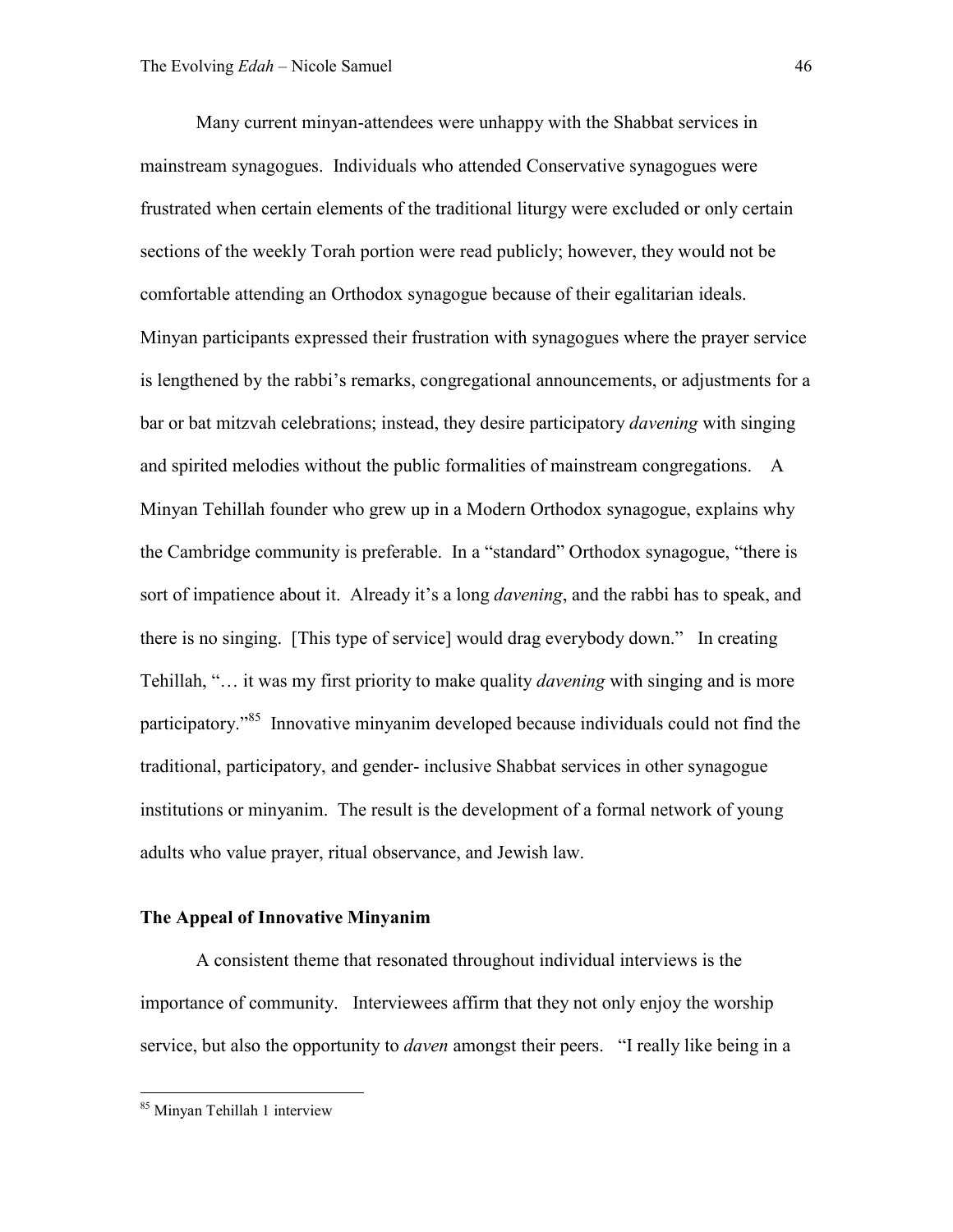Many current minyan-attendees were unhappy with the Shabbat services in mainstream synagogues. Individuals who attended Conservative synagogues were frustrated when certain elements of the traditional liturgy were excluded or only certain sections of the weekly Torah portion were read publicly; however, they would not be comfortable attending an Orthodox synagogue because of their egalitarian ideals. Minyan participants expressed their frustration with synagogues where the prayer service is lengthened by the rabbi's remarks, congregational announcements, or adjustments for a bar or bat mitzvah celebrations; instead, they desire participatory *davening* with singing and spirited melodies without the public formalities of mainstream congregations. A Minyan Tehillah founder who grew up in a Modern Orthodox synagogue, explains why the Cambridge community is preferable. In a "standard" Orthodox synagogue, "there is sort of impatience about it. Already it's a long *davening*, and the rabbi has to speak, and there is no singing. [This type of service] would drag everybody down." In creating Tehillah, "… it was my first priority to make quality *davening* with singing and is more participatory."[85] Innovative minyanim developed because individuals could not find the traditional, participatory, and gender- inclusive Shabbat services in other synagogue institutions or minyanim. The result is the development of a formal network of young adults who value prayer, ritual observance, and Jewish law.

**The Appeal of Innovative Minyanim**

A consistent theme that resonated throughout individual interviews is the importance of community. Interviewees affirm that they not only enjoy the worship service, but also the opportunity to *daven* amongst their peers. "I really like being in a

[85] Minyan Tehillah 1 interview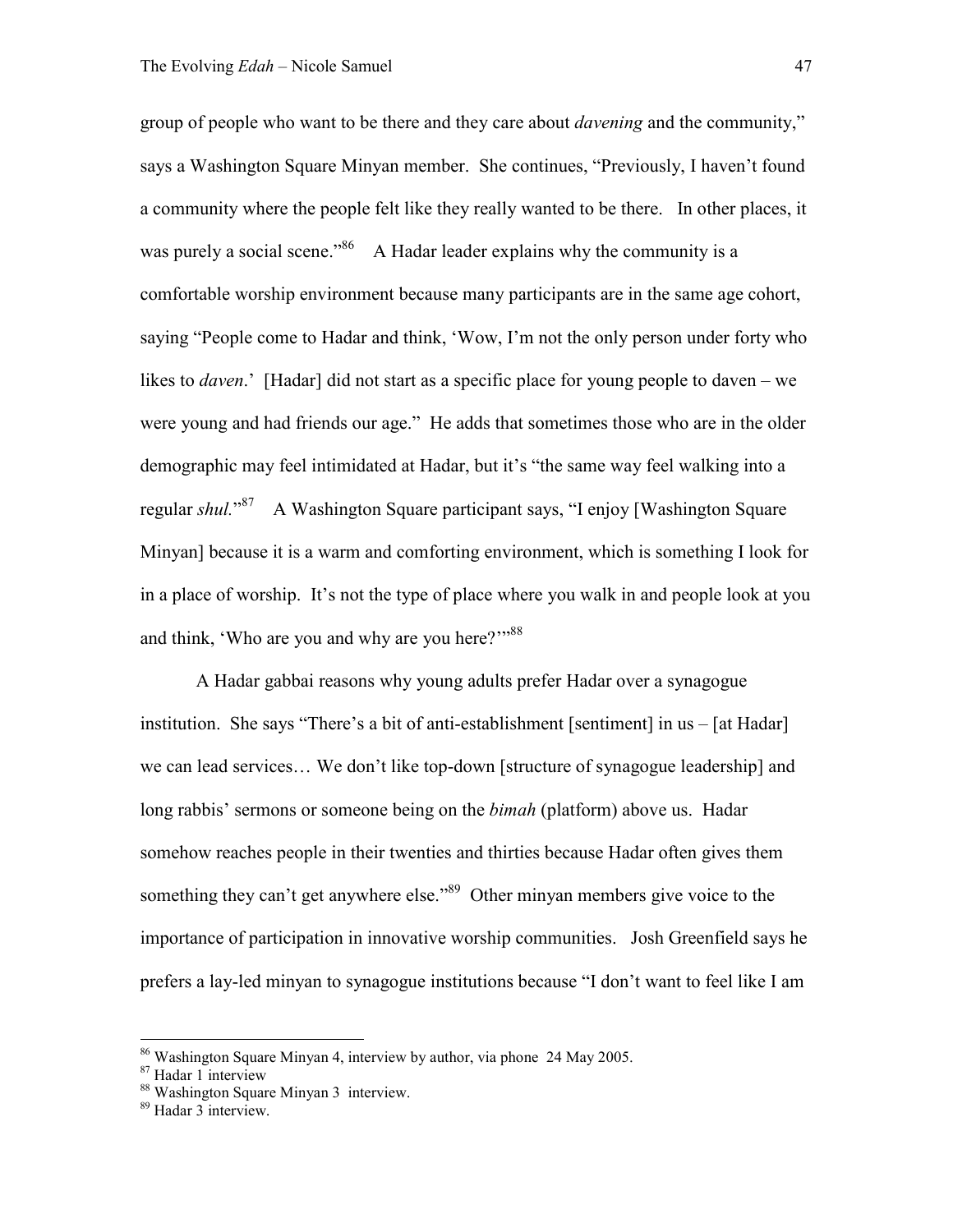group of people who want to be there and they care about *davening* and the community," says a Washington Square Minyan member. She continues, "Previously, I haven't found a community where the people felt like they really wanted to be there. In other places, it was purely a social scene."[86] A Hadar leader explains why the community is a comfortable worship environment because many participants are in the same age cohort, saying "People come to Hadar and think, 'Wow, I'm not the only person under forty who likes to *daven*.' [Hadar] did not start as a specific place for young people to daven – we were young and had friends our age." He adds that sometimes those who are in the older demographic may feel intimidated at Hadar, but it's "the same way feel walking into a regular *shul.*"[87] A Washington Square participant says, "I enjoy [Washington Square Minyan] because it is a warm and comforting environment, which is something I look for in a place of worship. It's not the type of place where you walk in and people look at you and think, 'Who are you and why are you here?'"[88]

A Hadar gabbai reasons why young adults prefer Hadar over a synagogue institution. She says "There's a bit of anti-establishment [sentiment] in us – [at Hadar] we can lead services… We don't like top-down [structure of synagogue leadership] and long rabbis' sermons or someone being on the *bimah* (platform) above us. Hadar somehow reaches people in their twenties and thirties because Hadar often gives them something they can't get anywhere else."[89] Other minyan members give voice to the importance of participation in innovative worship communities. Josh Greenfield says he prefers a lay-led minyan to synagogue institutions because "I don't want to feel like I am

---

[86] Washington Square Minyan 4, interview by author, via phone 24 May 2005.
[87] Hadar 1 interview
[88] Washington Square Minyan 3 interview.
[89] Hadar 3 interview.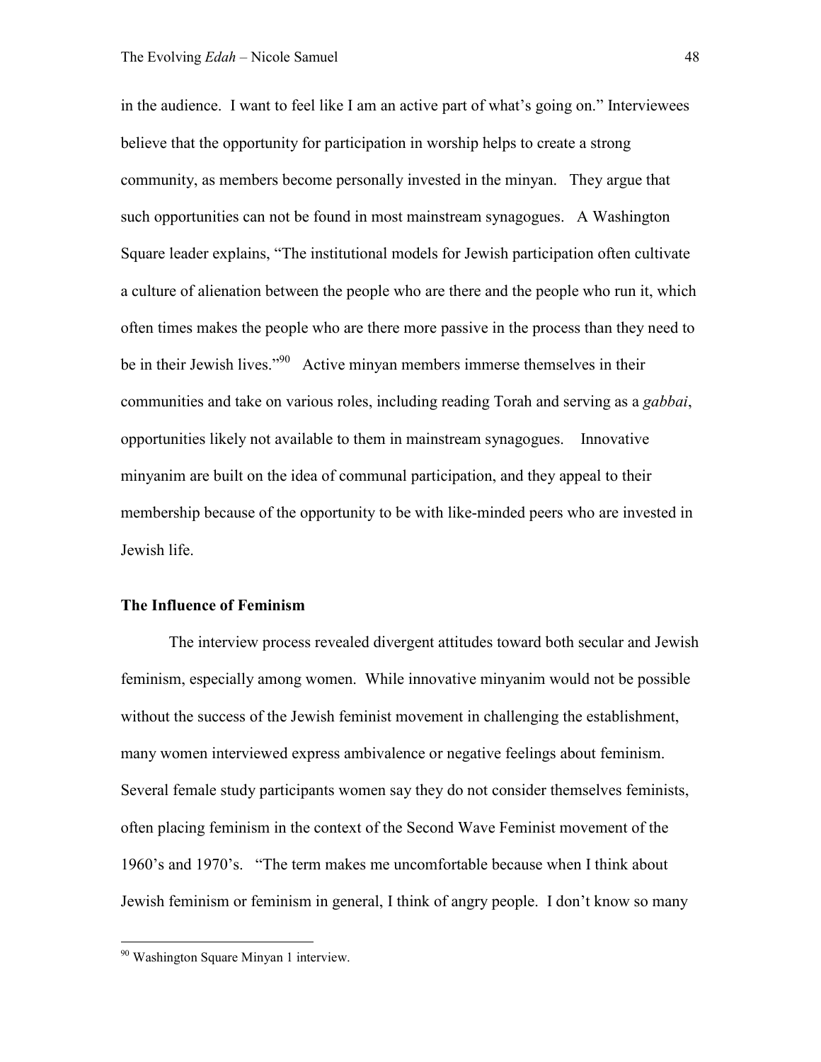in the audience. I want to feel like I am an active part of what's going on." Interviewees believe that the opportunity for participation in worship helps to create a strong community, as members become personally invested in the minyan. They argue that such opportunities can not be found in most mainstream synagogues. A Washington Square leader explains, "The institutional models for Jewish participation often cultivate a culture of alienation between the people who are there and the people who run it, which often times makes the people who are there more passive in the process than they need to be in their Jewish lives."[90] Active minyan members immerse themselves in their communities and take on various roles, including reading Torah and serving as a *gabbai*, opportunities likely not available to them in mainstream synagogues. Innovative minyanim are built on the idea of communal participation, and they appeal to their membership because of the opportunity to be with like-minded peers who are invested in Jewish life.

**The Influence of Feminism**

The interview process revealed divergent attitudes toward both secular and Jewish feminism, especially among women. While innovative minyanim would not be possible without the success of the Jewish feminist movement in challenging the establishment, many women interviewed express ambivalence or negative feelings about feminism. Several female study participants women say they do not consider themselves feminists, often placing feminism in the context of the Second Wave Feminist movement of the 1960's and 1970's. "The term makes me uncomfortable because when I think about Jewish feminism or feminism in general, I think of angry people. I don't know so many

[90] Washington Square Minyan 1 interview.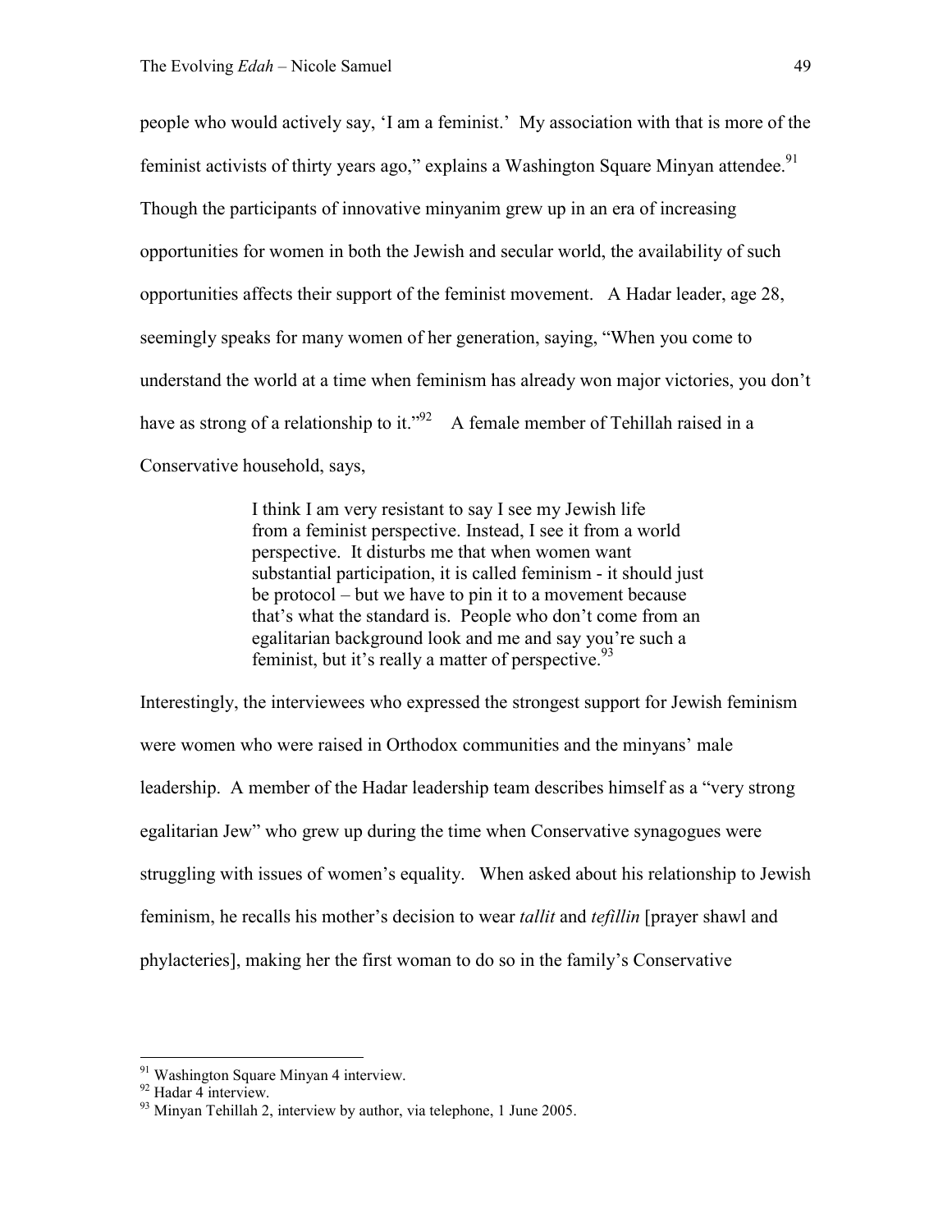people who would actively say, 'I am a feminist.' My association with that is more of the feminist activists of thirty years ago," explains a Washington Square Minyan attendee.[91] Though the participants of innovative minyanim grew up in an era of increasing opportunities for women in both the Jewish and secular world, the availability of such opportunities affects their support of the feminist movement. A Hadar leader, age 28, seemingly speaks for many women of her generation, saying, "When you come to understand the world at a time when feminism has already won major victories, you don't have as strong of a relationship to it."[92] A female member of Tehillah raised in a Conservative household, says,

> I think I am very resistant to say I see my Jewish life from a feminist perspective. Instead, I see it from a world perspective. It disturbs me that when women want substantial participation, it is called feminism - it should just be protocol – but we have to pin it to a movement because that's what the standard is. People who don't come from an egalitarian background look and me and say you're such a feminist, but it's really a matter of perspective.[93]

Interestingly, the interviewees who expressed the strongest support for Jewish feminism were women who were raised in Orthodox communities and the minyans' male leadership. A member of the Hadar leadership team describes himself as a "very strong egalitarian Jew" who grew up during the time when Conservative synagogues were struggling with issues of women's equality. When asked about his relationship to Jewish feminism, he recalls his mother's decision to wear *tallit* and *tefillin* [prayer shawl and phylacteries], making her the first woman to do so in the family's Conservative

---

[91] Washington Square Minyan 4 interview.

[92] Hadar 4 interview.

[93] Minyan Tehillah 2, interview by author, via telephone, 1 June 2005.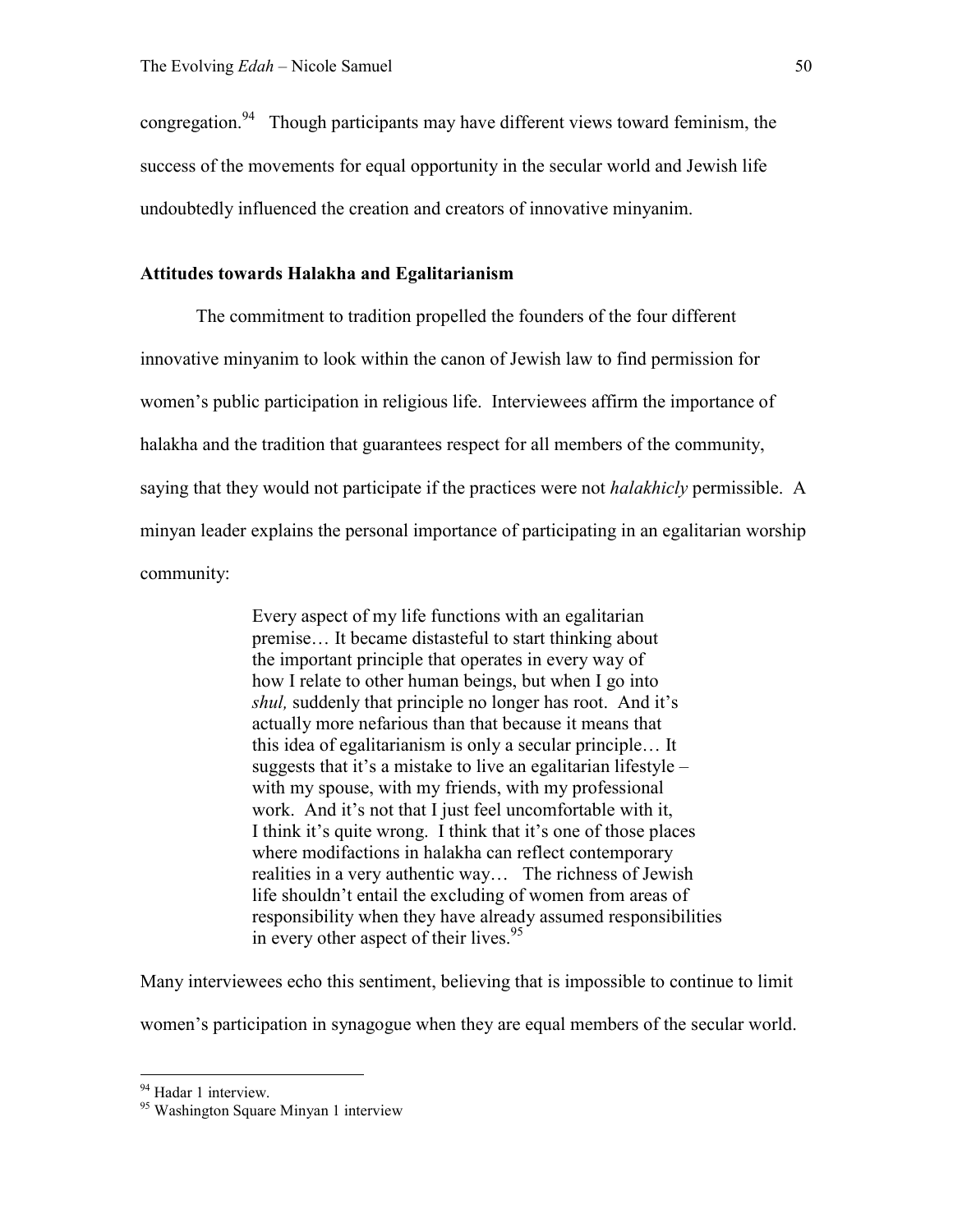congregation.[94] Though participants may have different views toward feminism, the success of the movements for equal opportunity in the secular world and Jewish life undoubtedly influenced the creation and creators of innovative minyanim.

### Attitudes towards Halakha and Egalitarianism

The commitment to tradition propelled the founders of the four different innovative minyanim to look within the canon of Jewish law to find permission for women's public participation in religious life. Interviewees affirm the importance of halakha and the tradition that guarantees respect for all members of the community, saying that they would not participate if the practices were not *halakhicly* permissible. A minyan leader explains the personal importance of participating in an egalitarian worship community:

> Every aspect of my life functions with an egalitarian premise… It became distasteful to start thinking about the important principle that operates in every way of how I relate to other human beings, but when I go into *shul,* suddenly that principle no longer has root. And it's actually more nefarious than that because it means that this idea of egalitarianism is only a secular principle… It suggests that it's a mistake to live an egalitarian lifestyle – with my spouse, with my friends, with my professional work. And it's not that I just feel uncomfortable with it, I think it's quite wrong. I think that it's one of those places where modifactions in halakha can reflect contemporary realities in a very authentic way… The richness of Jewish life shouldn't entail the excluding of women from areas of responsibility when they have already assumed responsibilities in every other aspect of their lives.[95]

Many interviewees echo this sentiment, believing that is impossible to continue to limit women's participation in synagogue when they are equal members of the secular world.

---

[94] Hadar 1 interview.

[95] Washington Square Minyan 1 interview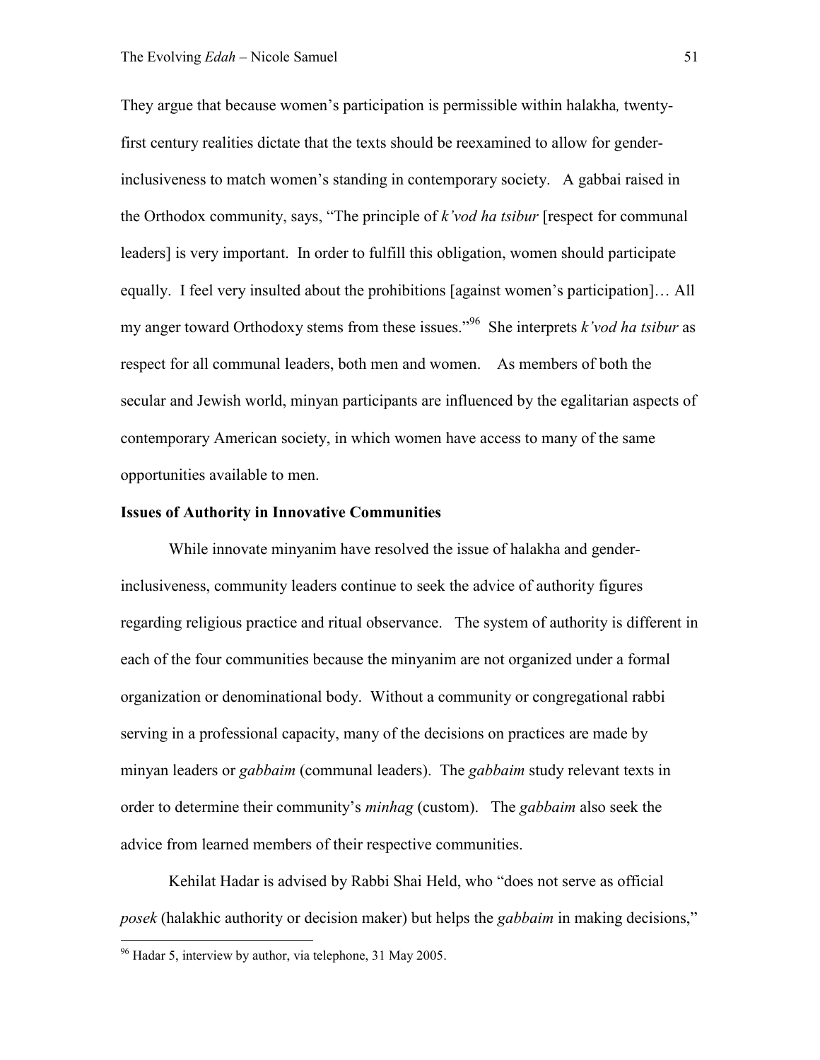They argue that because women's participation is permissible within halakha*,* twenty-first century realities dictate that the texts should be reexamined to allow for gender-inclusiveness to match women's standing in contemporary society. A gabbai raised in the Orthodox community, says, "The principle of *k'vod ha tsibur* [respect for communal leaders] is very important. In order to fulfill this obligation, women should participate equally. I feel very insulted about the prohibitions [against women's participation]… All my anger toward Orthodoxy stems from these issues."[96] She interprets *k'vod ha tsibur* as respect for all communal leaders, both men and women. As members of both the secular and Jewish world, minyan participants are influenced by the egalitarian aspects of contemporary American society, in which women have access to many of the same opportunities available to men.

**Issues of Authority in Innovative Communities**

While innovate minyanim have resolved the issue of halakha and gender-inclusiveness, community leaders continue to seek the advice of authority figures regarding religious practice and ritual observance. The system of authority is different in each of the four communities because the minyanim are not organized under a formal organization or denominational body. Without a community or congregational rabbi serving in a professional capacity, many of the decisions on practices are made by minyan leaders or *gabbaim* (communal leaders). The *gabbaim* study relevant texts in order to determine their community's *minhag* (custom). The *gabbaim* also seek the advice from learned members of their respective communities.

Kehilat Hadar is advised by Rabbi Shai Held, who "does not serve as official *posek* (halakhic authority or decision maker) but helps the *gabbaim* in making decisions,"

[96] Hadar 5, interview by author, via telephone, 31 May 2005.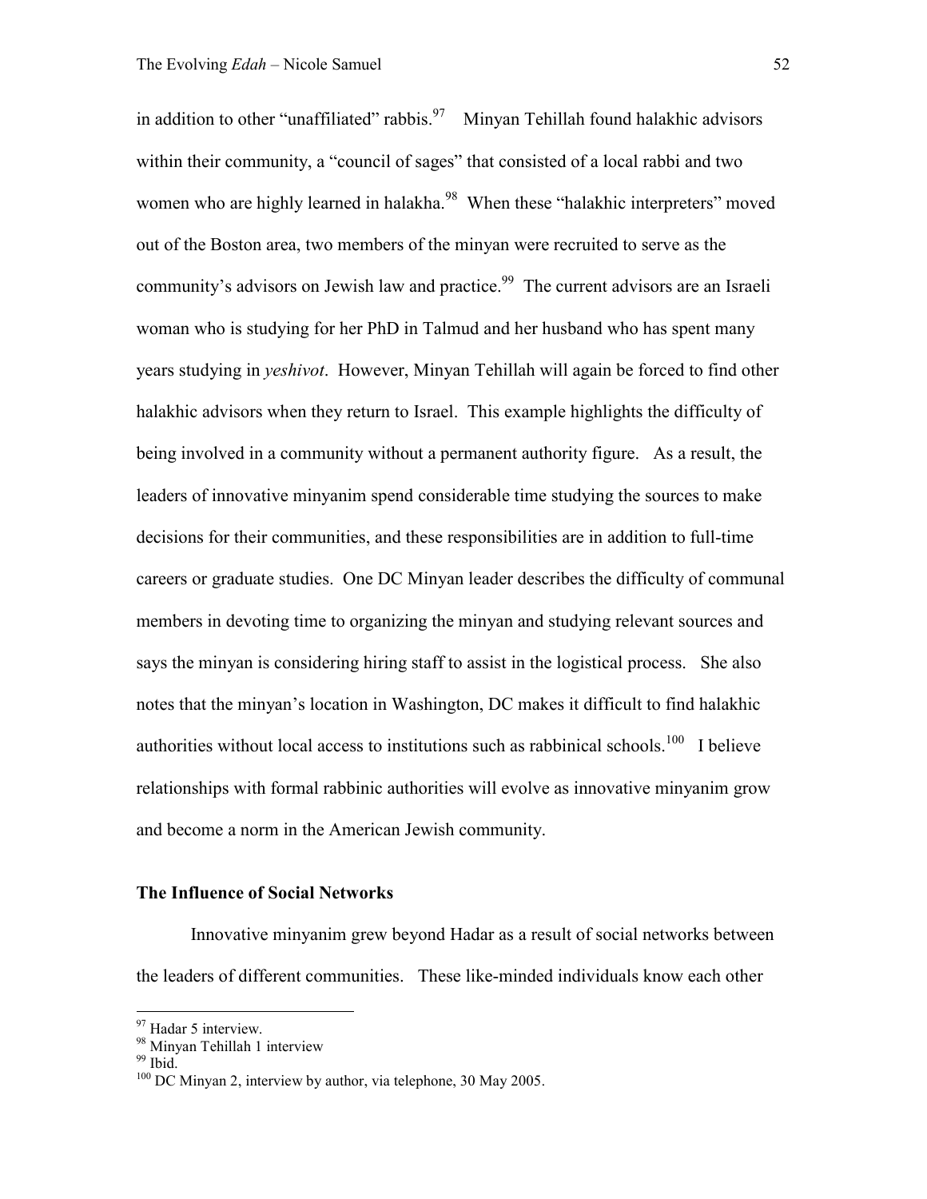in addition to other "unaffiliated" rabbis.[97] Minyan Tehillah found halakhic advisors within their community, a "council of sages" that consisted of a local rabbi and two women who are highly learned in halakha.[98] When these "halakhic interpreters" moved out of the Boston area, two members of the minyan were recruited to serve as the community's advisors on Jewish law and practice.[99] The current advisors are an Israeli woman who is studying for her PhD in Talmud and her husband who has spent many years studying in *yeshivot*. However, Minyan Tehillah will again be forced to find other halakhic advisors when they return to Israel. This example highlights the difficulty of being involved in a community without a permanent authority figure. As a result, the leaders of innovative minyanim spend considerable time studying the sources to make decisions for their communities, and these responsibilities are in addition to full-time careers or graduate studies. One DC Minyan leader describes the difficulty of communal members in devoting time to organizing the minyan and studying relevant sources and says the minyan is considering hiring staff to assist in the logistical process. She also notes that the minyan's location in Washington, DC makes it difficult to find halakhic authorities without local access to institutions such as rabbinical schools.[100] I believe relationships with formal rabbinic authorities will evolve as innovative minyanim grow and become a norm in the American Jewish community.

**The Influence of Social Networks**

Innovative minyanim grew beyond Hadar as a result of social networks between the leaders of different communities. These like-minded individuals know each other

---

[97] Hadar 5 interview.

[98] Minyan Tehillah 1 interview

[99] Ibid.

[100] DC Minyan 2, interview by author, via telephone, 30 May 2005.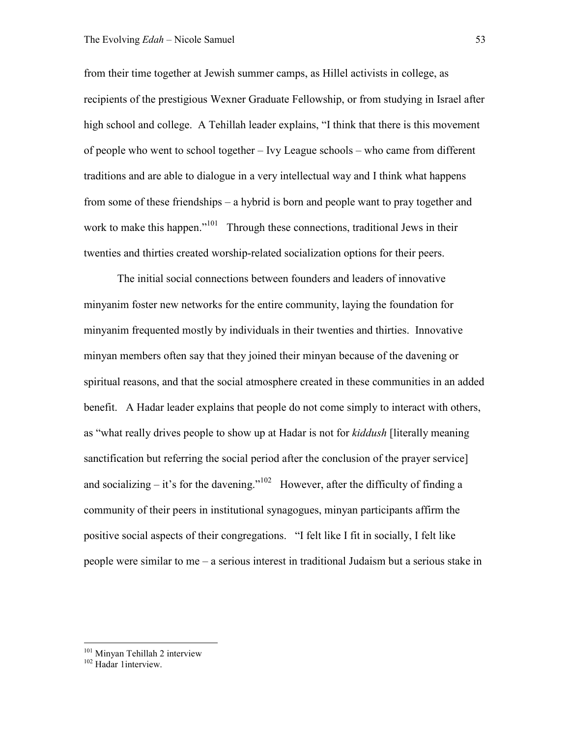from their time together at Jewish summer camps, as Hillel activists in college, as recipients of the prestigious Wexner Graduate Fellowship, or from studying in Israel after high school and college. A Tehillah leader explains, "I think that there is this movement of people who went to school together – Ivy League schools – who came from different traditions and are able to dialogue in a very intellectual way and I think what happens from some of these friendships – a hybrid is born and people want to pray together and work to make this happen."[101] Through these connections, traditional Jews in their twenties and thirties created worship-related socialization options for their peers.

The initial social connections between founders and leaders of innovative minyanim foster new networks for the entire community, laying the foundation for minyanim frequented mostly by individuals in their twenties and thirties. Innovative minyan members often say that they joined their minyan because of the davening or spiritual reasons, and that the social atmosphere created in these communities in an added benefit. A Hadar leader explains that people do not come simply to interact with others, as "what really drives people to show up at Hadar is not for *kiddush* [literally meaning sanctification but referring the social period after the conclusion of the prayer service] and socializing – it's for the davening."[102] However, after the difficulty of finding a community of their peers in institutional synagogues, minyan participants affirm the positive social aspects of their congregations. "I felt like I fit in socially, I felt like people were similar to me – a serious interest in traditional Judaism but a serious stake in

---

[101] Minyan Tehillah 2 interview

[102] Hadar 1interview.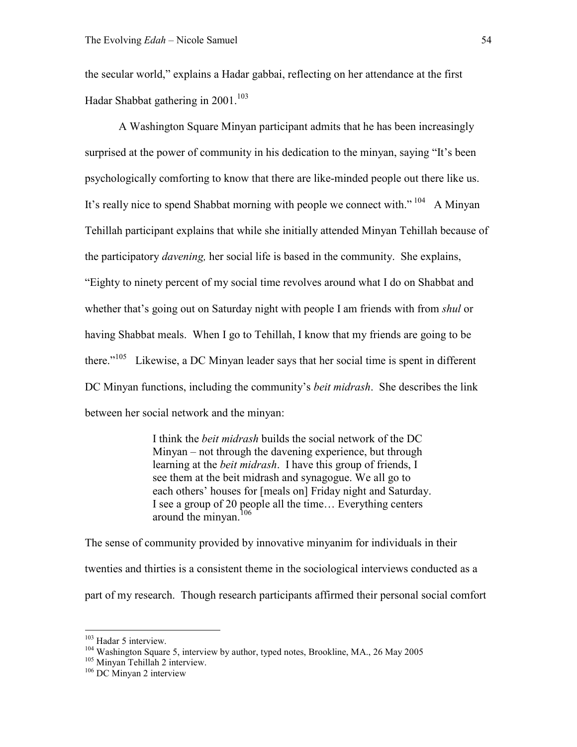the secular world," explains a Hadar gabbai, reflecting on her attendance at the first Hadar Shabbat gathering in 2001.[103]

A Washington Square Minyan participant admits that he has been increasingly surprised at the power of community in his dedication to the minyan, saying "It's been psychologically comforting to know that there are like-minded people out there like us. It's really nice to spend Shabbat morning with people we connect with."[104] A Minyan Tehillah participant explains that while she initially attended Minyan Tehillah because of the participatory *davening,* her social life is based in the community. She explains, "Eighty to ninety percent of my social time revolves around what I do on Shabbat and whether that's going out on Saturday night with people I am friends with from *shul* or having Shabbat meals. When I go to Tehillah, I know that my friends are going to be there."[105] Likewise, a DC Minyan leader says that her social time is spent in different DC Minyan functions, including the community's *beit midrash*. She describes the link between her social network and the minyan:

> I think the *beit midrash* builds the social network of the DC Minyan – not through the davening experience, but through learning at the *beit midrash*. I have this group of friends, I see them at the beit midrash and synagogue. We all go to each others' houses for [meals on] Friday night and Saturday. I see a group of 20 people all the time… Everything centers around the minyan.[106]

The sense of community provided by innovative minyanim for individuals in their twenties and thirties is a consistent theme in the sociological interviews conducted as a part of my research. Though research participants affirmed their personal social comfort

---

[103] Hadar 5 interview.

[104] Washington Square 5, interview by author, typed notes, Brookline, MA., 26 May 2005

[105] Minyan Tehillah 2 interview.

[106] DC Minyan 2 interview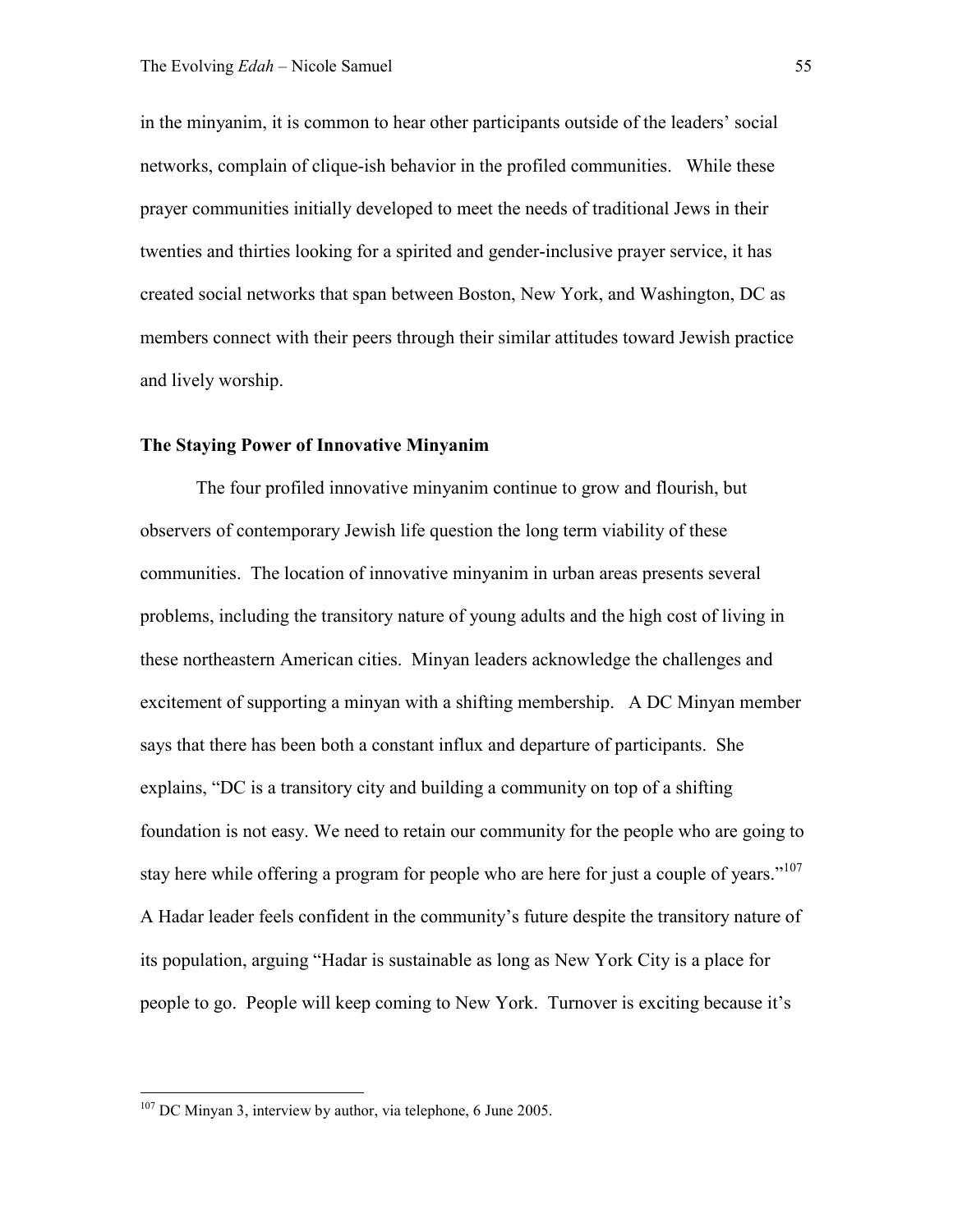in the minyanim, it is common to hear other participants outside of the leaders' social networks, complain of clique-ish behavior in the profiled communities. While these prayer communities initially developed to meet the needs of traditional Jews in their twenties and thirties looking for a spirited and gender-inclusive prayer service, it has created social networks that span between Boston, New York, and Washington, DC as members connect with their peers through their similar attitudes toward Jewish practice and lively worship.

### The Staying Power of Innovative Minyanim

The four profiled innovative minyanim continue to grow and flourish, but observers of contemporary Jewish life question the long term viability of these communities. The location of innovative minyanim in urban areas presents several problems, including the transitory nature of young adults and the high cost of living in these northeastern American cities. Minyan leaders acknowledge the challenges and excitement of supporting a minyan with a shifting membership. A DC Minyan member says that there has been both a constant influx and departure of participants. She explains, "DC is a transitory city and building a community on top of a shifting foundation is not easy. We need to retain our community for the people who are going to stay here while offering a program for people who are here for just a couple of years."[107] A Hadar leader feels confident in the community's future despite the transitory nature of its population, arguing "Hadar is sustainable as long as New York City is a place for people to go. People will keep coming to New York. Turnover is exciting because it's

[107] DC Minyan 3, interview by author, via telephone, 6 June 2005.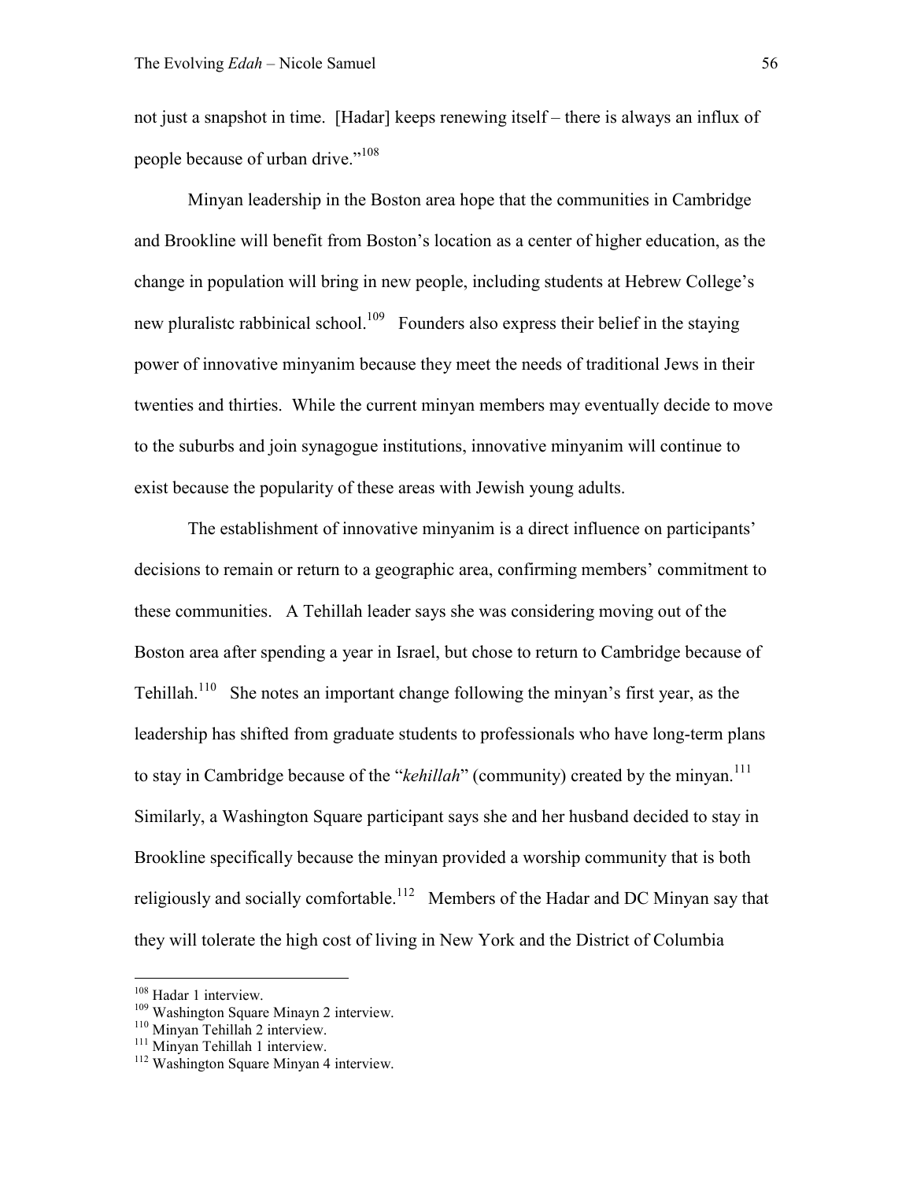not just a snapshot in time. [Hadar] keeps renewing itself – there is always an influx of people because of urban drive."[108]

Minyan leadership in the Boston area hope that the communities in Cambridge and Brookline will benefit from Boston's location as a center of higher education, as the change in population will bring in new people, including students at Hebrew College's new pluralistc rabbinical school.[109] Founders also express their belief in the staying power of innovative minyanim because they meet the needs of traditional Jews in their twenties and thirties. While the current minyan members may eventually decide to move to the suburbs and join synagogue institutions, innovative minyanim will continue to exist because the popularity of these areas with Jewish young adults.

The establishment of innovative minyanim is a direct influence on participants' decisions to remain or return to a geographic area, confirming members' commitment to these communities. A Tehillah leader says she was considering moving out of the Boston area after spending a year in Israel, but chose to return to Cambridge because of Tehillah.[110] She notes an important change following the minyan's first year, as the leadership has shifted from graduate students to professionals who have long-term plans to stay in Cambridge because of the "*kehillah*" (community) created by the minyan.[111] Similarly, a Washington Square participant says she and her husband decided to stay in Brookline specifically because the minyan provided a worship community that is both religiously and socially comfortable.[112] Members of the Hadar and DC Minyan say that they will tolerate the high cost of living in New York and the District of Columbia

---

[108] Hadar 1 interview.
[109] Washington Square Minayn 2 interview.
[110] Minyan Tehillah 2 interview.
[111] Minyan Tehillah 1 interview.
[112] Washington Square Minyan 4 interview.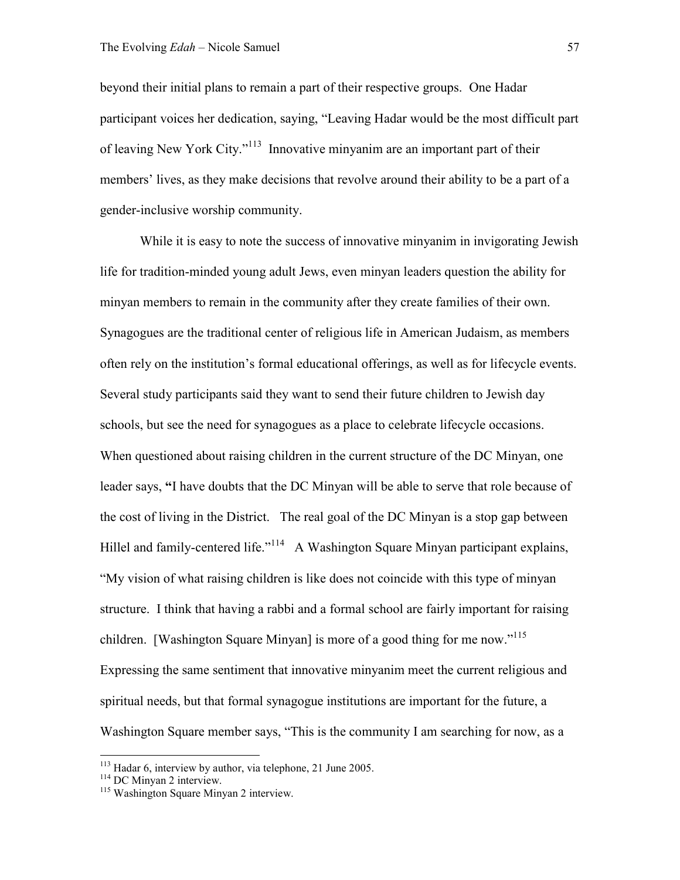beyond their initial plans to remain a part of their respective groups. One Hadar participant voices her dedication, saying, "Leaving Hadar would be the most difficult part of leaving New York City."[113] Innovative minyanim are an important part of their members' lives, as they make decisions that revolve around their ability to be a part of a gender-inclusive worship community.

While it is easy to note the success of innovative minyanim in invigorating Jewish life for tradition-minded young adult Jews, even minyan leaders question the ability for minyan members to remain in the community after they create families of their own. Synagogues are the traditional center of religious life in American Judaism, as members often rely on the institution's formal educational offerings, as well as for lifecycle events. Several study participants said they want to send their future children to Jewish day schools, but see the need for synagogues as a place to celebrate lifecycle occasions. When questioned about raising children in the current structure of the DC Minyan, one leader says, "I have doubts that the DC Minyan will be able to serve that role because of the cost of living in the District. The real goal of the DC Minyan is a stop gap between Hillel and family-centered life."[114] A Washington Square Minyan participant explains, "My vision of what raising children is like does not coincide with this type of minyan structure. I think that having a rabbi and a formal school are fairly important for raising children. [Washington Square Minyan] is more of a good thing for me now."[115] Expressing the same sentiment that innovative minyanim meet the current religious and spiritual needs, but that formal synagogue institutions are important for the future, a Washington Square member says, "This is the community I am searching for now, as a

---

[113] Hadar 6, interview by author, via telephone, 21 June 2005.

[114] DC Minyan 2 interview.

[115] Washington Square Minyan 2 interview.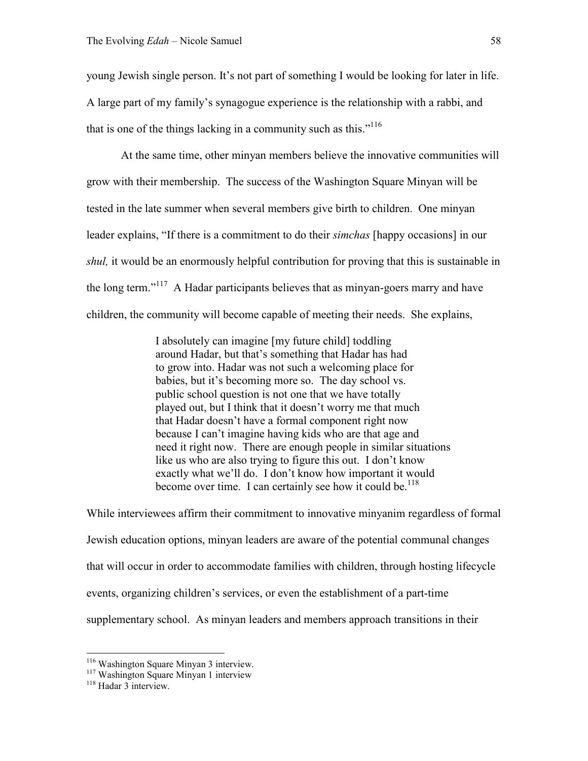young Jewish single person. It's not part of something I would be looking for later in life. A large part of my family's synagogue experience is the relationship with a rabbi, and that is one of the things lacking in a community such as this."[116]

At the same time, other minyan members believe the innovative communities will grow with their membership. The success of the Washington Square Minyan will be tested in the late summer when several members give birth to children. One minyan leader explains, "If there is a commitment to do their *simchas* [happy occasions] in our *shul,* it would be an enormously helpful contribution for proving that this is sustainable in the long term."[117] A Hadar participants believes that as minyan-goers marry and have children, the community will become capable of meeting their needs. She explains,

> I absolutely can imagine [my future child] toddling around Hadar, but that's something that Hadar has had to grow into. Hadar was not such a welcoming place for babies, but it's becoming more so. The day school vs. public school question is not one that we have totally played out, but I think that it doesn't worry me that much that Hadar doesn't have a formal component right now because I can't imagine having kids who are that age and need it right now. There are enough people in similar situations like us who are also trying to figure this out. I don't know exactly what we'll do. I don't know how important it would become over time. I can certainly see how it could be.[118]

While interviewees affirm their commitment to innovative minyanim regardless of formal Jewish education options, minyan leaders are aware of the potential communal changes that will occur in order to accommodate families with children, through hosting lifecycle events, organizing children's services, or even the establishment of a part-time supplementary school. As minyan leaders and members approach transitions in their

---

[116] Washington Square Minyan 3 interview.
[117] Washington Square Minyan 1 interview
[118] Hadar 3 interview.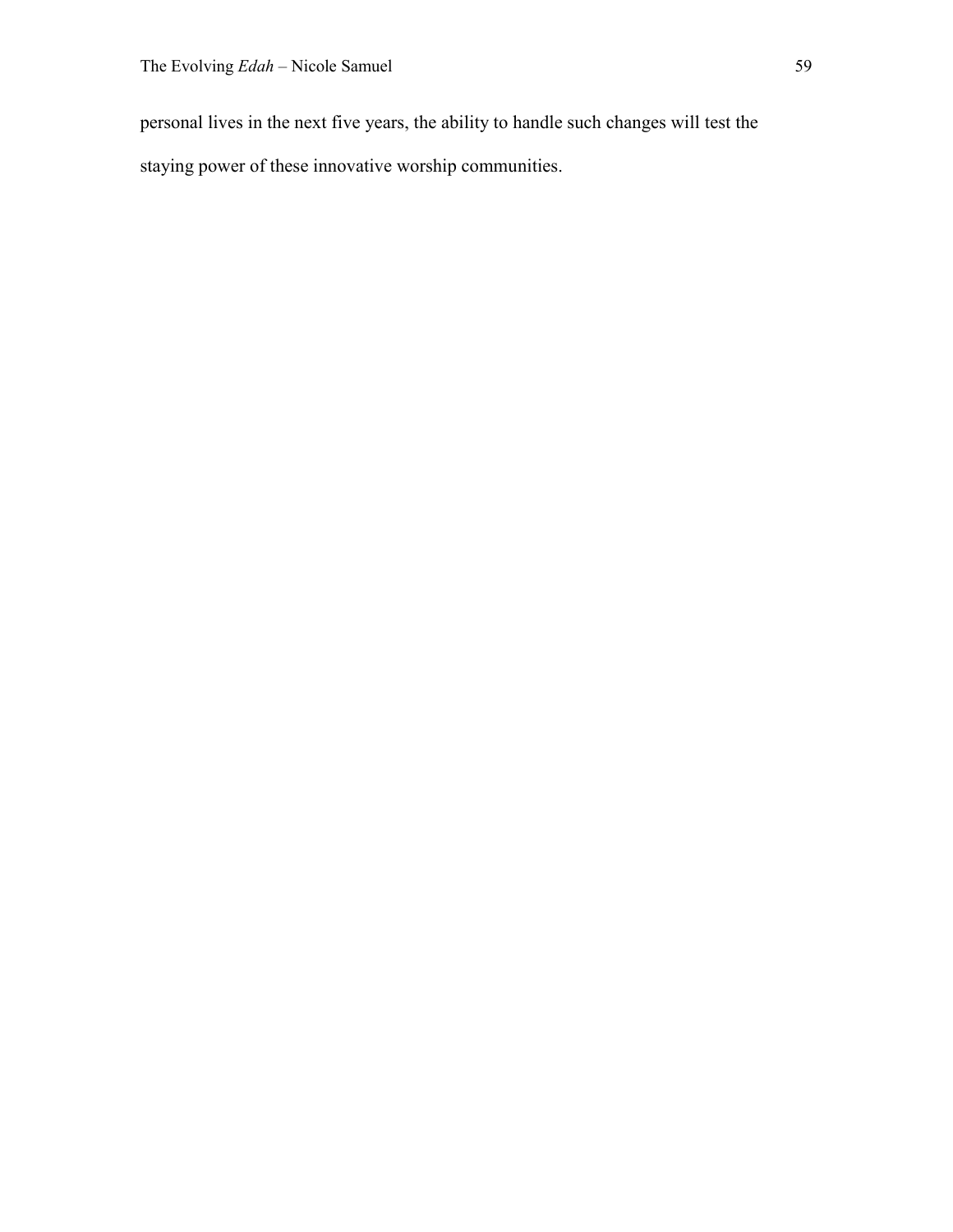personal lives in the next five years, the ability to handle such changes will test the staying power of these innovative worship communities.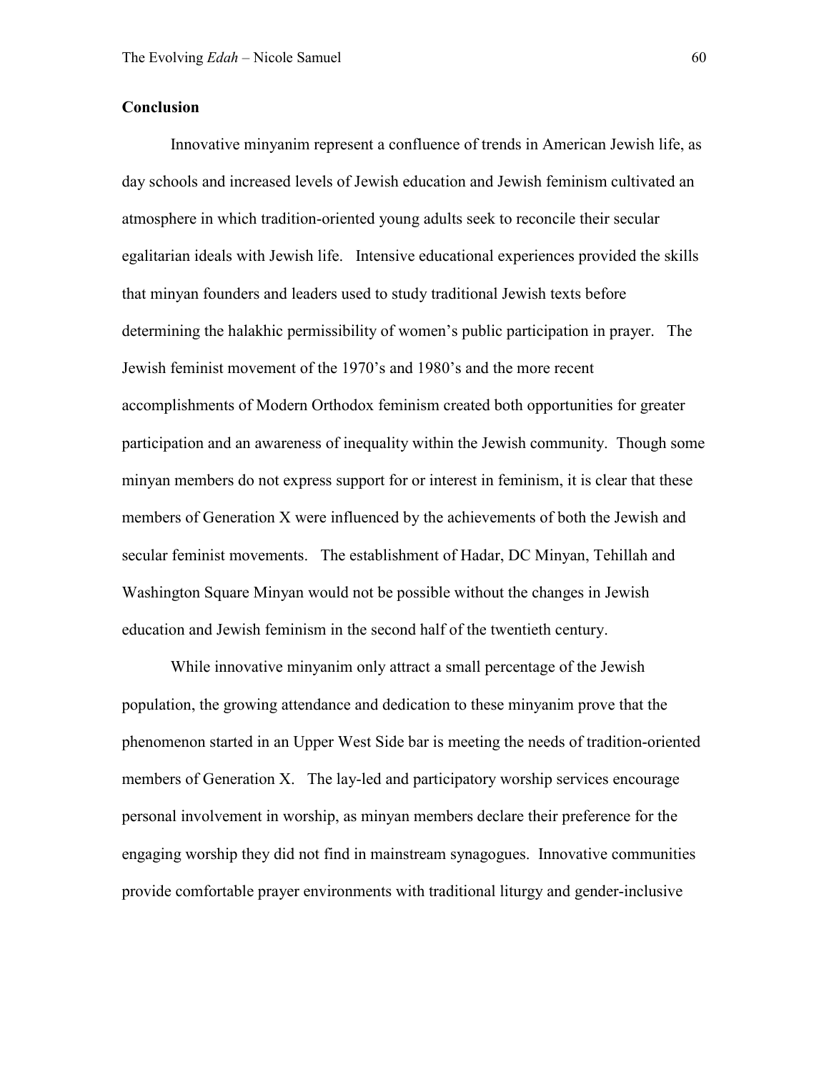## Conclusion

Innovative minyanim represent a confluence of trends in American Jewish life, as day schools and increased levels of Jewish education and Jewish feminism cultivated an atmosphere in which tradition-oriented young adults seek to reconcile their secular egalitarian ideals with Jewish life. Intensive educational experiences provided the skills that minyan founders and leaders used to study traditional Jewish texts before determining the halakhic permissibility of women's public participation in prayer. The Jewish feminist movement of the 1970's and 1980's and the more recent accomplishments of Modern Orthodox feminism created both opportunities for greater participation and an awareness of inequality within the Jewish community. Though some minyan members do not express support for or interest in feminism, it is clear that these members of Generation X were influenced by the achievements of both the Jewish and secular feminist movements. The establishment of Hadar, DC Minyan, Tehillah and Washington Square Minyan would not be possible without the changes in Jewish education and Jewish feminism in the second half of the twentieth century.

While innovative minyanim only attract a small percentage of the Jewish population, the growing attendance and dedication to these minyanim prove that the phenomenon started in an Upper West Side bar is meeting the needs of tradition-oriented members of Generation X. The lay-led and participatory worship services encourage personal involvement in worship, as minyan members declare their preference for the engaging worship they did not find in mainstream synagogues. Innovative communities provide comfortable prayer environments with traditional liturgy and gender-inclusive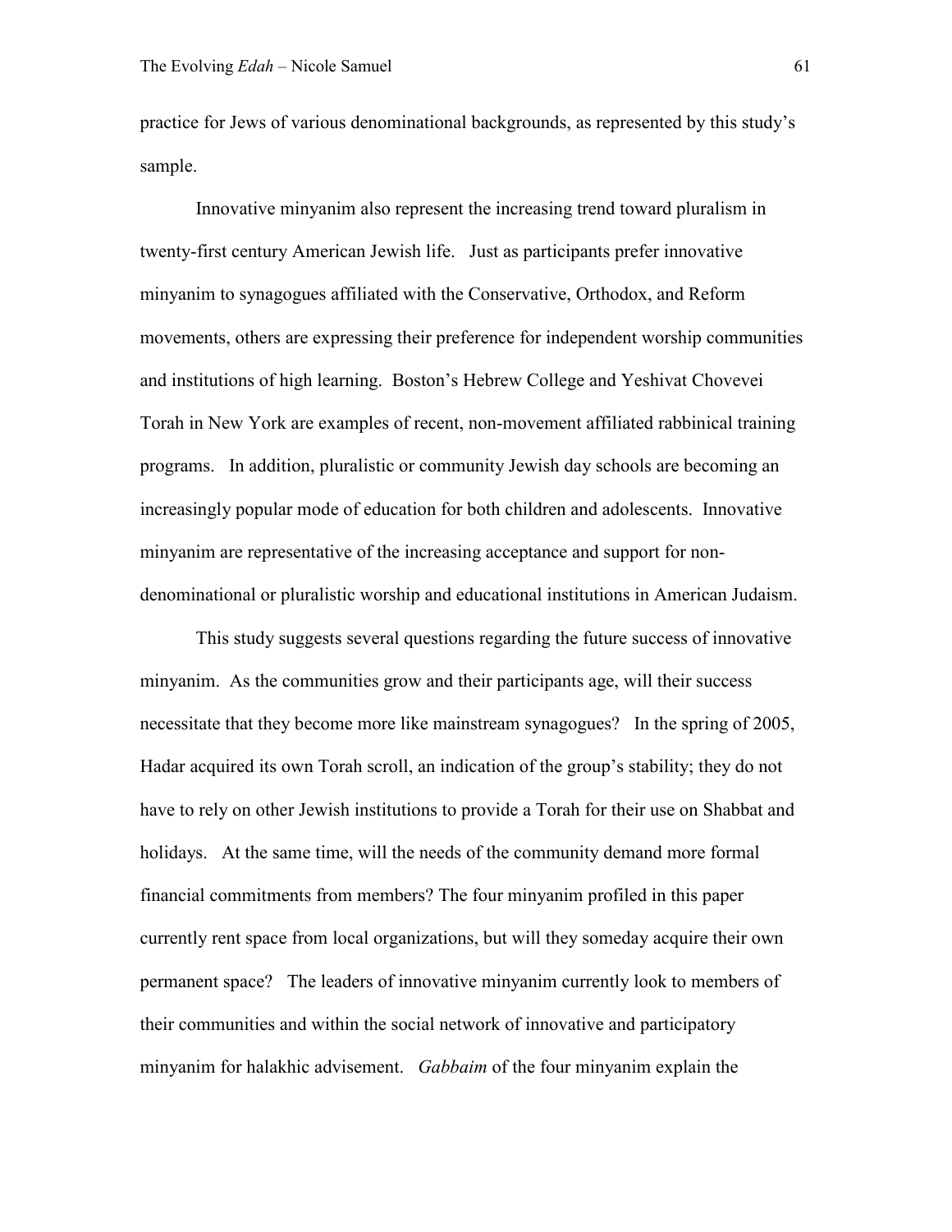practice for Jews of various denominational backgrounds, as represented by this study's sample.

Innovative minyanim also represent the increasing trend toward pluralism in twenty-first century American Jewish life. Just as participants prefer innovative minyanim to synagogues affiliated with the Conservative, Orthodox, and Reform movements, others are expressing their preference for independent worship communities and institutions of high learning. Boston's Hebrew College and Yeshivat Chovevei Torah in New York are examples of recent, non-movement affiliated rabbinical training programs. In addition, pluralistic or community Jewish day schools are becoming an increasingly popular mode of education for both children and adolescents. Innovative minyanim are representative of the increasing acceptance and support for non-denominational or pluralistic worship and educational institutions in American Judaism.

This study suggests several questions regarding the future success of innovative minyanim. As the communities grow and their participants age, will their success necessitate that they become more like mainstream synagogues? In the spring of 2005, Hadar acquired its own Torah scroll, an indication of the group's stability; they do not have to rely on other Jewish institutions to provide a Torah for their use on Shabbat and holidays. At the same time, will the needs of the community demand more formal financial commitments from members? The four minyanim profiled in this paper currently rent space from local organizations, but will they someday acquire their own permanent space? The leaders of innovative minyanim currently look to members of their communities and within the social network of innovative and participatory minyanim for halakhic advisement. *Gabbaim* of the four minyanim explain the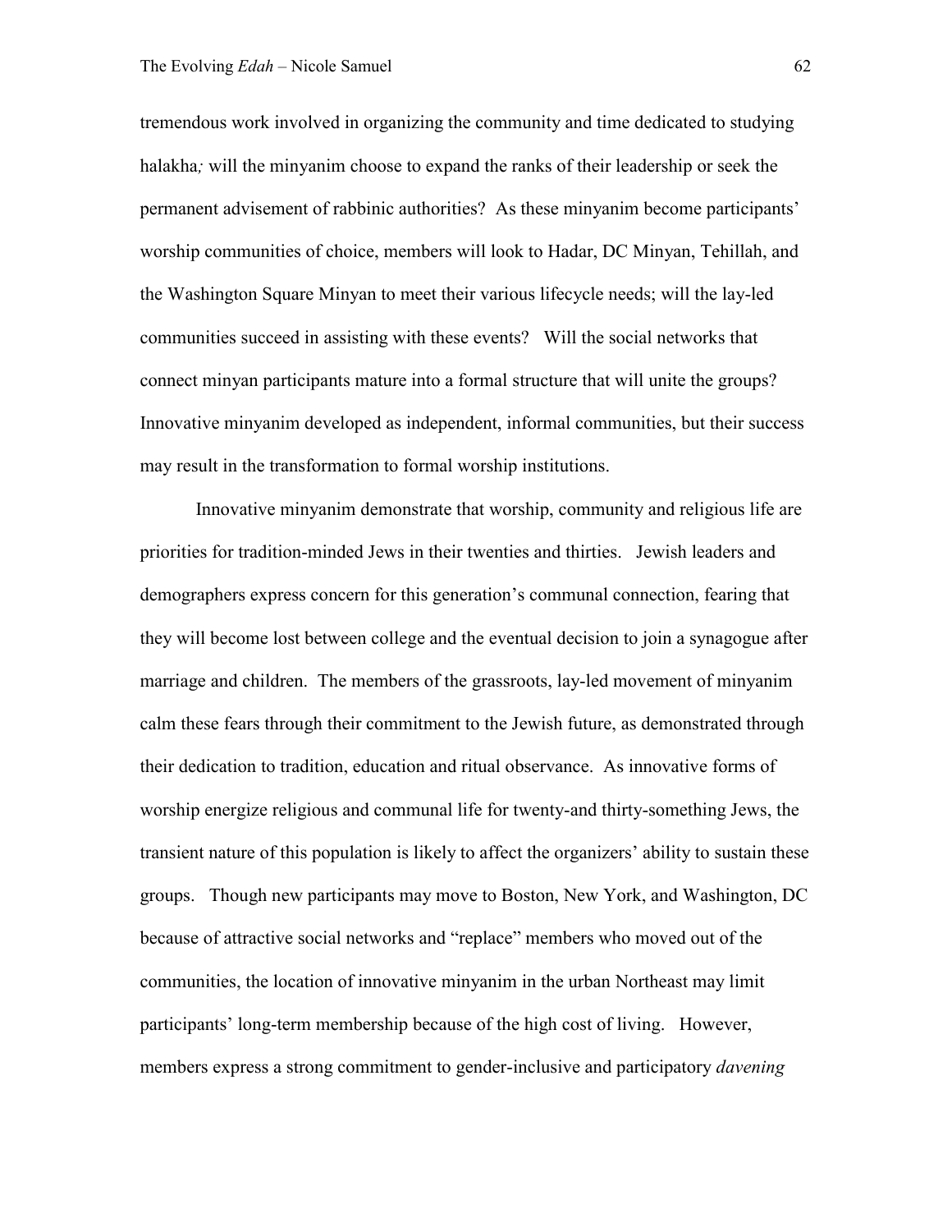tremendous work involved in organizing the community and time dedicated to studying halakha*;* will the minyanim choose to expand the ranks of their leadership or seek the permanent advisement of rabbinic authorities? As these minyanim become participants' worship communities of choice, members will look to Hadar, DC Minyan, Tehillah, and the Washington Square Minyan to meet their various lifecycle needs; will the lay-led communities succeed in assisting with these events? Will the social networks that connect minyan participants mature into a formal structure that will unite the groups? Innovative minyanim developed as independent, informal communities, but their success may result in the transformation to formal worship institutions.

Innovative minyanim demonstrate that worship, community and religious life are priorities for tradition-minded Jews in their twenties and thirties. Jewish leaders and demographers express concern for this generation's communal connection, fearing that they will become lost between college and the eventual decision to join a synagogue after marriage and children. The members of the grassroots, lay-led movement of minyanim calm these fears through their commitment to the Jewish future, as demonstrated through their dedication to tradition, education and ritual observance. As innovative forms of worship energize religious and communal life for twenty-and thirty-something Jews, the transient nature of this population is likely to affect the organizers' ability to sustain these groups. Though new participants may move to Boston, New York, and Washington, DC because of attractive social networks and "replace" members who moved out of the communities, the location of innovative minyanim in the urban Northeast may limit participants' long-term membership because of the high cost of living. However, members express a strong commitment to gender-inclusive and participatory *davening*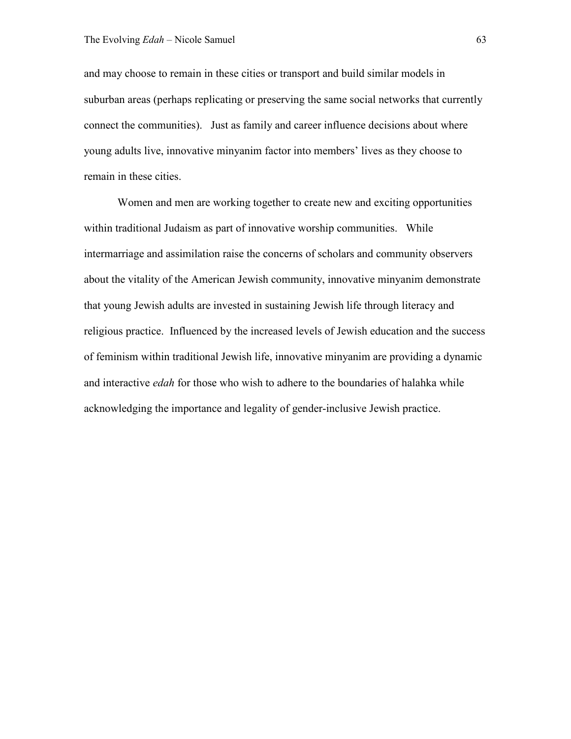and may choose to remain in these cities or transport and build similar models in suburban areas (perhaps replicating or preserving the same social networks that currently connect the communities). Just as family and career influence decisions about where young adults live, innovative minyanim factor into members' lives as they choose to remain in these cities.

Women and men are working together to create new and exciting opportunities within traditional Judaism as part of innovative worship communities. While intermarriage and assimilation raise the concerns of scholars and community observers about the vitality of the American Jewish community, innovative minyanim demonstrate that young Jewish adults are invested in sustaining Jewish life through literacy and religious practice. Influenced by the increased levels of Jewish education and the success of feminism within traditional Jewish life, innovative minyanim are providing a dynamic and interactive *edah* for those who wish to adhere to the boundaries of halahka while acknowledging the importance and legality of gender-inclusive Jewish practice.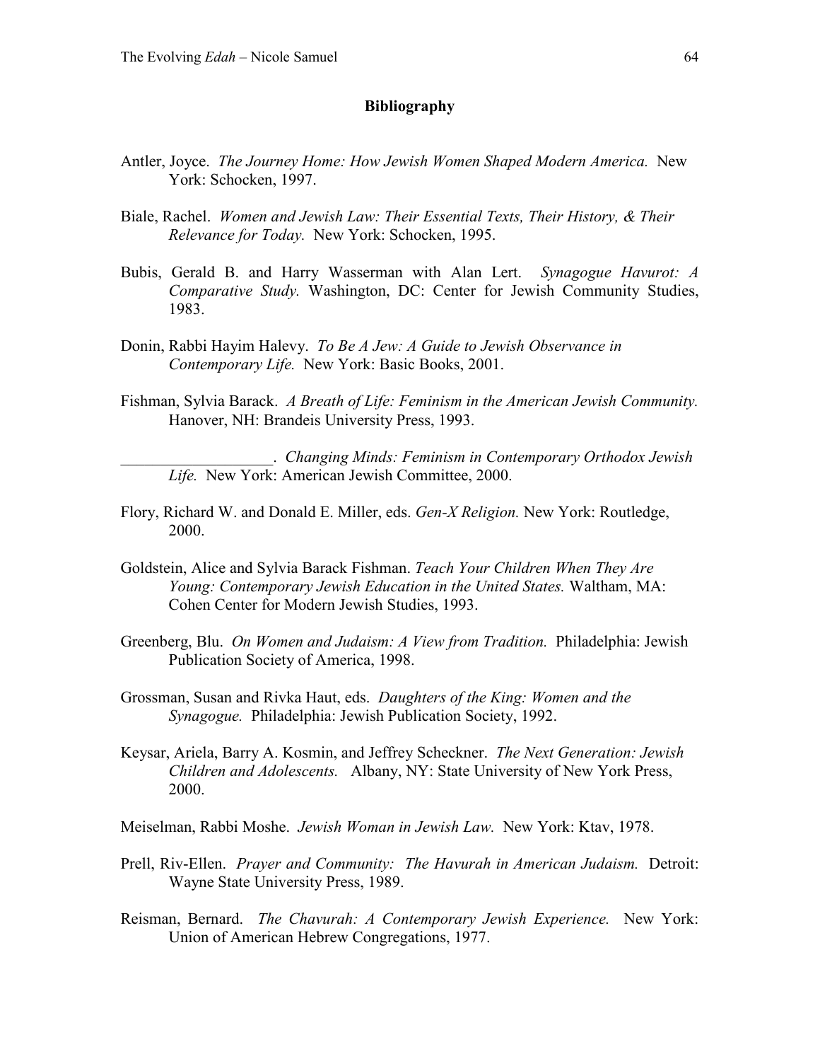## Bibliography

Antler, Joyce. *The Journey Home: How Jewish Women Shaped Modern America.* New York: Schocken, 1997.

Biale, Rachel. *Women and Jewish Law: Their Essential Texts, Their History, & Their Relevance for Today.* New York: Schocken, 1995.

Bubis, Gerald B. and Harry Wasserman with Alan Lert. *Synagogue Havurot: A Comparative Study.* Washington, DC: Center for Jewish Community Studies, 1983.

Donin, Rabbi Hayim Halevy. *To Be A Jew: A Guide to Jewish Observance in Contemporary Life.* New York: Basic Books, 2001.

Fishman, Sylvia Barack. *A Breath of Life: Feminism in the American Jewish Community.* Hanover, NH: Brandeis University Press, 1993.

___________________. *Changing Minds: Feminism in Contemporary Orthodox Jewish Life.* New York: American Jewish Committee, 2000.

Flory, Richard W. and Donald E. Miller, eds. *Gen-X Religion.* New York: Routledge, 2000.

Goldstein, Alice and Sylvia Barack Fishman. *Teach Your Children When They Are Young: Contemporary Jewish Education in the United States.* Waltham, MA: Cohen Center for Modern Jewish Studies, 1993.

Greenberg, Blu. *On Women and Judaism: A View from Tradition.* Philadelphia: Jewish Publication Society of America, 1998.

Grossman, Susan and Rivka Haut, eds. *Daughters of the King: Women and the Synagogue.* Philadelphia: Jewish Publication Society, 1992.

Keysar, Ariela, Barry A. Kosmin, and Jeffrey Scheckner. *The Next Generation: Jewish Children and Adolescents.* Albany, NY: State University of New York Press, 2000.

Meiselman, Rabbi Moshe. *Jewish Woman in Jewish Law.* New York: Ktav, 1978.

Prell, Riv-Ellen. *Prayer and Community: The Havurah in American Judaism.* Detroit: Wayne State University Press, 1989.

Reisman, Bernard. *The Chavurah: A Contemporary Jewish Experience.* New York: Union of American Hebrew Congregations, 1977.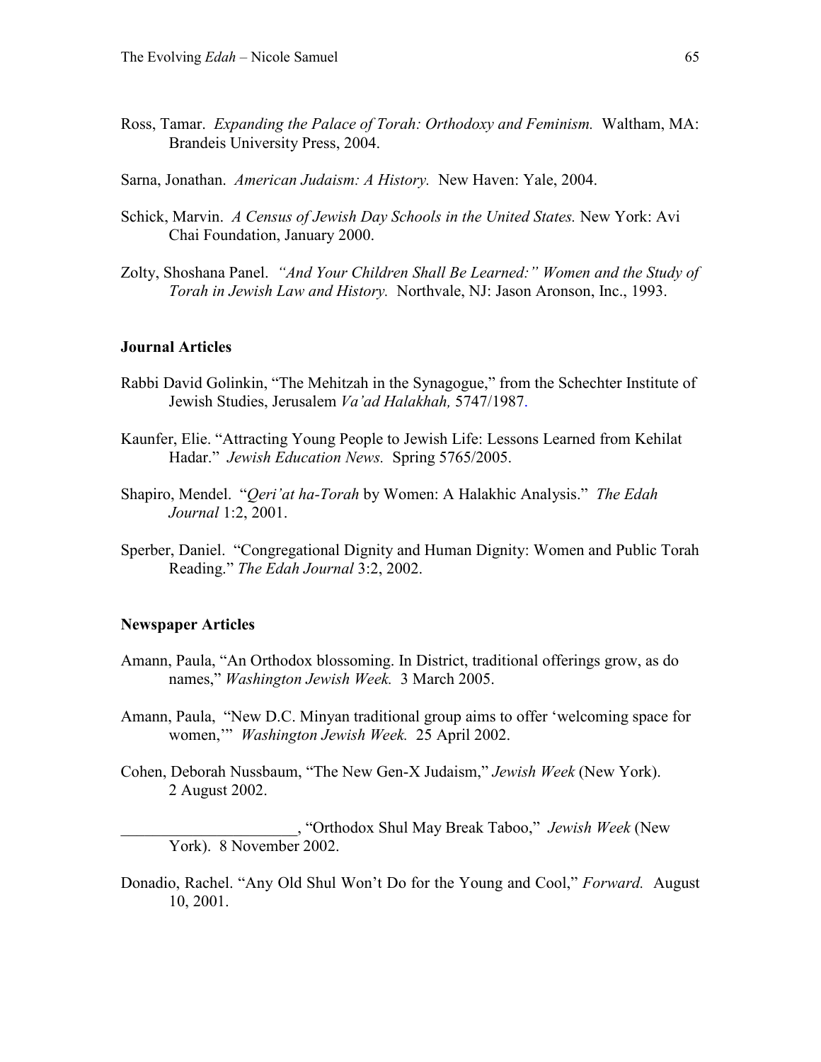Ross, Tamar. *Expanding the Palace of Torah: Orthodoxy and Feminism.* Waltham, MA: Brandeis University Press, 2004.

Sarna, Jonathan. *American Judaism: A History.* New Haven: Yale, 2004.

Schick, Marvin. *A Census of Jewish Day Schools in the United States.* New York: Avi Chai Foundation, January 2000.

Zolty, Shoshana Panel. *"And Your Children Shall Be Learned:" Women and the Study of Torah in Jewish Law and History.* Northvale, NJ: Jason Aronson, Inc., 1993.

### Journal Articles

Rabbi David Golinkin, "The Mehitzah in the Synagogue," from the Schechter Institute of Jewish Studies, Jerusalem *Va'ad Halakhah,* 5747/1987.

Kaunfer, Elie. "Attracting Young People to Jewish Life: Lessons Learned from Kehilat Hadar." *Jewish Education News.* Spring 5765/2005.

Shapiro, Mendel. "*Qeri'at ha-Torah* by Women: A Halakhic Analysis." *The Edah Journal* 1:2, 2001.

Sperber, Daniel. "Congregational Dignity and Human Dignity: Women and Public Torah Reading." *The Edah Journal* 3:2, 2002.

### Newspaper Articles

Amann, Paula, "An Orthodox blossoming. In District, traditional offerings grow, as do names," *Washington Jewish Week.* 3 March 2005.

Amann, Paula, "New D.C. Minyan traditional group aims to offer 'welcoming space for women,'" *Washington Jewish Week.* 25 April 2002.

Cohen, Deborah Nussbaum, "The New Gen-X Judaism," *Jewish Week* (New York). 2 August 2002.

______________________, "Orthodox Shul May Break Taboo," *Jewish Week* (New York). 8 November 2002.

Donadio, Rachel. "Any Old Shul Won't Do for the Young and Cool," *Forward.* August 10, 2001.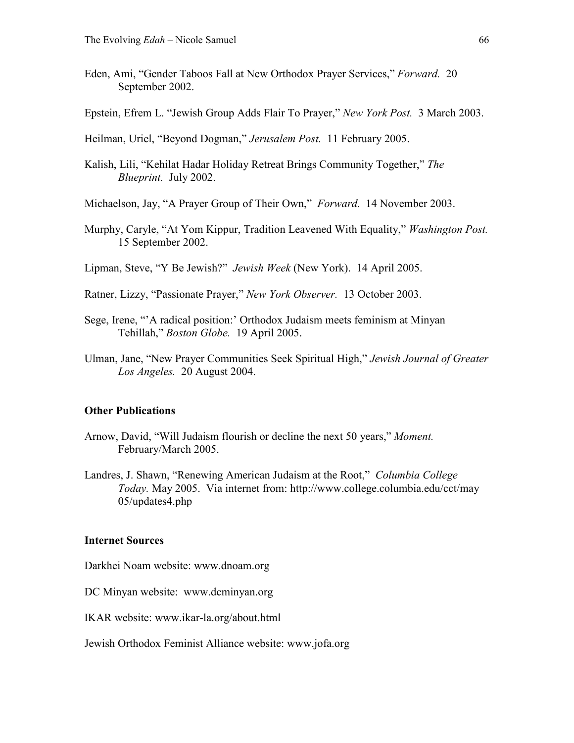Eden, Ami, "Gender Taboos Fall at New Orthodox Prayer Services," *Forward.* 20 September 2002.

Epstein, Efrem L. "Jewish Group Adds Flair To Prayer," *New York Post.* 3 March 2003.

Heilman, Uriel, "Beyond Dogman," *Jerusalem Post.* 11 February 2005.

Kalish, Lili, "Kehilat Hadar Holiday Retreat Brings Community Together," *The Blueprint.* July 2002.

Michaelson, Jay, "A Prayer Group of Their Own," *Forward.* 14 November 2003.

Murphy, Caryle, "At Yom Kippur, Tradition Leavened With Equality," *Washington Post.* 15 September 2002.

Lipman, Steve, "Y Be Jewish?" *Jewish Week* (New York). 14 April 2005.

Ratner, Lizzy, "Passionate Prayer," *New York Observer.* 13 October 2003.

Sege, Irene, "'A radical position:' Orthodox Judaism meets feminism at Minyan Tehillah," *Boston Globe.* 19 April 2005.

Ulman, Jane, "New Prayer Communities Seek Spiritual High," *Jewish Journal of Greater Los Angeles.* 20 August 2004.

### Other Publications

Arnow, David, "Will Judaism flourish or decline the next 50 years," *Moment.* February/March 2005.

Landres, J. Shawn, "Renewing American Judaism at the Root," *Columbia College Today.* May 2005. Via internet from: http://www.college.columbia.edu/cct/may05/updates4.php

### Internet Sources

Darkhei Noam website: www.dnoam.org

DC Minyan website: www.dcminyan.org

IKAR website: www.ikar-la.org/about.html

Jewish Orthodox Feminist Alliance website: www.jofa.org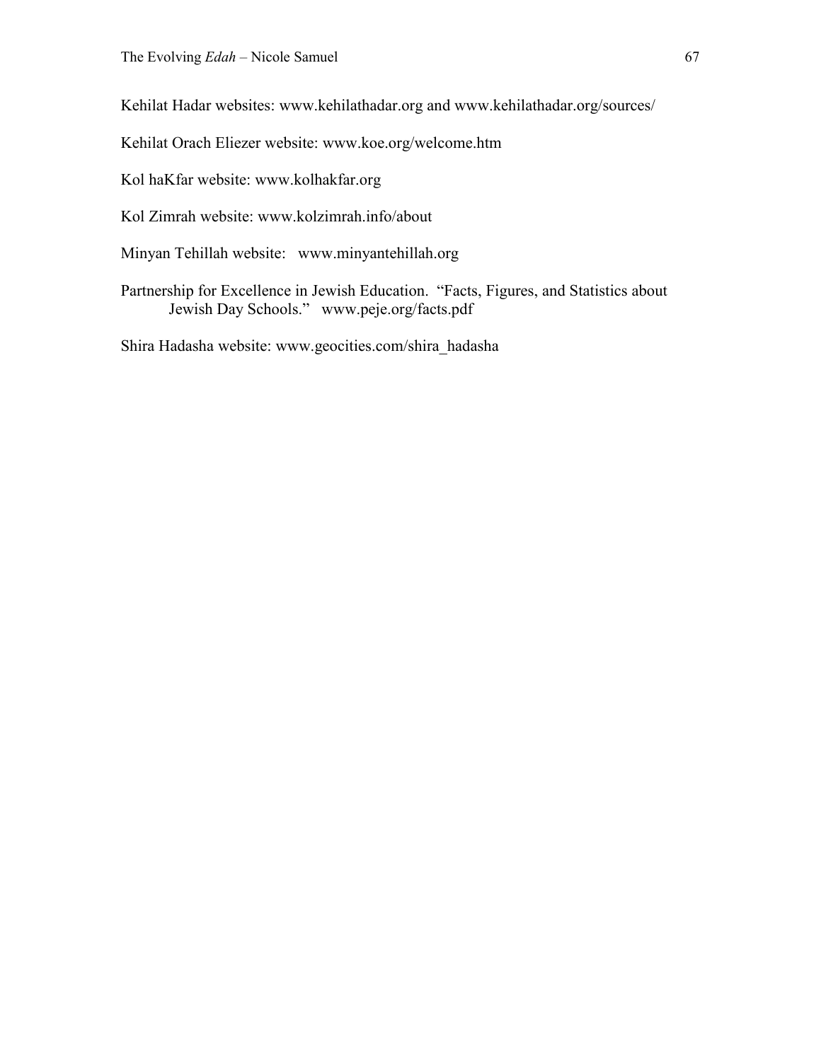Kehilat Hadar websites: www.kehilathadar.org and www.kehilathadar.org/sources/

Kehilat Orach Eliezer website: www.koe.org/welcome.htm

Kol haKfar website: www.kolhakfar.org

Kol Zimrah website: www.kolzimrah.info/about

Minyan Tehillah website: www.minyantehillah.org

Partnership for Excellence in Jewish Education. "Facts, Figures, and Statistics about Jewish Day Schools." www.peje.org/facts.pdf

Shira Hadasha website: www.geocities.com/shira_hadasha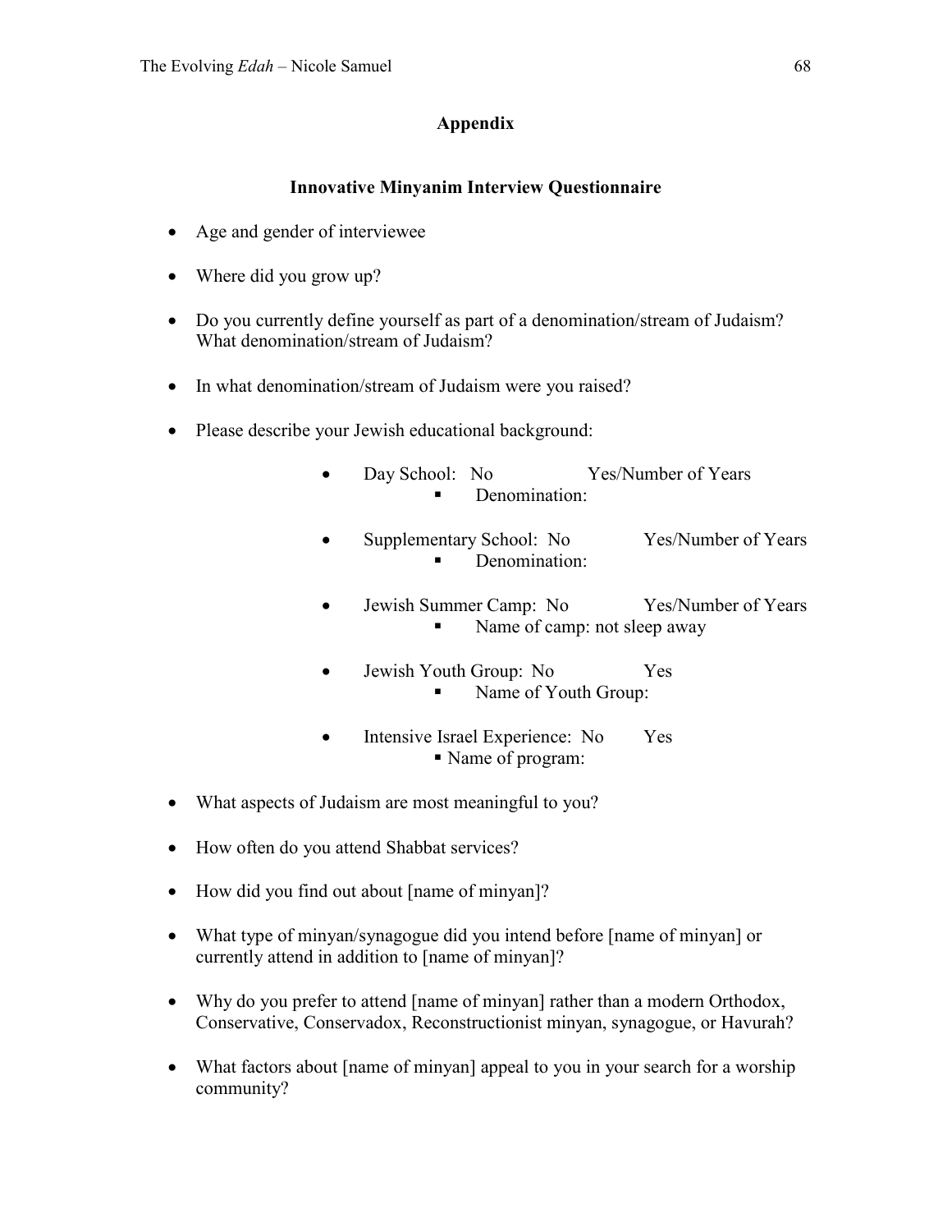## Appendix

### Innovative Minyanim Interview Questionnaire

- Age and gender of interviewee
- Where did you grow up?
- Do you currently define yourself as part of a denomination/stream of Judaism? What denomination/stream of Judaism?
- In what denomination/stream of Judaism were you raised?
- Please describe your Jewish educational background:
    - Day School: No Yes/Number of Years
        - Denomination:
    - Supplementary School: No Yes/Number of Years
        - Denomination:
    - Jewish Summer Camp: No Yes/Number of Years
        - Name of camp: not sleep away
    - Jewish Youth Group: No Yes
        - Name of Youth Group:
    - Intensive Israel Experience: No Yes
        - Name of program:
- What aspects of Judaism are most meaningful to you?
- How often do you attend Shabbat services?
- How did you find out about [name of minyan]?
- What type of minyan/synagogue did you intend before [name of minyan] or currently attend in addition to [name of minyan]?
- Why do you prefer to attend [name of minyan] rather than a modern Orthodox, Conservative, Conservadox, Reconstructionist minyan, synagogue, or Havurah?
- What factors about [name of minyan] appeal to you in your search for a worship community?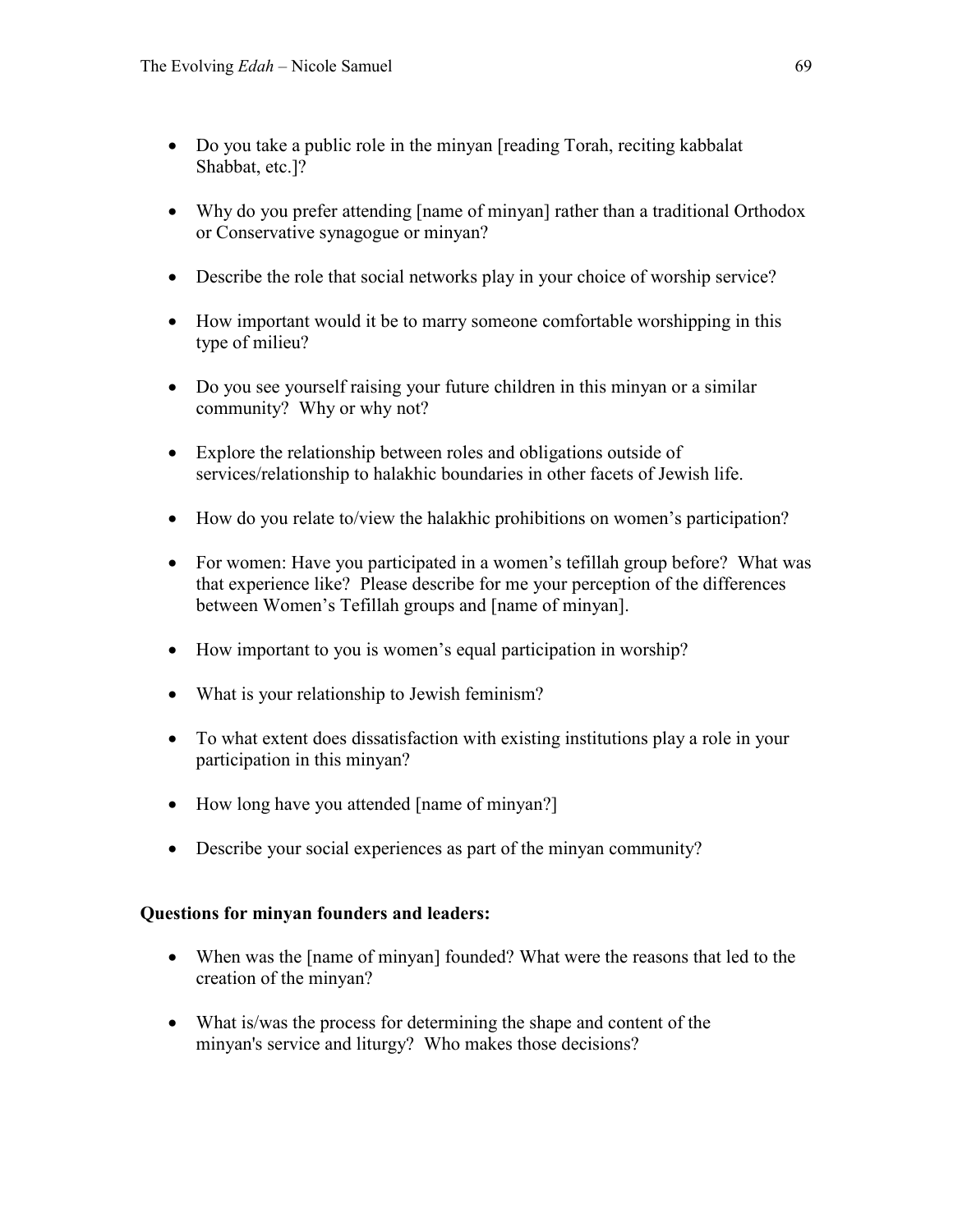- Do you take a public role in the minyan [reading Torah, reciting kabbalat Shabbat, etc.]?

- Why do you prefer attending [name of minyan] rather than a traditional Orthodox or Conservative synagogue or minyan?

- Describe the role that social networks play in your choice of worship service?

- How important would it be to marry someone comfortable worshipping in this type of milieu?

- Do you see yourself raising your future children in this minyan or a similar community? Why or why not?

- Explore the relationship between roles and obligations outside of services/relationship to halakhic boundaries in other facets of Jewish life.

- How do you relate to/view the halakhic prohibitions on women's participation?

- For women: Have you participated in a women's tefillah group before? What was that experience like? Please describe for me your perception of the differences between Women's Tefillah groups and [name of minyan].

- How important to you is women's equal participation in worship?

- What is your relationship to Jewish feminism?

- To what extent does dissatisfaction with existing institutions play a role in your participation in this minyan?

- How long have you attended [name of minyan?]

- Describe your social experiences as part of the minyan community?

**Questions for minyan founders and leaders:**

- When was the [name of minyan] founded? What were the reasons that led to the creation of the minyan?

- What is/was the process for determining the shape and content of the minyan's service and liturgy? Who makes those decisions?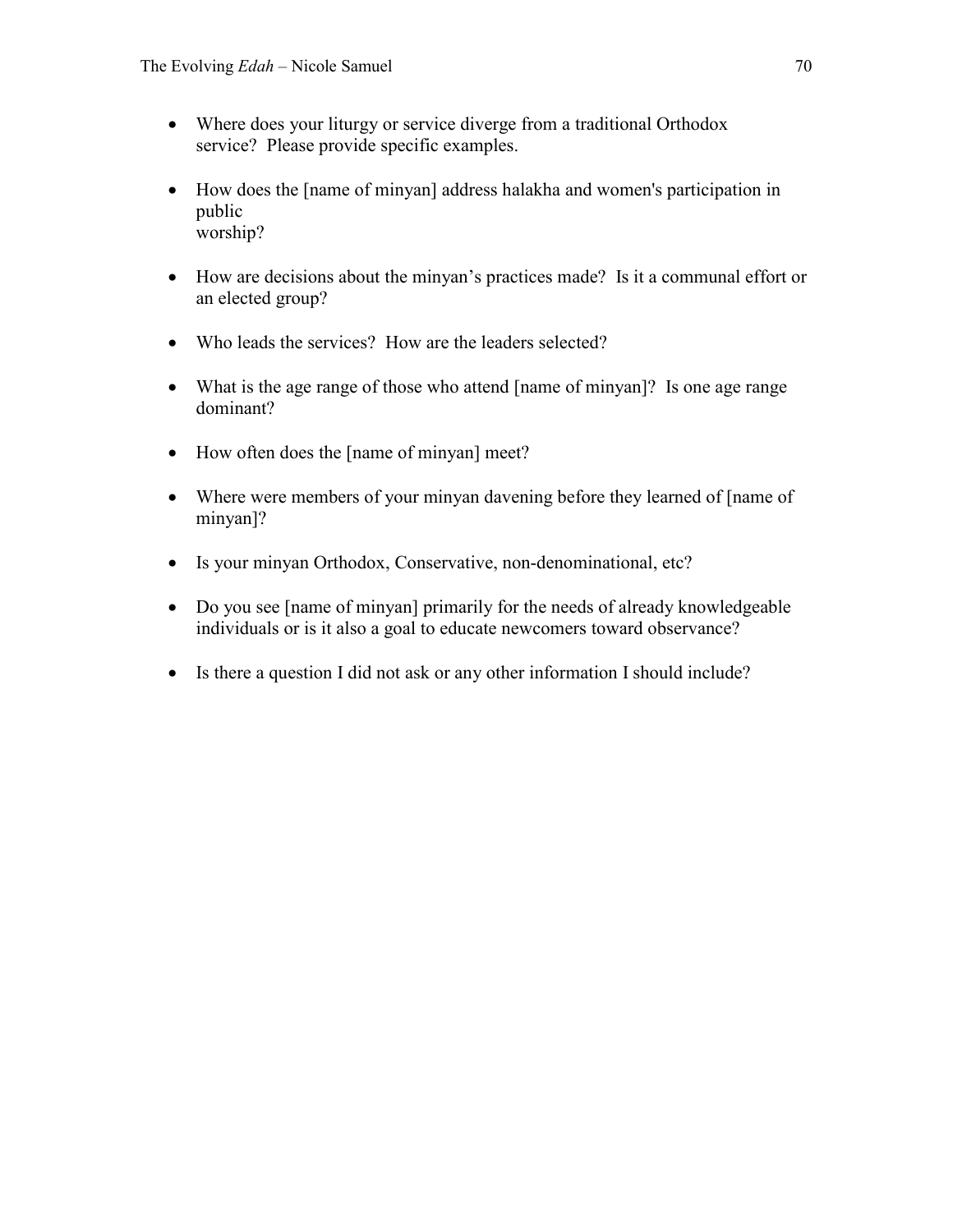- Where does your liturgy or service diverge from a traditional Orthodox service? Please provide specific examples.

- How does the [name of minyan] address halakha and women's participation in public worship?

- How are decisions about the minyan's practices made? Is it a communal effort or an elected group?

- Who leads the services? How are the leaders selected?

- What is the age range of those who attend [name of minyan]? Is one age range dominant?

- How often does the [name of minyan] meet?

- Where were members of your minyan davening before they learned of [name of minyan]?

- Is your minyan Orthodox, Conservative, non-denominational, etc?

- Do you see [name of minyan] primarily for the needs of already knowledgeable individuals or is it also a goal to educate newcomers toward observance?

- Is there a question I did not ask or any other information I should include?